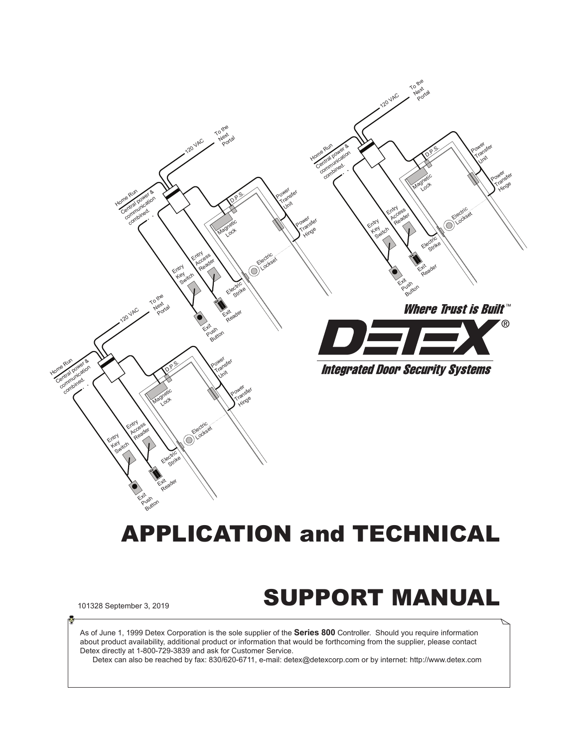# APPLICATION and TECHNICAL

# SUPPORT MANUAL

101328 September 3, 2019

As of June 1, 1999 Detex Corporation is the sole supplier of the **Series 800** Controller. Should you require information about product availability, additional product or information that would be forthcoming from the supplier, please contact Detex directly at 1-800-729-3839 and ask for Customer Service.

Detex can also be reached by fax: 830/620-6711, e-mail: detex@detexcorp.com or by internet: http://www.detex.com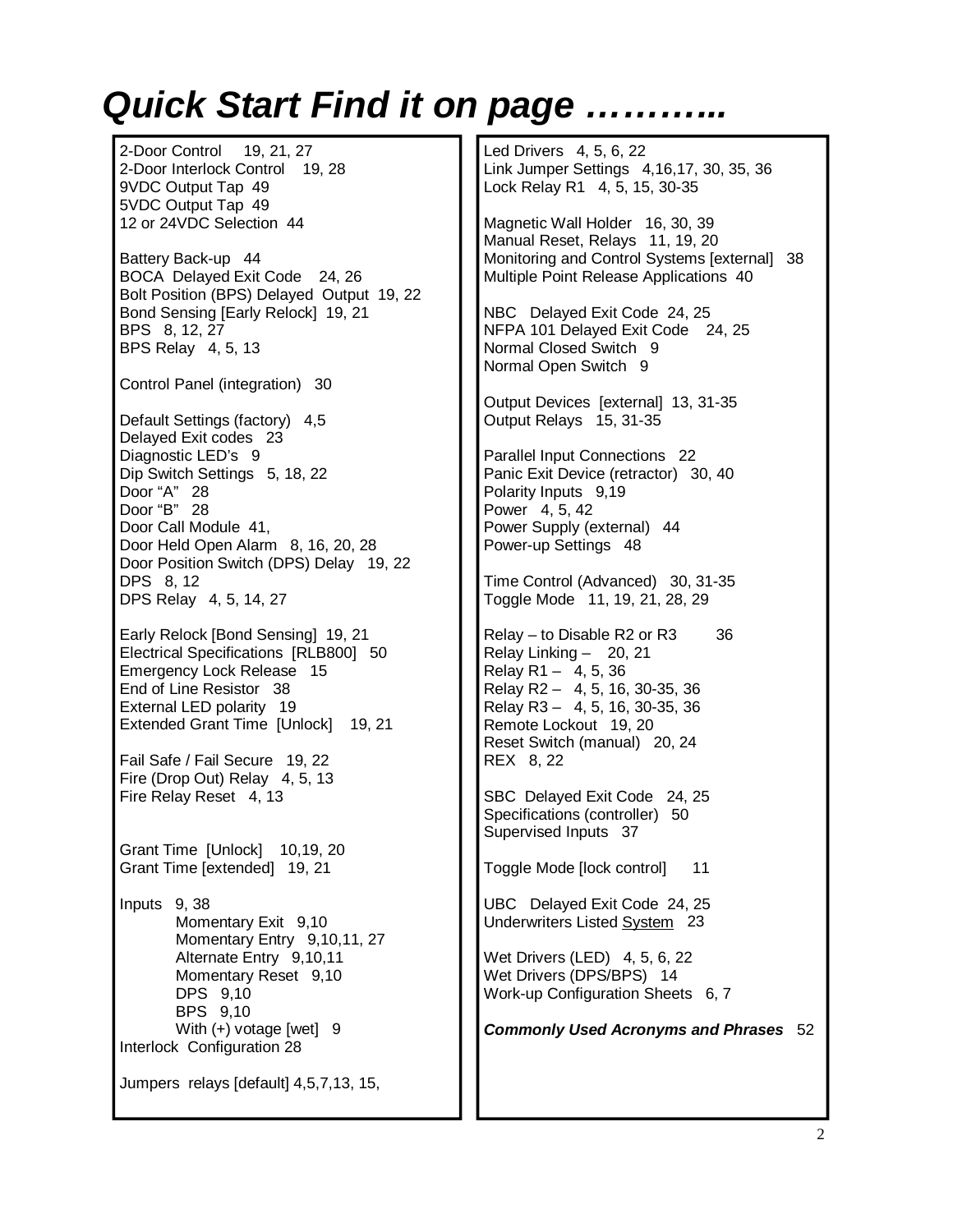# *Quick Start Find it on page ………..*

2-Door Control 19, 21, 27
2-Door Interlock Control 19, 28
9VDC Output Tap 49
5VDC Output Tap 49
12 or 24VDC Selection 44

Battery Back-up 44
BOCA Delayed Exit Code 24, 26
Bolt Position (BPS) Delayed Output 19, 22
Bond Sensing [Early Relock] 19, 21
BPS 8, 12, 27
BPS Relay 4, 5, 13

Control Panel (integration) 30

Default Settings (factory) 4,5
Delayed Exit codes 23
Diagnostic LED's 9
Dip Switch Settings 5, 18, 22
Door "A" 28
Door "B" 28
Door Call Module 41,
Door Held Open Alarm 8, 16, 20, 28
Door Position Switch (DPS) Delay 19, 22
DPS 8, 12
DPS Relay 4, 5, 14, 27

Early Relock [Bond Sensing] 19, 21
Electrical Specifications [RLB800] 50
Emergency Lock Release 15
End of Line Resistor 38
External LED polarity 19
Extended Grant Time [Unlock] 19, 21

Fail Safe / Fail Secure 19, 22
Fire (Drop Out) Relay 4, 5, 13
Fire Relay Reset 4, 13

Grant Time [Unlock] 10,19, 20
Grant Time [extended] 19, 21

Inputs 9, 38
- Momentary Exit 9,10
- Momentary Entry 9,10,11, 27
- Alternate Entry 9,10,11
- Momentary Reset 9,10
- DPS 9,10
- BPS 9,10
- With (+) votage [wet] 9

Interlock Configuration 28

Jumpers relays [default] 4,5,7,13, 15,

Led Drivers 4, 5, 6, 22
Link Jumper Settings 4,16,17, 30, 35, 36
Lock Relay R1 4, 5, 15, 30-35

Magnetic Wall Holder 16, 30, 39
Manual Reset, Relays 11, 19, 20
Monitoring and Control Systems [external] 38
Multiple Point Release Applications 40

NBC Delayed Exit Code 24, 25
NFPA 101 Delayed Exit Code 24, 25
Normal Closed Switch 9
Normal Open Switch 9

Output Devices [external] 13, 31-35
Output Relays 15, 31-35

Parallel Input Connections 22
Panic Exit Device (retractor) 30, 40
Polarity Inputs 9,19
Power 4, 5, 42
Power Supply (external) 44
Power-up Settings 48

Time Control (Advanced) 30, 31-35
Toggle Mode 11, 19, 21, 28, 29

Relay – to Disable R2 or R3 36
Relay Linking – 20, 21
Relay R1 – 4, 5, 36
Relay R2 – 4, 5, 16, 30-35, 36
Relay R3 – 4, 5, 16, 30-35, 36
Remote Lockout 19, 20
Reset Switch (manual) 20, 24
REX 8, 22

SBC Delayed Exit Code 24, 25
Specifications (controller) 50
Supervised Inputs 37

Toggle Mode [lock control] 11

UBC Delayed Exit Code 24, 25
Underwriters Listed System 23

Wet Drivers (LED) 4, 5, 6, 22
Wet Drivers (DPS/BPS) 14
Work-up Configuration Sheets 6, 7

***Commonly Used Acronyms and Phrases*** 52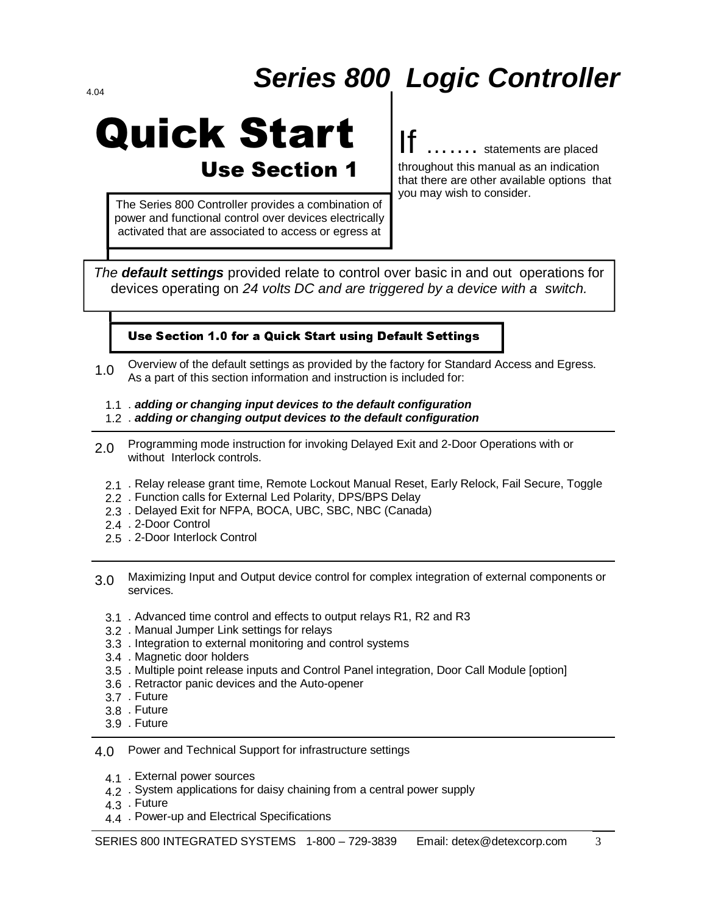4.04

# *Series 800 Logic Controller*

# Quick Start

## Use Section 1

The Series 800 Controller provides a combination of power and functional control over devices electrically activated that are associated to access or egress at

If ……. statements are placed throughout this manual as an indication that there are other available options that you may wish to consider.

*The* ***default settings*** provided relate to control over basic in and out operations for devices operating on *24 volts DC and are triggered by a device with a switch.*

**Use Section 1.0 for a Quick Start using Default Settings**

1.0 Overview of the default settings as provided by the factory for Standard Access and Egress. As a part of this section information and instruction is included for:

- 1.1 . ***adding or changing input devices to the default configuration***
- 1.2 . ***adding or changing output devices to the default configuration***

---

2.0 Programming mode instruction for invoking Delayed Exit and 2-Door Operations with or without Interlock controls.

- 2.1 . Relay release grant time, Remote Lockout Manual Reset, Early Relock, Fail Secure, Toggle
- 2.2 . Function calls for External Led Polarity, DPS/BPS Delay
- 2.3 . Delayed Exit for NFPA, BOCA, UBC, SBC, NBC (Canada)
- 2.4 . 2-Door Control
- 2.5 . 2-Door Interlock Control

---

3.0 Maximizing Input and Output device control for complex integration of external components or services.

- 3.1 . Advanced time control and effects to output relays R1, R2 and R3
- 3.2 . Manual Jumper Link settings for relays
- 3.3 . Integration to external monitoring and control systems
- 3.4 . Magnetic door holders
- 3.5 . Multiple point release inputs and Control Panel integration, Door Call Module [option]
- 3.6 . Retractor panic devices and the Auto-opener
- 3.7 . Future
- 3.8 . Future
- 3.9 . Future

---

4.0 Power and Technical Support for infrastructure settings

- 4.1 . External power sources
- 4.2 . System applications for daisy chaining from a central power supply
- 4.3 . Future
- 4.4 . Power-up and Electrical Specifications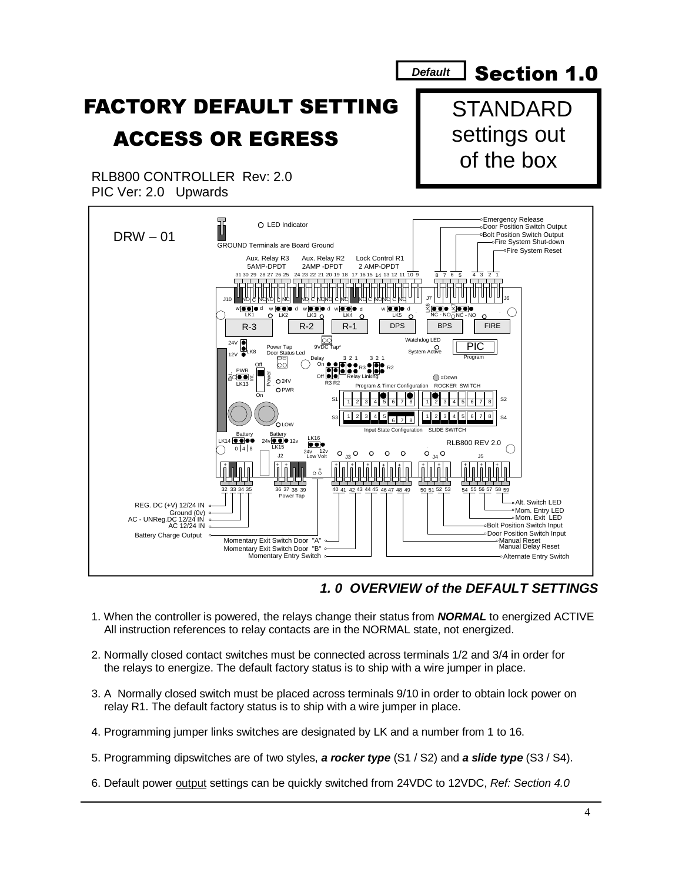Default **Section 1.0**

# FACTORY DEFAULT SETTING

# ACCESS OR EGRESS

STANDARD settings out of the box

RLB800 CONTROLLER Rev: 2.0
PIC Ver: 2.0 Upwards

DRW – 01

LED Indicator

GROUND Terminals are Board Ground

Aux. Relay R3 5AMP-DPDT | Aux. Relay R2 2AMP -DPDT | Lock Control R1 2 AMP-DPDT

Emergency Release
Door Position Switch Output
Bolt Position Switch Output
Fire System Shut-down
Fire System Reset

REG. DC (+V) 12/24 IN
Ground (0v)
AC - UNReg.DC 12/24 IN
AC 12/24 IN
Battery Charge Output

Momentary Exit Switch Door "A"
Momentary Exit Switch Door "B"
Momentary Entry Switch

Alt. Switch LED
Mom. Entry LED
Mom. Exit LED
Bolt Position Switch Input
Door Position Switch Input
Manual Reset
Manual Delay Reset
Alternate Entry Switch

### *1. 0 OVERVIEW of the DEFAULT SETTINGS*

1. When the controller is powered, the relays change their status from ***NORMAL*** to energized ACTIVE All instruction references to relay contacts are in the NORMAL state, not energized.

2. Normally closed contact switches must be connected across terminals 1/2 and 3/4 in order for the relays to energize. The default factory status is to ship with a wire jumper in place.

3. A Normally closed switch must be placed across terminals 9/10 in order to obtain lock power on relay R1. The default factory status is to ship with a wire jumper in place.

4. Programming jumper links switches are designated by LK and a number from 1 to 16.

5. Programming dipswitches are of two styles, ***a rocker type*** (S1 / S2) and ***a slide type*** (S3 / S4).

6. Default power output settings can be quickly switched from 24VDC to 12VDC, *Ref: Section 4.0*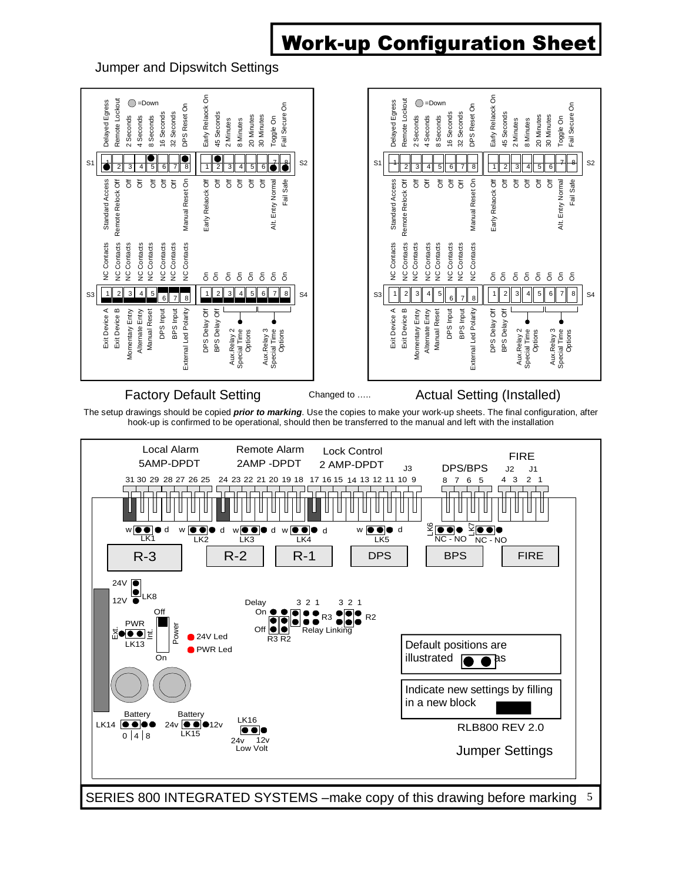# Work-up Configuration Sheet

## Jumper and Dipswitch Settings

**S1 / S2**

| Switch | Up | Down |
|---|---|---|
| S1-1 | Delayed Egress | Standard Access |
| S1-2 | Remote Lockout | Remote Relock Off |
| S1-3 | 2 Seconds | Off |
| S1-4 | 4 Seconds | Off |
| S1-5 | 8 Seconds | Off |
| S1-6 | 16 Seconds | Off |
| S1-7 | 32 Seconds | Off |
| S1-8 | DPS Reset On | Manual Reset On |
| S2-1 | Early Relaock On | Early Relaock Off |
| S2-2 | 45 Seconds | Off |
| S2-3 | 2 Minutes | Off |
| S2-4 | 8 Minutes | Off |
| S2-5 | 20 Minutes | Off |
| S2-6 | 30 Minutes | Off |
| S2-7 | Toggle On | Alt. Entry Normal |
| S2-8 | Fail Secure On | Fail Safe |

● =Down

**S3 / S4**

| Switch | Up | Down |
|---|---|---|
| S3-1 | NC Contacts | Exit Device A |
| S3-2 | NC Contacts | Exit Device B |
| S3-3 | NC Contacts | Momentary Entry |
| S3-4 | NC Contacts | Alternate Entry |
| S3-5 | NC Contacts | Manual Reset |
| S3-6 | NC Contacts | DPS Input |
| S3-7 | NC Contacts | BPS Input |
| S3-8 | NC Contacts | External Led Polarity |
| S4-1 | On | DPS Delay Off |
| S4-2 | On | BPS Delay Off |
| S4-3, S4-4 | On | Aux.Relay 2 Special Time Options |
| S4-5, S4-6 | On | Aux.Relay 3 Special Time Options |
| S4-7, S4-8 | On | |

Factory Default Setting — Changed to ….. — Actual Setting (Installed)

The setup drawings should be copied ***prior to marking***. Use the copies to make your work-up sheets. The final configuration, after hook-up is confirmed to be operational, should then be transferred to the manual and left with the installation

**Jumper Settings — RLB800 REV 2.0**

| Terminals | Function | Jumper | Relay |
|---|---|---|---|
| 31 30 29 28 27 26 25 | Local Alarm 5AMP-DPDT | LK1 (w / d) | R-3 |
| 24 23 22 21 20 19 18 | Remote Alarm 2AMP -DPDT | LK2, LK3 (w / d) | R-2 |
| 17 16 15 14 13 12 11 10 9 | Lock Control 2 AMP-DPDT | LK4 (w / d) | R-1 |
| 8 7 6 5 (J3) | DPS/BPS | LK5 (w / d) | DPS |
| | | LK6 (NC - NO) | BPS |
| 4 3 2 1 (J2, J1) | FIRE | LK7 (NC - NO) | FIRE |

- LK8: 24V / 12V
- LK13: PWR — Ext. / Int.
- Power: Off / On
- 24V Led, PWR Led
- Delay: On / Off — R3 R2
- Relay Linking: R3 (3 2 1), R2 (3 2 1)
- LK14: Battery — 0 | 4 | 8
- LK15: Battery — 24v / 12v
- LK16: 24v / 12v Low Volt

Default positions are illustrated as ●●

Indicate new settings by filling in a new block ■

SERIES 800 INTEGRATED SYSTEMS –make copy of this drawing before marking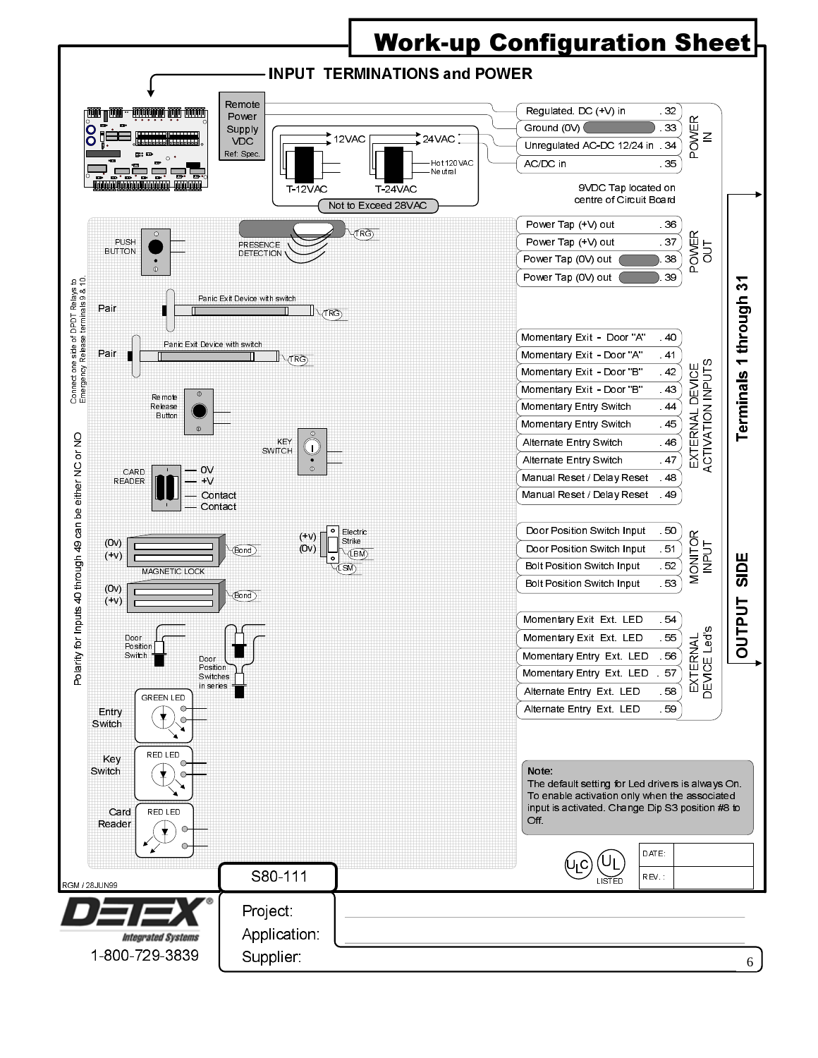# Work-up Configuration Sheet

## INPUT TERMINATIONS and POWER

Remote Power Supply VDC
Ref: Spec.

12VAC
24VAC
Hot 120VAC
Neutral
T-12VAC
T-24VAC
Not to Exceed 28VAC

9VDC Tap located on centre of Circuit Board

PUSH BUTTON
PRESENCE DETECTION
TRG

Connect one side of DPDT Relays to Emergency Release terminals 9 & 10.

Pair — Panic Exit Device with switch — TRG
Pair — Panic Exit Device with switch — TRG

Remote Release Button

KEY SWITCH

CARD READER — 0V, +V, Contact, Contact

Polarity for Inputs 40 through 49 can be either NC or NO

(0v) (+v) MAGNETIC LOCK — Bond
(0v) (+v) — Bond

(+v) (0v) Electric Strike — LBM, LSM

Door Position Switch
Door Position Switches in series

Entry Switch — GREEN LED
Key Switch — RED LED
Card Reader — RED LED

### POWER IN

| Terminal | No. |
|---|---|
| Regulated. DC (+V) in | 32 |
| Ground (0V) | 33 |
| Unregulated AC-DC 12/24 in | 34 |
| AC/DC in | 35 |

### POWER OUT

| Terminal | No. |
|---|---|
| Power Tap (+V) out | 36 |
| Power Tap (+V) out | 37 |
| Power Tap (0V) out | 38 |
| Power Tap (0V) out | 39 |

### EXTERNAL DEVICE ACTIVATION INPUTS

| Terminal | No. |
|---|---|
| Momentary Exit - Door "A" | 40 |
| Momentary Exit - Door "A" | 41 |
| Momentary Exit - Door "B" | 42 |
| Momentary Exit - Door "B" | 43 |
| Momentary Entry Switch | 44 |
| Momentary Entry Switch | 45 |
| Alternate Entry Switch | 46 |
| Alternate Entry Switch | 47 |
| Manual Reset / Delay Reset | 48 |
| Manual Reset / Delay Reset | 49 |

### MONITOR INPUT

| Terminal | No. |
|---|---|
| Door Position Switch Input | 50 |
| Door Position Switch Input | 51 |
| Bolt Position Switch Input | 52 |
| Bolt Position Switch Input | 53 |

### EXTERNAL DEVICE Led's

| Terminal | No. |
|---|---|
| Momentary Exit Ext. LED | 54 |
| Momentary Exit Ext. LED | 55 |
| Momentary Entry Ext. LED | 56 |
| Momentary Entry Ext. LED | 57 |
| Alternate Entry Ext. LED | 58 |
| Alternate Entry Ext. LED | 59 |

OUTPUT SIDE — Terminals 1 through 31

**Note:**
The default setting for Led drivers is always On. To enable activation only when the associated input is activated. Change Dip S3 position #8 to Off.

LISTED

DATE:
REV. :

RGM / 28JUN99

S80-111

DETEX Integrated Systems
1-800-729-3839

Project:
Application:
Supplier: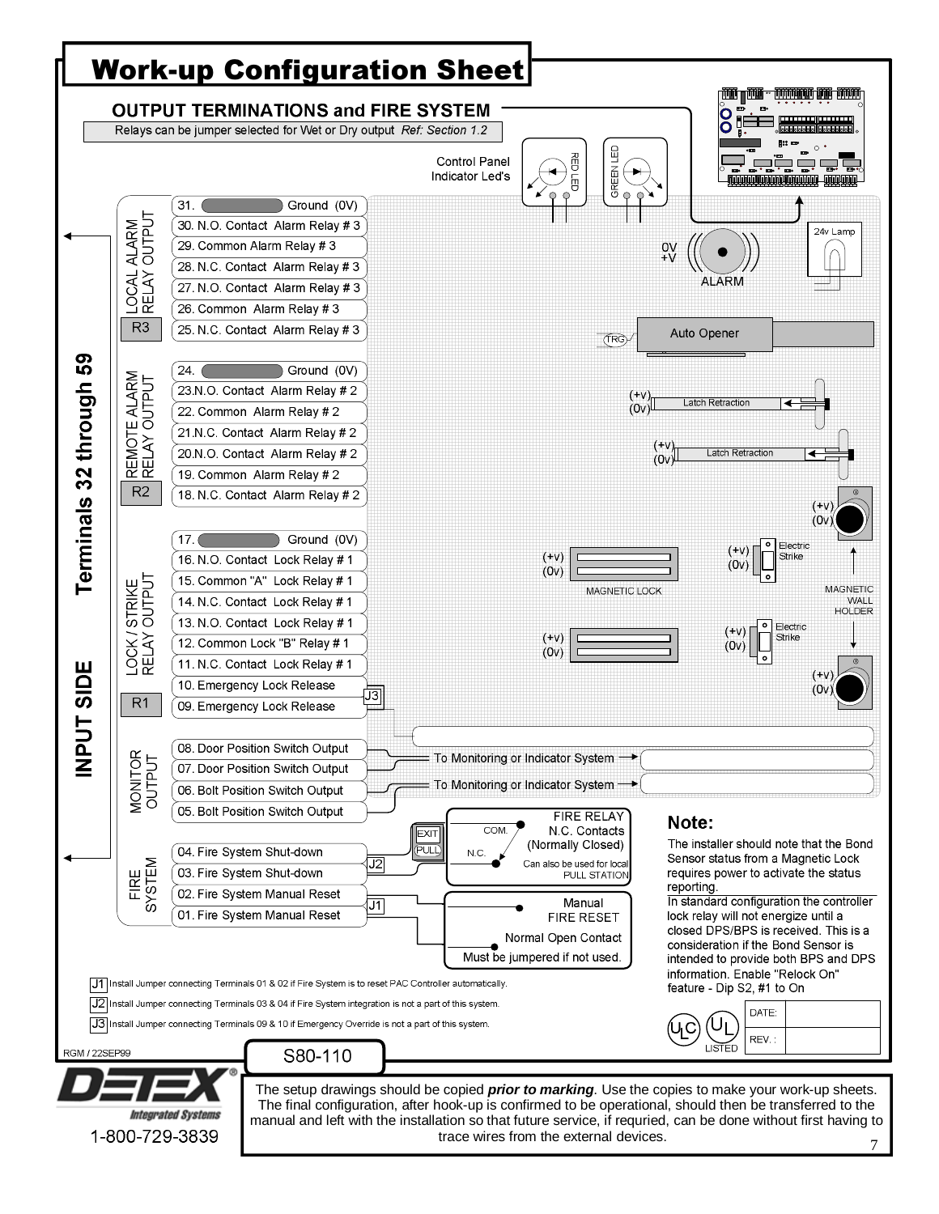# Work-up Configuration Sheet

## OUTPUT TERMINATIONS and FIRE SYSTEM

Relays can be jumper selected for Wet or Dry output *Ref: Section 1.2*

Control Panel Indicator Led's — RED LED, GREEN LED

### INPUT SIDE — Terminals 32 through 59

**LOCAL ALARM RELAY OUTPUT (R3)**

- 31. Ground (0V)
- 30. N.O. Contact Alarm Relay # 3
- 29. Common Alarm Relay # 3
- 28. N.C. Contact Alarm Relay # 3
- 27. N.O. Contact Alarm Relay # 3
- 26. Common Alarm Relay # 3
- 25. N.C. Contact Alarm Relay # 3

**REMOTE ALARM RELAY OUTPUT (R2)**

- 24. Ground (0V)
- 23. N.O. Contact Alarm Relay # 2
- 22. Common Alarm Relay # 2
- 21. N.C. Contact Alarm Relay # 2
- 20. N.O. Contact Alarm Relay # 2
- 19. Common Alarm Relay # 2
- 18. N.C. Contact Alarm Relay # 2

**LOCK / STRIKE RELAY OUTPUT (R1)**

- 17. Ground (0V)
- 16. N.O. Contact Lock Relay # 1
- 15. Common "A" Lock Relay # 1
- 14. N.C. Contact Lock Relay # 1
- 13. N.O. Contact Lock Relay # 1
- 12. Common Lock "B" Relay # 1
- 11. N.C. Contact Lock Relay # 1
- 10. Emergency Lock Release (J3)
- 09. Emergency Lock Release

**MONITOR OUTPUT**

- 08. Door Position Switch Output
- 07. Door Position Switch Output — To Monitoring or Indicator System
- 06. Bolt Position Switch Output — To Monitoring or Indicator System
- 05. Bolt Position Switch Output

**FIRE SYSTEM**

- 04. Fire System Shut-down
- 03. Fire System Shut-down (J2)
- 02. Fire System Manual Reset (J1)
- 01. Fire System Manual Reset

Device labels: 24v Lamp; 0V +V ALARM; TRG Auto Opener; (+v) (0v) Latch Retraction; (+v) (0v) Latch Retraction; (+v) (0v) MAGNETIC LOCK; (+v) (0v) Electric Strike; MAGNETIC WALL HOLDER.

FIRE RELAY — COM., N.C. — N.C. Contacts (Normally Closed). EXIT / PULL. Can also be used for local PULL STATION

Manual FIRE RESET — Normal Open Contact. Must be jumpered if not used.

J1 Install Jumper connecting Terminals 01 & 02 if Fire System is to reset PAC Controller automatically.

J2 Install Jumper connecting Terminals 03 & 04 if Fire System integration is not a part of this system.

J3 Install Jumper connecting Terminals 09 & 10 if Emergency Override is not a part of this system.

**Note:**

The installer should note that the Bond Sensor status from a Magnetic Lock requires power to activate the status reporting.

In standard configuration the controller lock relay will not energize until a closed DPS/BPS is received. This is a consideration if the Bond Sensor is intended to provide both BPS and DPS information. Enable "Relock On" feature - Dip S2, #1 to On

UL LISTED

| DATE: | |
|---|---|
| REV. : | |

RGM / 22SEP99

S80-110

DETEX Integrated Systems

1-800-729-3839

The setup drawings should be copied ***prior to marking***. Use the copies to make your work-up sheets. The final configuration, after hook-up is confirmed to be operational, should then be transferred to the manual and left with the installation so that future service, if requried, can be done without first having to trace wires from the external devices.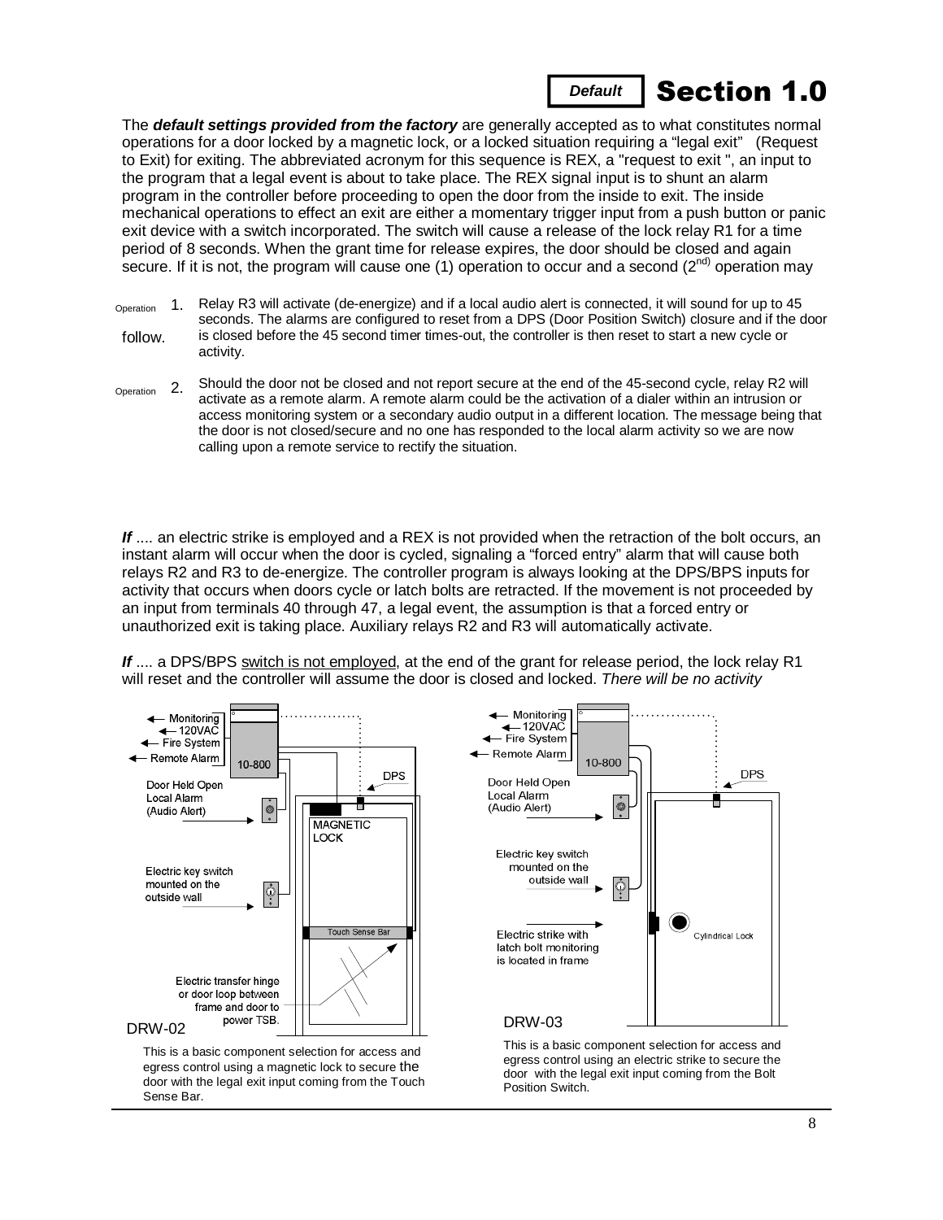# Default Section 1.0

The ***default settings provided from the factory*** are generally accepted as to what constitutes normal operations for a door locked by a magnetic lock, or a locked situation requiring a "legal exit" (Request to Exit) for exiting. The abbreviated acronym for this sequence is REX, a "request to exit ", an input to the program that a legal event is about to take place. The REX signal input is to shunt an alarm program in the controller before proceeding to open the door from the inside to exit. The inside mechanical operations to effect an exit are either a momentary trigger input from a push button or panic exit device with a switch incorporated. The switch will cause a release of the lock relay R1 for a time period of 8 seconds. When the grant time for release expires, the door should be closed and again secure. If it is not, the program will cause one (1) operation to occur and a second (2nd) operation may follow.

Operation 1. Relay R3 will activate (de-energize) and if a local audio alert is connected, it will sound for up to 45 seconds. The alarms are configured to reset from a DPS (Door Position Switch) closure and if the door is closed before the 45 second timer times-out, the controller is then reset to start a new cycle or activity.

Operation 2. Should the door not be closed and not report secure at the end of the 45-second cycle, relay R2 will activate as a remote alarm. A remote alarm could be the activation of a dialer within an intrusion or access monitoring system or a secondary audio output in a different location. The message being that the door is not closed/secure and no one has responded to the local alarm activity so we are now calling upon a remote service to rectify the situation.

***If*** .... an electric strike is employed and a REX is not provided when the retraction of the bolt occurs, an instant alarm will occur when the door is cycled, signaling a "forced entry" alarm that will cause both relays R2 and R3 to de-energize. The controller program is always looking at the DPS/BPS inputs for activity that occurs when doors cycle or latch bolts are retracted. If the movement is not proceeded by an input from terminals 40 through 47, a legal event, the assumption is that a forced entry or unauthorized exit is taking place. Auxiliary relays R2 and R3 will automatically activate.

***If*** .... a DPS/BPS switch is not employed, at the end of the grant for release period, the lock relay R1 will reset and the controller will assume the door is closed and locked. *There will be no activity*

Monitoring
120VAC
Fire System
Remote Alarm
10-800
DPS
Door Held Open Local Alarm (Audio Alert)
MAGNETIC LOCK
Electric key switch mounted on the outside wall
Touch Sense Bar
Electric transfer hinge or door loop between frame and door to power TSB.

DRW-02

This is a basic component selection for access and egress control using a magnetic lock to secure the door with the legal exit input coming from the Touch Sense Bar.

Monitoring
120VAC
Fire System
Remote Alarm
10-800
DPS
Door Held Open Local Alarm (Audio Alert)
Electric key switch mounted on the outside wall
Electric strike with latch bolt monitoring is located in frame
Cylindrical Lock

DRW-03

This is a basic component selection for access and egress control using an electric strike to secure the door with the legal exit input coming from the Bolt Position Switch.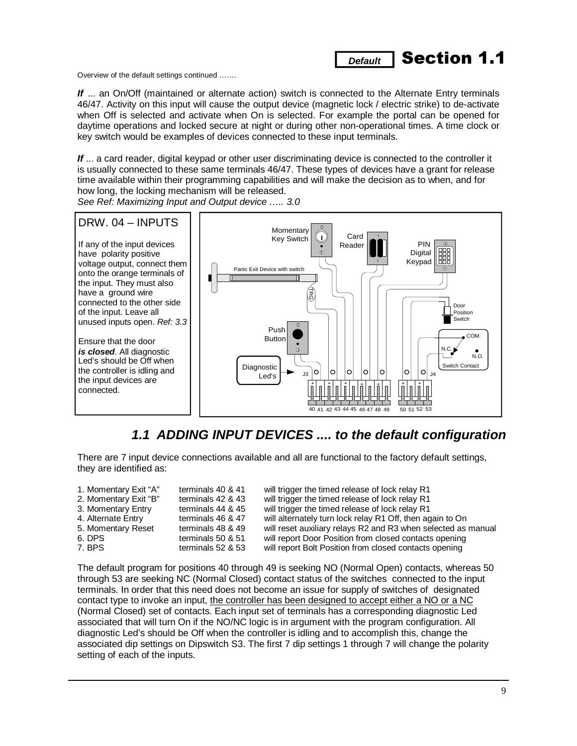**Default** Section 1.1

Overview of the default settings continued …….

***If*** ... an On/Off (maintained or alternate action) switch is connected to the Alternate Entry terminals 46/47. Activity on this input will cause the output device (magnetic lock / electric strike) to de-activate when Off is selected and activate when On is selected. For example the portal can be opened for daytime operations and locked secure at night or during other non-operational times. A time clock or key switch would be examples of devices connected to these input terminals.

***If*** ... a card reader, digital keypad or other user discriminating device is connected to the controller it is usually connected to these same terminals 46/47. These types of devices have a grant for release time available within their programming capabilities and will make the decision as to when, and for how long, the locking mechanism will be released.
*See Ref: Maximizing Input and Output device ….. 3.0*

DRW. 04 – INPUTS

If any of the input devices have polarity positive voltage output, connect them onto the orange terminals of the input. They must also have a ground wire connected to the other side of the input. Leave all unused inputs open. *Ref: 3.3*

Ensure that the door ***is closed***. All diagnostic Led's should be Off when the controller is idling and the input devices are connected.

Momentary Key Switch, Card Reader, PIN Digital Keypad, Panic Exit Device with switch, TRG, Door Position Switch, Push Button, COM., N.C., N.O., Switch Contact, Diagnostic Led's, J3, J4, 40 41 42 43 44 45 46 47 48 49, 50 51 52 53

## *1.1 ADDING INPUT DEVICES .... to the default configuration*

There are 7 input device connections available and all are functional to the factory default settings, they are identified as:

| | | |
|---|---|---|
| 1. Momentary Exit "A" | terminals 40 & 41 | will trigger the timed release of lock relay R1 |
| 2. Momentary Exit "B" | terminals 42 & 43 | will trigger the timed release of lock relay R1 |
| 3. Momentary Entry | terminals 44 & 45 | will trigger the timed release of lock relay R1 |
| 4. Alternate Entry | terminals 46 & 47 | will alternately turn lock relay R1 Off, then again to On |
| 5. Momentary Reset | terminals 48 & 49 | will reset auxiliary relays R2 and R3 when selected as manual |
| 6. DPS | terminals 50 & 51 | will report Door Position from closed contacts opening |
| 7. BPS | terminals 52 & 53 | will report Bolt Position from closed contacts opening |

The default program for positions 40 through 49 is seeking NO (Normal Open) contacts, whereas 50 through 53 are seeking NC (Normal Closed) contact status of the switches connected to the input terminals. In order that this need does not become an issue for supply of switches of designated contact type to invoke an input, <u>the controller has been designed to accept either a NO or a NC</u> (Normal Closed) set of contacts. Each input set of terminals has a corresponding diagnostic Led associated that will turn On if the NO/NC logic is in argument with the program configuration. All diagnostic Led's should be Off when the controller is idling and to accomplish this, change the associated dip settings on Dipswitch S3. The first 7 dip settings 1 through 7 will change the polarity setting of each of the inputs.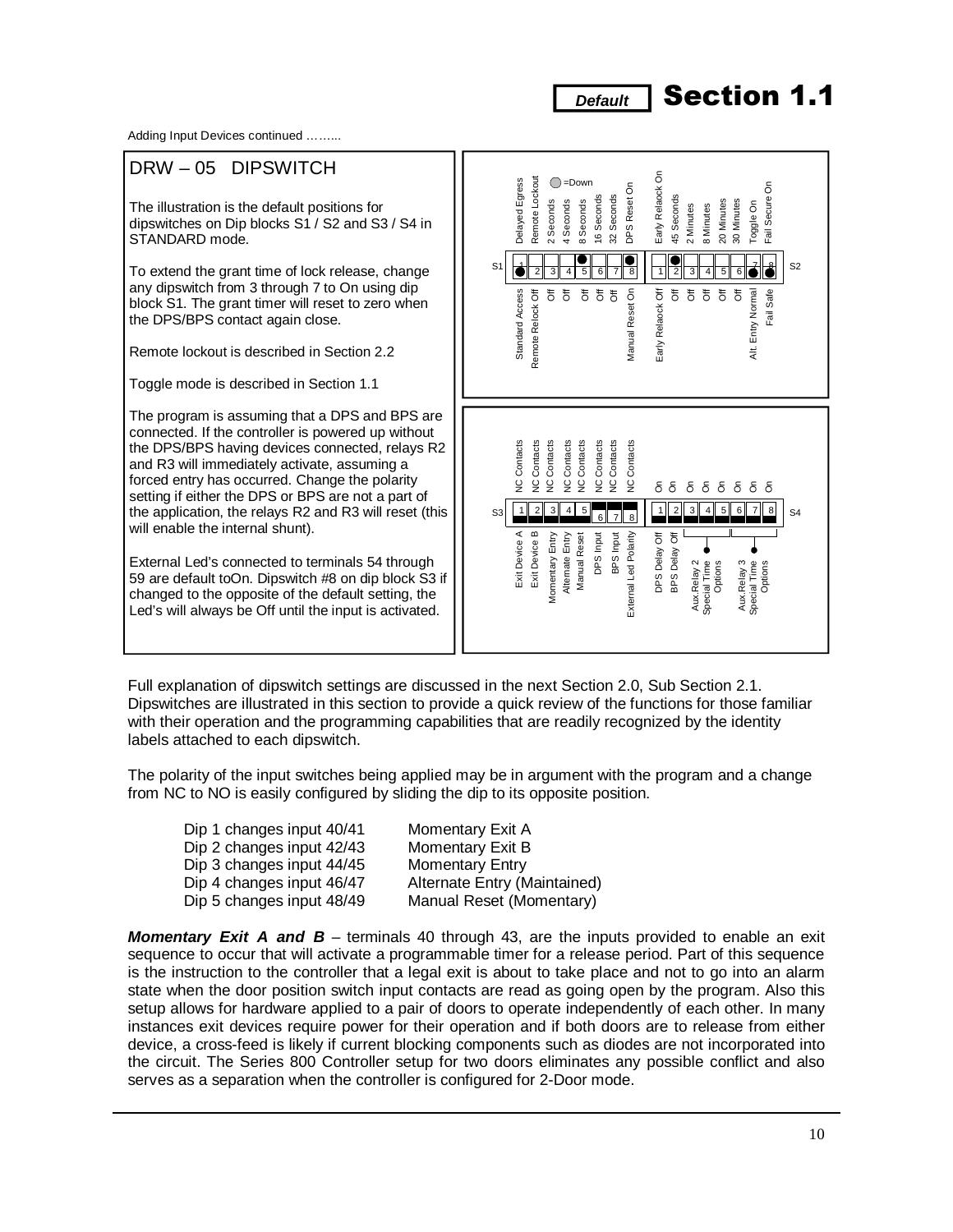# Default Section 1.1

Adding Input Devices continued ……...

## DRW – 05 DIPSWITCH

The illustration is the default positions for dipswitches on Dip blocks S1 / S2 and S3 / S4 in STANDARD mode.

To extend the grant time of lock release, change any dipswitch from 3 through 7 to On using dip block S1. The grant timer will reset to zero when the DPS/BPS contact again close.

Remote lockout is described in Section 2.2

Toggle mode is described in Section 1.1

The program is assuming that a DPS and BPS are connected. If the controller is powered up without the DPS/BPS having devices connected, relays R2 and R3 will immediately activate, assuming a forced entry has occurred. Change the polarity setting if either the DPS or BPS are not a part of the application, the relays R2 and R3 will reset (this will enable the internal shunt).

External Led's connected to terminals 54 through 59 are default toOn. Dipswitch #8 on dip block S3 if changed to the opposite of the default setting, the Led's will always be Off until the input is activated.

=Down

| S1 | Up label | Down label |
|---|---|---|
| 1 | Delayed Egress | Standard Access |
| 2 | Remote Lockout | Remote Relock Off |
| 3 | 2 Seconds | Off |
| 4 | 4 Seconds | Off |
| 5 | 8 Seconds | Off |
| 6 | 16 Seconds | Off |
| 7 | 32 Seconds | Off |
| 8 | DPS Reset On | Manual Reset On |

| S2 | Up label | Down label |
|---|---|---|
| 1 | Early Relaock On | Early Relaock Off |
| 2 | 45 Seconds | Off |
| 3 | 2 Minutes | Off |
| 4 | 8 Minutes | Off |
| 5 | 20 Minutes | Off |
| 6 | 30 Minutes | Off |
| 7 | Toggle On | Alt. Entry Normal |
| 8 | Fail Secure On | Fail Safe |

| S3 | Up label | Down label |
|---|---|---|
| 1 | NC Contacts | Exit Device A |
| 2 | NC Contacts | Exit Device B |
| 3 | NC Contacts | Momentary Entry |
| 4 | NC Contacts | Alternate Entry |
| 5 | NC Contacts | Manual Reset |
| 6 | NC Contacts | DPS Input |
| 7 | NC Contacts | BPS Input |
| 8 | NC Contacts | External Led Polarity |

| S4 | Up label | Down label |
|---|---|---|
| 1 | On | DPS Delay Off |
| 2 | On | BPS Delay Off |
| 3 | On | Aux.Relay 2 Special Time Options |
| 4 | On | Aux.Relay 2 Special Time Options |
| 5 | On | Aux.Relay 2 Special Time Options |
| 6 | On | Aux.Relay 3 Special Time Options |
| 7 | On | Aux.Relay 3 Special Time Options |
| 8 | On | Aux.Relay 3 Special Time Options |

Full explanation of dipswitch settings are discussed in the next Section 2.0, Sub Section 2.1. Dipswitches are illustrated in this section to provide a quick review of the functions for those familiar with their operation and the programming capabilities that are readily recognized by the identity labels attached to each dipswitch.

The polarity of the input switches being applied may be in argument with the program and a change from NC to NO is easily configured by sliding the dip to its opposite position.

| | |
|---|---|
| Dip 1 changes input 40/41 | Momentary Exit A |
| Dip 2 changes input 42/43 | Momentary Exit B |
| Dip 3 changes input 44/45 | Momentary Entry |
| Dip 4 changes input 46/47 | Alternate Entry (Maintained) |
| Dip 5 changes input 48/49 | Manual Reset (Momentary) |

***Momentary Exit A and B*** – terminals 40 through 43, are the inputs provided to enable an exit sequence to occur that will activate a programmable timer for a release period. Part of this sequence is the instruction to the controller that a legal exit is about to take place and not to go into an alarm state when the door position switch input contacts are read as going open by the program. Also this setup allows for hardware applied to a pair of doors to operate independently of each other. In many instances exit devices require power for their operation and if both doors are to release from either device, a cross-feed is likely if current blocking components such as diodes are not incorporated into the circuit. The Series 800 Controller setup for two doors eliminates any possible conflict and also serves as a separation when the controller is configured for 2-Door mode.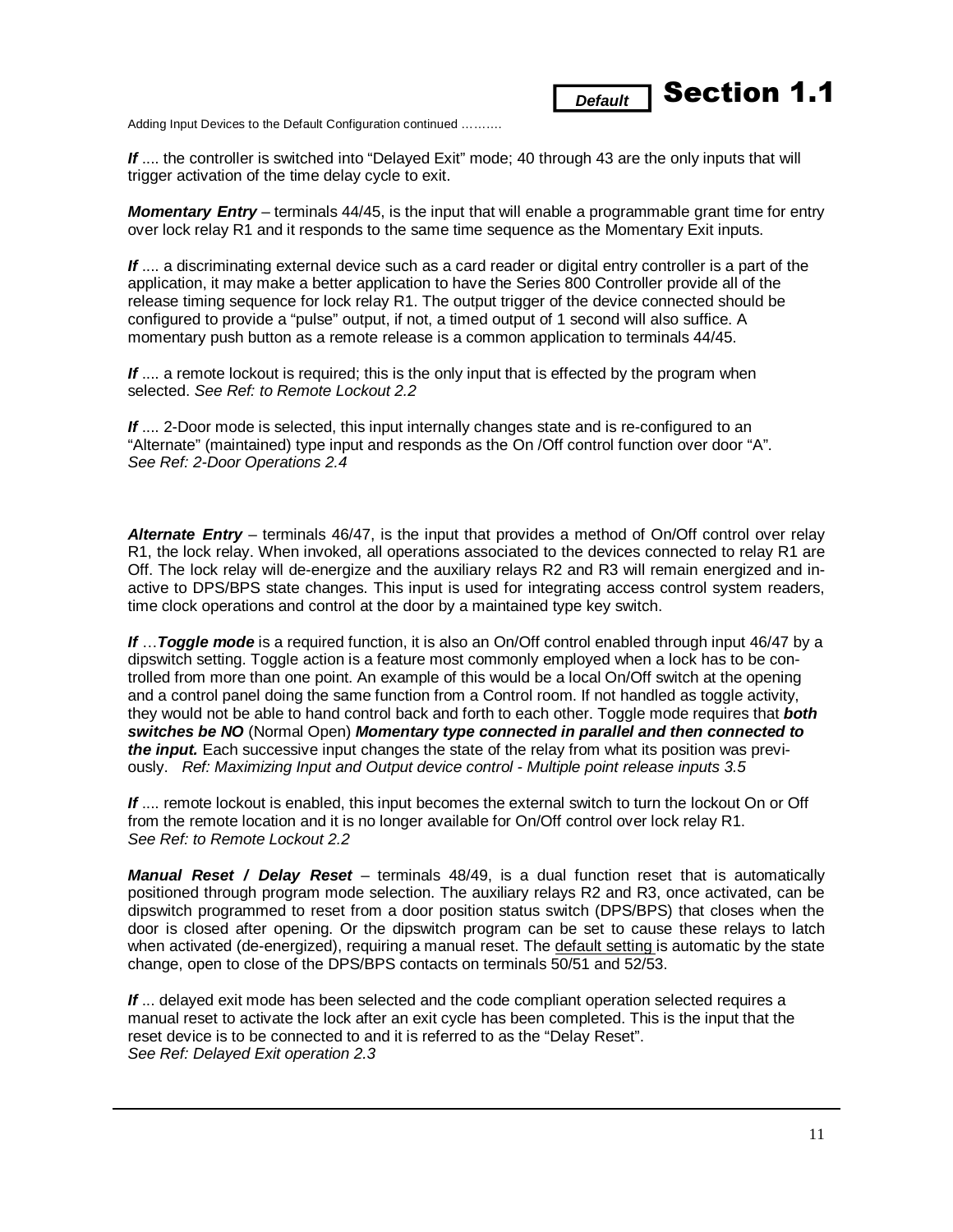Adding Input Devices to the Default Configuration continued ……….

***If*** .... the controller is switched into "Delayed Exit" mode; 40 through 43 are the only inputs that will trigger activation of the time delay cycle to exit.

***Momentary Entry*** – terminals 44/45, is the input that will enable a programmable grant time for entry over lock relay R1 and it responds to the same time sequence as the Momentary Exit inputs.

***If*** .... a discriminating external device such as a card reader or digital entry controller is a part of the application, it may make a better application to have the Series 800 Controller provide all of the release timing sequence for lock relay R1. The output trigger of the device connected should be configured to provide a "pulse" output, if not, a timed output of 1 second will also suffice. A momentary push button as a remote release is a common application to terminals 44/45.

***If*** .... a remote lockout is required; this is the only input that is effected by the program when selected. *See Ref: to Remote Lockout 2.2*

***If*** .... 2-Door mode is selected, this input internally changes state and is re-configured to an "Alternate" (maintained) type input and responds as the On /Off control function over door "A". *See Ref: 2-Door Operations 2.4*

***Alternate Entry*** – terminals 46/47, is the input that provides a method of On/Off control over relay R1, the lock relay. When invoked, all operations associated to the devices connected to relay R1 are Off. The lock relay will de-energize and the auxiliary relays R2 and R3 will remain energized and inactive to DPS/BPS state changes. This input is used for integrating access control system readers, time clock operations and control at the door by a maintained type key switch.

***If*** …***Toggle mode*** is a required function, it is also an On/Off control enabled through input 46/47 by a dipswitch setting. Toggle action is a feature most commonly employed when a lock has to be controlled from more than one point. An example of this would be a local On/Off switch at the opening and a control panel doing the same function from a Control room. If not handled as toggle activity, they would not be able to hand control back and forth to each other. Toggle mode requires that ***both switches be NO*** (Normal Open) ***Momentary type connected in parallel and then connected to the input.*** Each successive input changes the state of the relay from what its position was previously. *Ref: Maximizing Input and Output device control - Multiple point release inputs 3.5*

***If*** .... remote lockout is enabled, this input becomes the external switch to turn the lockout On or Off from the remote location and it is no longer available for On/Off control over lock relay R1. *See Ref: to Remote Lockout 2.2*

***Manual Reset / Delay Reset*** – terminals 48/49, is a dual function reset that is automatically positioned through program mode selection. The auxiliary relays R2 and R3, once activated, can be dipswitch programmed to reset from a door position status switch (DPS/BPS) that closes when the door is closed after opening. Or the dipswitch program can be set to cause these relays to latch when activated (de-energized), requiring a manual reset. The default setting is automatic by the state change, open to close of the DPS/BPS contacts on terminals 50/51 and 52/53.

***If*** ... delayed exit mode has been selected and the code compliant operation selected requires a manual reset to activate the lock after an exit cycle has been completed. This is the input that the reset device is to be connected to and it is referred to as the "Delay Reset". *See Ref: Delayed Exit operation 2.3*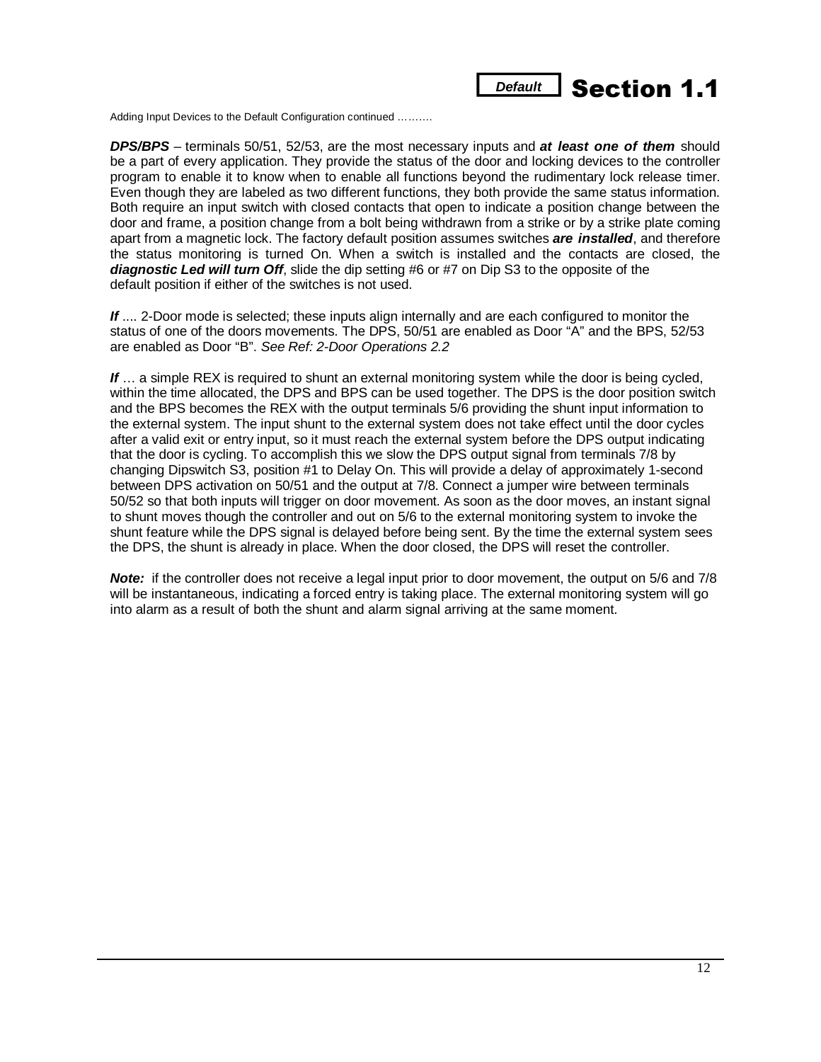**Default** **Section 1.1**

Adding Input Devices to the Default Configuration continued ……….

***DPS/BPS*** – terminals 50/51, 52/53, are the most necessary inputs and ***at least one of them*** should be a part of every application. They provide the status of the door and locking devices to the controller program to enable it to know when to enable all functions beyond the rudimentary lock release timer. Even though they are labeled as two different functions, they both provide the same status information. Both require an input switch with closed contacts that open to indicate a position change between the door and frame, a position change from a bolt being withdrawn from a strike or by a strike plate coming apart from a magnetic lock. The factory default position assumes switches ***are installed***, and therefore the status monitoring is turned On. When a switch is installed and the contacts are closed, the ***diagnostic Led will turn Off***, slide the dip setting #6 or #7 on Dip S3 to the opposite of the default position if either of the switches is not used.

***If*** .... 2-Door mode is selected; these inputs align internally and are each configured to monitor the status of one of the doors movements. The DPS, 50/51 are enabled as Door "A" and the BPS, 52/53 are enabled as Door "B". *See Ref: 2-Door Operations 2.2*

***If*** … a simple REX is required to shunt an external monitoring system while the door is being cycled, within the time allocated, the DPS and BPS can be used together. The DPS is the door position switch and the BPS becomes the REX with the output terminals 5/6 providing the shunt input information to the external system. The input shunt to the external system does not take effect until the door cycles after a valid exit or entry input, so it must reach the external system before the DPS output indicating that the door is cycling. To accomplish this we slow the DPS output signal from terminals 7/8 by changing Dipswitch S3, position #1 to Delay On. This will provide a delay of approximately 1-second between DPS activation on 50/51 and the output at 7/8. Connect a jumper wire between terminals 50/52 so that both inputs will trigger on door movement. As soon as the door moves, an instant signal to shunt moves though the controller and out on 5/6 to the external monitoring system to invoke the shunt feature while the DPS signal is delayed before being sent. By the time the external system sees the DPS, the shunt is already in place. When the door closed, the DPS will reset the controller.

***Note:*** if the controller does not receive a legal input prior to door movement, the output on 5/6 and 7/8 will be instantaneous, indicating a forced entry is taking place. The external monitoring system will go into alarm as a result of both the shunt and alarm signal arriving at the same moment.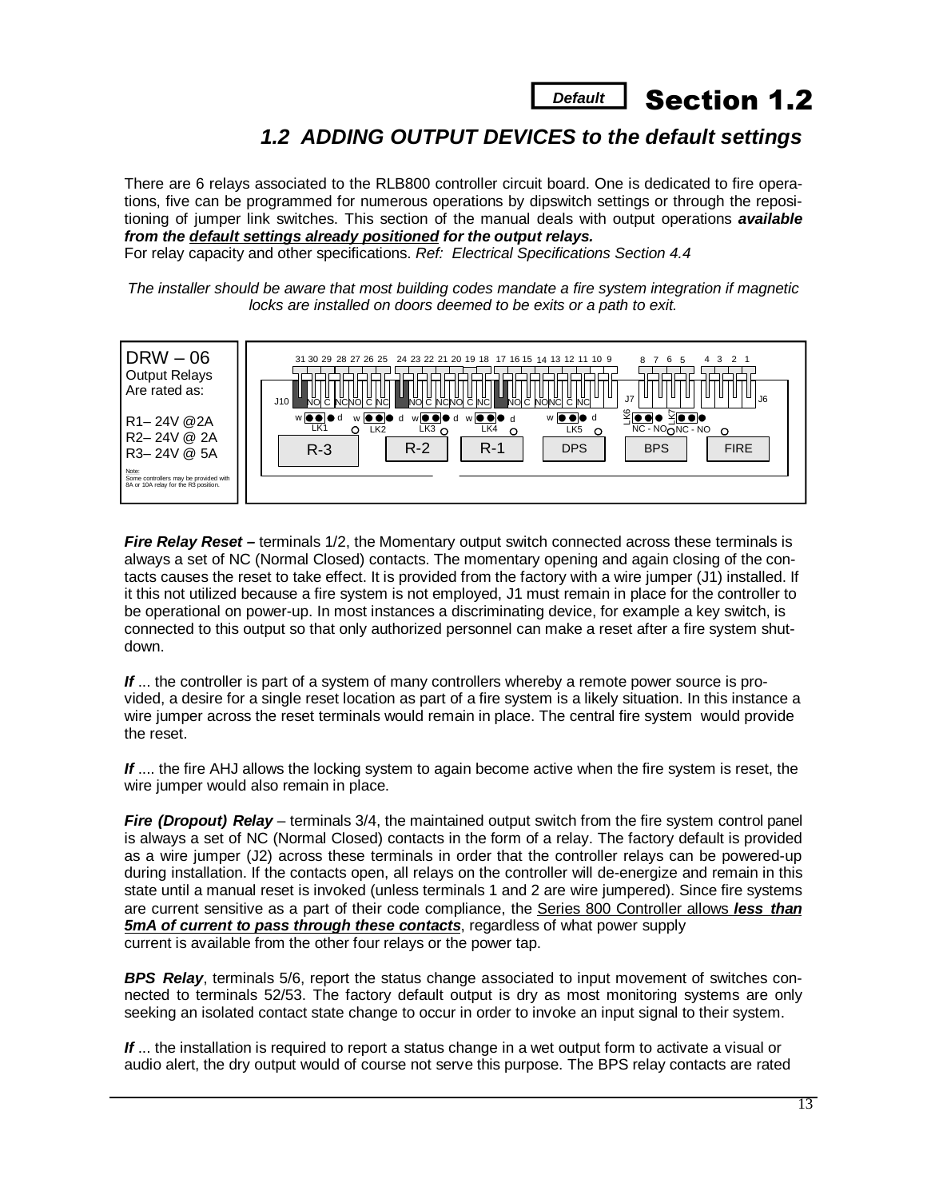**Default** Section 1.2

## *1.2 ADDING OUTPUT DEVICES to the default settings*

There are 6 relays associated to the RLB800 controller circuit board. One is dedicated to fire operations, five can be programmed for numerous operations by dipswitch settings or through the repositioning of jumper link switches. This section of the manual deals with output operations ***available from the default settings already positioned for the output relays.***
For relay capacity and other specifications. *Ref: Electrical Specifications Section 4.4*

*The installer should be aware that most building codes mandate a fire system integration if magnetic locks are installed on doors deemed to be exits or a path to exit.*

DRW – 06
Output Relays
Are rated as:

R1– 24V @2A
R2– 24V @ 2A
R3– 24V @ 5A

Note:
Some controllers may be provided with 8A or 10A relay for the R3 position.

***Fire Relay Reset –*** terminals 1/2, the Momentary output switch connected across these terminals is always a set of NC (Normal Closed) contacts. The momentary opening and again closing of the contacts causes the reset to take effect. It is provided from the factory with a wire jumper (J1) installed. If it this not utilized because a fire system is not employed, J1 must remain in place for the controller to be operational on power-up. In most instances a discriminating device, for example a key switch, is connected to this output so that only authorized personnel can make a reset after a fire system shutdown.

***If*** ... the controller is part of a system of many controllers whereby a remote power source is provided, a desire for a single reset location as part of a fire system is a likely situation. In this instance a wire jumper across the reset terminals would remain in place. The central fire system would provide the reset.

***If*** .... the fire AHJ allows the locking system to again become active when the fire system is reset, the wire jumper would also remain in place.

***Fire (Dropout) Relay*** – terminals 3/4, the maintained output switch from the fire system control panel is always a set of NC (Normal Closed) contacts in the form of a relay. The factory default is provided as a wire jumper (J2) across these terminals in order that the controller relays can be powered-up during installation. If the contacts open, all relays on the controller will de-energize and remain in this state until a manual reset is invoked (unless terminals 1 and 2 are wire jumpered). Since fire systems are current sensitive as a part of their code compliance, the Series 800 Controller allows ***less than 5mA of current to pass through these contacts***, regardless of what power supply current is available from the other four relays or the power tap.

***BPS Relay***, terminals 5/6, report the status change associated to input movement of switches connected to terminals 52/53. The factory default output is dry as most monitoring systems are only seeking an isolated contact state change to occur in order to invoke an input signal to their system.

***If*** ... the installation is required to report a status change in a wet output form to activate a visual or audio alert, the dry output would of course not serve this purpose. The BPS relay contacts are rated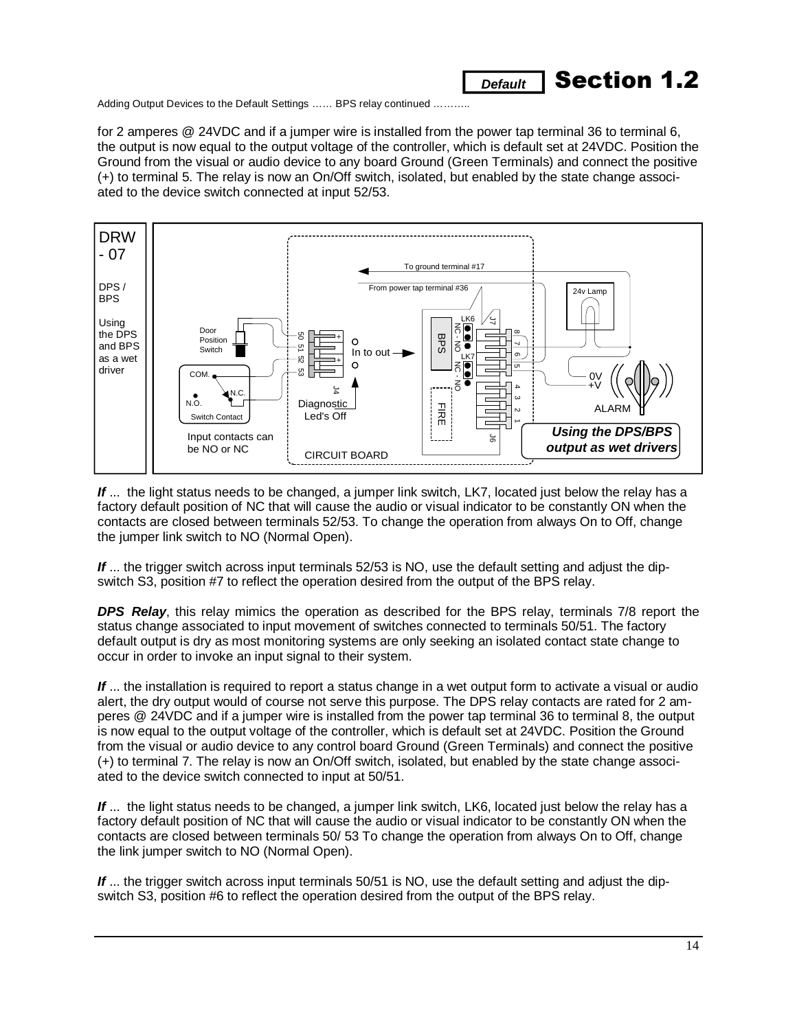Adding Output Devices to the Default Settings …… BPS relay continued ………..

for 2 amperes @ 24VDC and if a jumper wire is installed from the power tap terminal 36 to terminal 6, the output is now equal to the output voltage of the controller, which is default set at 24VDC. Position the Ground from the visual or audio device to any board Ground (Green Terminals) and connect the positive (+) to terminal 5. The relay is now an On/Off switch, isolated, but enabled by the state change associated to the device switch connected at input 52/53.

DRW - 07

DPS / BPS

Using the DPS and BPS as a wet driver

*Using the DPS/BPS output as wet drivers*

***If*** ... the light status needs to be changed, a jumper link switch, LK7, located just below the relay has a factory default position of NC that will cause the audio or visual indicator to be constantly ON when the contacts are closed between terminals 52/53. To change the operation from always On to Off, change the jumper link switch to NO (Normal Open).

***If*** ... the trigger switch across input terminals 52/53 is NO, use the default setting and adjust the dip-switch S3, position #7 to reflect the operation desired from the output of the BPS relay.

***DPS Relay***, this relay mimics the operation as described for the BPS relay, terminals 7/8 report the status change associated to input movement of switches connected to terminals 50/51. The factory default output is dry as most monitoring systems are only seeking an isolated contact state change to occur in order to invoke an input signal to their system.

***If*** ... the installation is required to report a status change in a wet output form to activate a visual or audio alert, the dry output would of course not serve this purpose. The DPS relay contacts are rated for 2 amperes @ 24VDC and if a jumper wire is installed from the power tap terminal 36 to terminal 8, the output is now equal to the output voltage of the controller, which is default set at 24VDC. Position the Ground from the visual or audio device to any control board Ground (Green Terminals) and connect the positive (+) to terminal 7. The relay is now an On/Off switch, isolated, but enabled by the state change associated to the device switch connected to input at 50/51.

***If*** ... the light status needs to be changed, a jumper link switch, LK6, located just below the relay has a factory default position of NC that will cause the audio or visual indicator to be constantly ON when the contacts are closed between terminals 50/ 53 To change the operation from always On to Off, change the link jumper switch to NO (Normal Open).

***If*** ... the trigger switch across input terminals 50/51 is NO, use the default setting and adjust the dip-switch S3, position #6 to reflect the operation desired from the output of the BPS relay.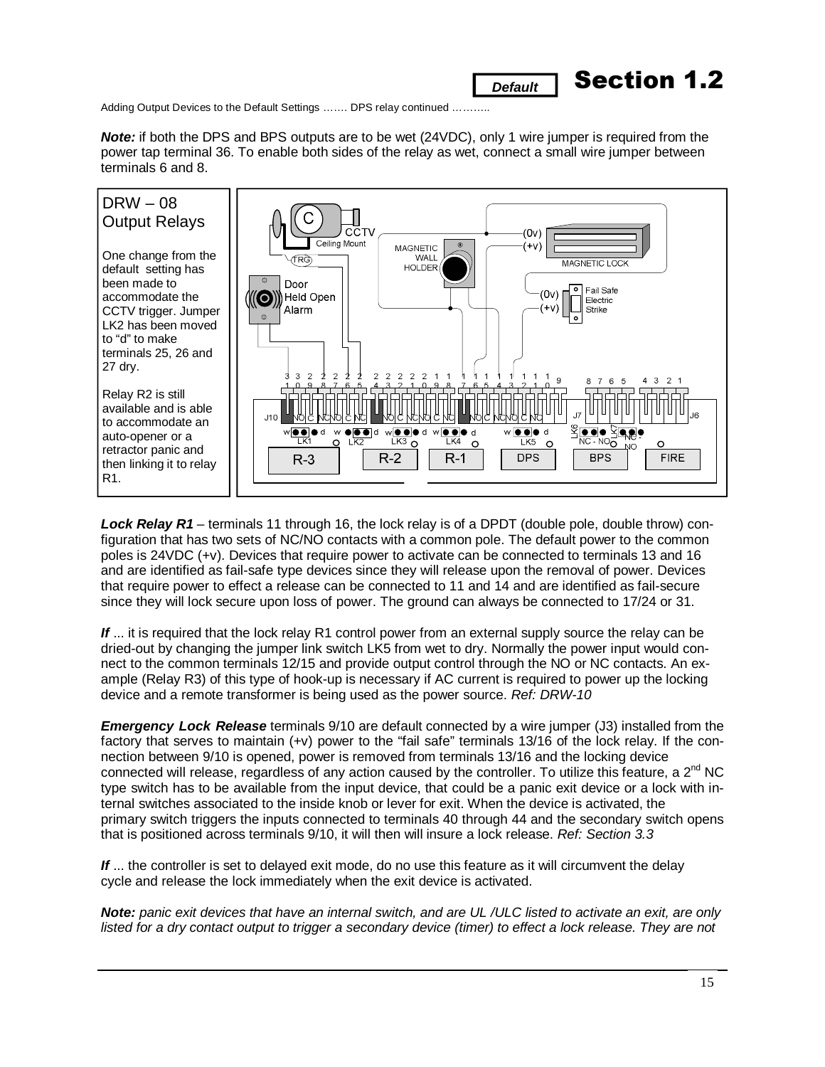**Default** **Section 1.2**

Adding Output Devices to the Default Settings ……. DPS relay continued ………..

***Note:*** if both the DPS and BPS outputs are to be wet (24VDC), only 1 wire jumper is required from the power tap terminal 36. To enable both sides of the relay as wet, connect a small wire jumper between terminals 6 and 8.

DRW – 08
Output Relays

One change from the default setting has been made to accommodate the CCTV trigger. Jumper LK2 has been moved to "d" to make terminals 25, 26 and 27 dry.

Relay R2 is still available and is able to accommodate an auto-opener or a retractor panic and then linking it to relay R1.

***Lock Relay R1*** – terminals 11 through 16, the lock relay is of a DPDT (double pole, double throw) configuration that has two sets of NC/NO contacts with a common pole. The default power to the common poles is 24VDC (+v). Devices that require power to activate can be connected to terminals 13 and 16 and are identified as fail-safe type devices since they will release upon the removal of power. Devices that require power to effect a release can be connected to 11 and 14 and are identified as fail-secure since they will lock secure upon loss of power. The ground can always be connected to 17/24 or 31.

***If*** ... it is required that the lock relay R1 control power from an external supply source the relay can be dried-out by changing the jumper link switch LK5 from wet to dry. Normally the power input would connect to the common terminals 12/15 and provide output control through the NO or NC contacts. An example (Relay R3) of this type of hook-up is necessary if AC current is required to power up the locking device and a remote transformer is being used as the power source. *Ref: DRW-10*

***Emergency Lock Release*** terminals 9/10 are default connected by a wire jumper (J3) installed from the factory that serves to maintain (+v) power to the "fail safe" terminals 13/16 of the lock relay. If the connection between 9/10 is opened, power is removed from terminals 13/16 and the locking device connected will release, regardless of any action caused by the controller. To utilize this feature, a 2nd NC type switch has to be available from the input device, that could be a panic exit device or a lock with internal switches associated to the inside knob or lever for exit. When the device is activated, the primary switch triggers the inputs connected to terminals 40 through 44 and the secondary switch opens that is positioned across terminals 9/10, it will then will insure a lock release. *Ref: Section 3.3*

***If*** ... the controller is set to delayed exit mode, do no use this feature as it will circumvent the delay cycle and release the lock immediately when the exit device is activated.

***Note:** panic exit devices that have an internal switch, and are UL /ULC listed to activate an exit, are only listed for a dry contact output to trigger a secondary device (timer) to effect a lock release. They are not*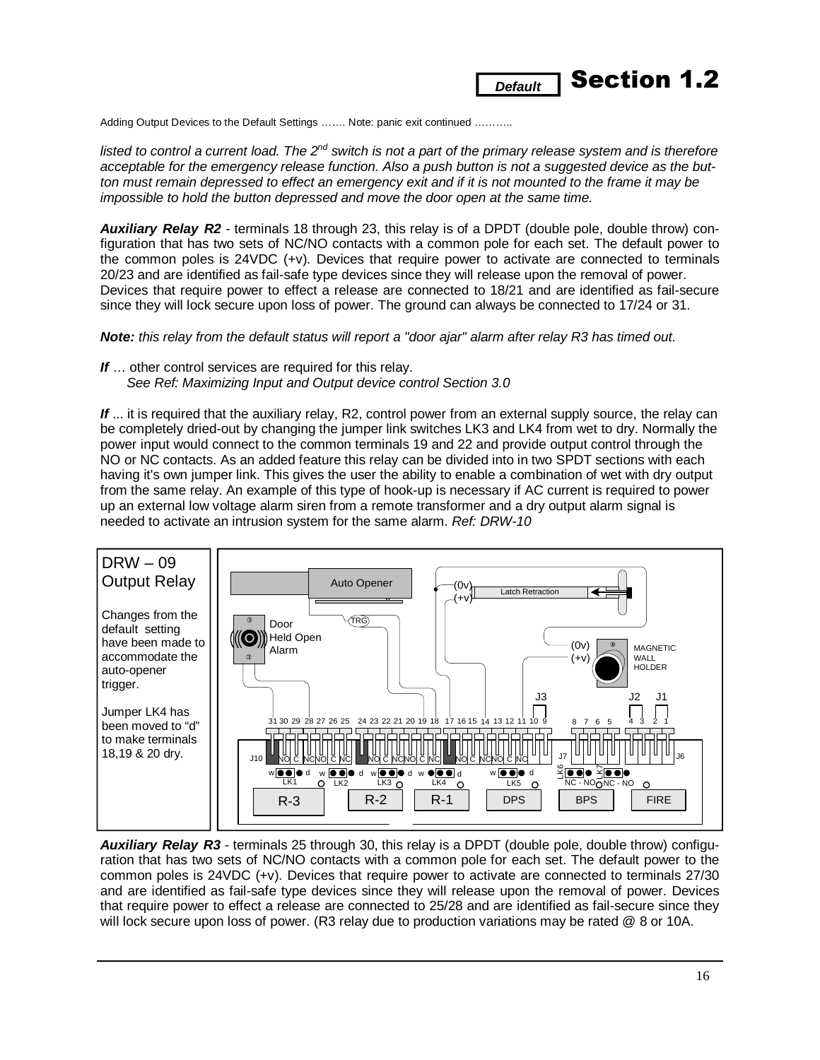**Default** **Section 1.2**

Adding Output Devices to the Default Settings ……. Note: panic exit continued ………..

*listed to control a current load. The 2nd switch is not a part of the primary release system and is therefore acceptable for the emergency release function. Also a push button is not a suggested device as the button must remain depressed to effect an emergency exit and if it is not mounted to the frame it may be impossible to hold the button depressed and move the door open at the same time.*

***Auxiliary Relay R2*** - terminals 18 through 23, this relay is of a DPDT (double pole, double throw) configuration that has two sets of NC/NO contacts with a common pole for each set. The default power to the common poles is 24VDC (+v). Devices that require power to activate are connected to terminals 20/23 and are identified as fail-safe type devices since they will release upon the removal of power. Devices that require power to effect a release are connected to 18/21 and are identified as fail-secure since they will lock secure upon loss of power. The ground can always be connected to 17/24 or 31.

***Note:*** *this relay from the default status will report a "door ajar" alarm after relay R3 has timed out.*

***If*** … other control services are required for this relay.
*See Ref: Maximizing Input and Output device control Section 3.0*

***If*** ... it is required that the auxiliary relay, R2, control power from an external supply source, the relay can be completely dried-out by changing the jumper link switches LK3 and LK4 from wet to dry. Normally the power input would connect to the common terminals 19 and 22 and provide output control through the NO or NC contacts. As an added feature this relay can be divided into in two SPDT sections with each having it's own jumper link. This gives the user the ability to enable a combination of wet with dry output from the same relay. An example of this type of hook-up is necessary if AC current is required to power up an external low voltage alarm siren from a remote transformer and a dry output alarm signal is needed to activate an intrusion system for the same alarm. *Ref: DRW-10*

DRW – 09
Output Relay

Changes from the default setting have been made to accommodate the auto-opener trigger.

Jumper LK4 has been moved to "d" to make terminals 18,19 & 20 dry.

***Auxiliary Relay R3*** - terminals 25 through 30, this relay is a DPDT (double pole, double throw) configuration that has two sets of NC/NO contacts with a common pole for each set. The default power to the common poles is 24VDC (+v). Devices that require power to activate are connected to terminals 27/30 and are identified as fail-safe type devices since they will release upon the removal of power. Devices that require power to effect a release are connected to 25/28 and are identified as fail-secure since they will lock secure upon loss of power. (R3 relay due to production variations may be rated @ 8 or 10A.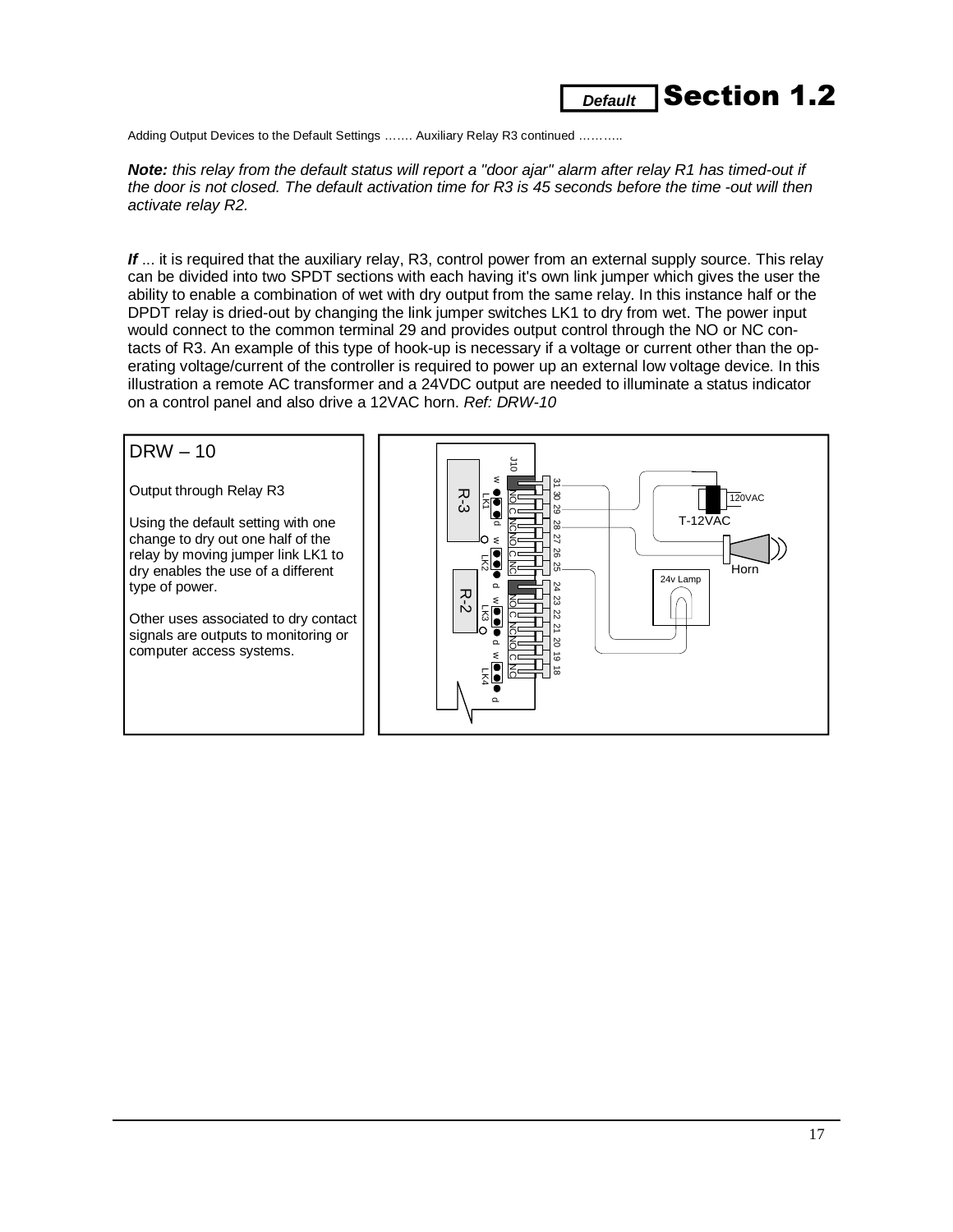**Default** **Section 1.2**

Adding Output Devices to the Default Settings ……. Auxiliary Relay R3 continued ………..

***Note:*** *this relay from the default status will report a "door ajar" alarm after relay R1 has timed-out if the door is not closed. The default activation time for R3 is 45 seconds before the time -out will then activate relay R2.*

***If*** ... it is required that the auxiliary relay, R3, control power from an external supply source. This relay can be divided into two SPDT sections with each having it's own link jumper which gives the user the ability to enable a combination of wet with dry output from the same relay. In this instance half or the DPDT relay is dried-out by changing the link jumper switches LK1 to dry from wet. The power input would connect to the common terminal 29 and provides output control through the NO or NC contacts of R3. An example of this type of hook-up is necessary if a voltage or current other than the operating voltage/current of the controller is required to power up an external low voltage device. In this illustration a remote AC transformer and a 24VDC output are needed to illuminate a status indicator on a control panel and also drive a 12VAC horn. *Ref: DRW-10*

DRW – 10

Output through Relay R3

Using the default setting with one change to dry out one half of the relay by moving jumper link LK1 to dry enables the use of a different type of power.

Other uses associated to dry contact signals are outputs to monitoring or computer access systems.

J10 R-3 R-2 LK1 LK2 LK3 LK4 w d 31 30 29 28 27 26 25 24 23 22 21 20 19 18 NO C NC NO C NC NO C NC NO C NC 120VAC T-12VAC Horn 24v Lamp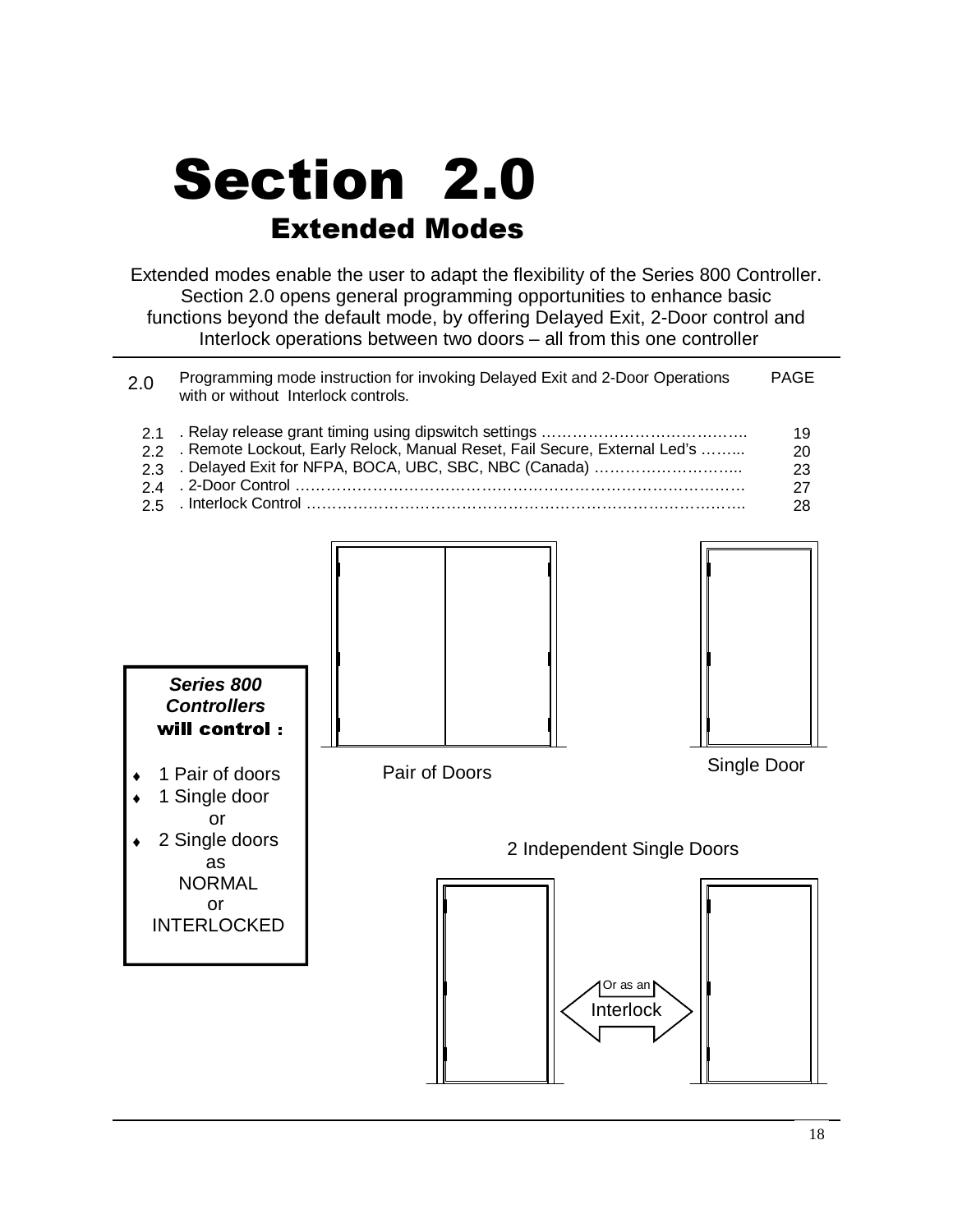# Section 2.0

## Extended Modes

Extended modes enable the user to adapt the flexibility of the Series 800 Controller. Section 2.0 opens general programming opportunities to enhance basic functions beyond the default mode, by offering Delayed Exit, 2-Door control and Interlock operations between two doors – all from this one controller

| 2.0 | Programming mode instruction for invoking Delayed Exit and 2-Door Operations with or without Interlock controls. | PAGE |
|---|---|---|
| 2.1 | . Relay release grant timing using dipswitch settings ………………………………… | 19 |
| 2.2 | . Remote Lockout, Early Relock, Manual Reset, Fail Secure, External Led's ……... | 20 |
| 2.3 | . Delayed Exit for NFPA, BOCA, UBC, SBC, NBC (Canada) ……………………….. | 23 |
| 2.4 | . 2-Door Control ……………………………………………………………………… | 27 |
| 2.5 | . Interlock Control ……………………………………………………………………. | 28 |

***Series 800 Controllers* will control :**

- 1 Pair of doors
- 1 Single door

  or
- 2 Single doors

  as

  NORMAL

  or

  INTERLOCKED

Pair of Doors

Single Door

2 Independent Single Doors

Or as an Interlock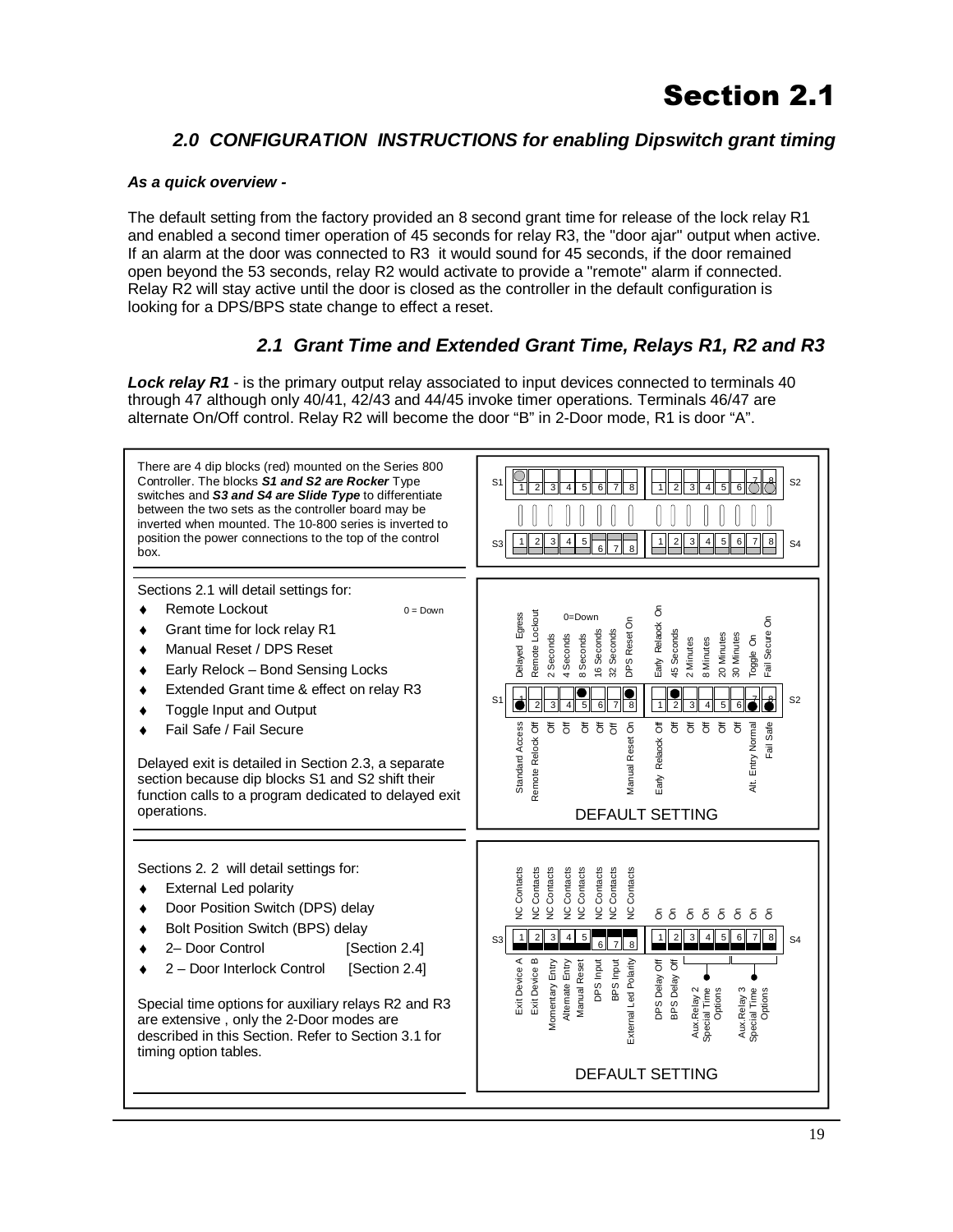# Section 2.1

## 2.0 CONFIGURATION INSTRUCTIONS for enabling Dipswitch grant timing

***As a quick overview -***

The default setting from the factory provided an 8 second grant time for release of the lock relay R1 and enabled a second timer operation of 45 seconds for relay R3, the "door ajar" output when active. If an alarm at the door was connected to R3 it would sound for 45 seconds, if the door remained open beyond the 53 seconds, relay R2 would activate to provide a "remote" alarm if connected. Relay R2 will stay active until the door is closed as the controller in the default configuration is looking for a DPS/BPS state change to effect a reset.

### 2.1 Grant Time and Extended Grant Time, Relays R1, R2 and R3

***Lock relay R1*** - is the primary output relay associated to input devices connected to terminals 40 through 47 although only 40/41, 42/43 and 44/45 invoke timer operations. Terminals 46/47 are alternate On/Off control. Relay R2 will become the door "B" in 2-Door mode, R1 is door "A".

There are 4 dip blocks (red) mounted on the Series 800 Controller. The blocks ***S1 and S2 are Rocker*** Type switches and ***S3 and S4 are Slide Type*** to differentiate between the two sets as the controller board may be inverted when mounted. The 10-800 series is inverted to position the power connections to the top of the control box.

Sections 2.1 will detail settings for:

- Remote Lockout
- Grant time for lock relay R1
- Manual Reset / DPS Reset
- Early Relock – Bond Sensing Locks
- Extended Grant time & effect on relay R3
- Toggle Input and Output
- Fail Safe / Fail Secure

0 = Down

Delayed exit is detailed in Section 2.3, a separate section because dip blocks S1 and S2 shift their function calls to a program dedicated to delayed exit operations.

**S1 – DEFAULT SETTING** (0=Down)

| Switch | Up | Down |
|---|---|---|
| 1 | Delayed Egress | Standard Access |
| 2 | Remote Lockout | Remote Relock Off |
| 3 | 2 Seconds | Off |
| 4 | 4 Seconds | Off |
| 5 | 8 Seconds | Off |
| 6 | 16 Seconds | Off |
| 7 | 32 Seconds | Off |
| 8 | DPS Reset On | Manual Reset On |

**S2 – DEFAULT SETTING** (0=Down)

| Switch | Up | Down |
|---|---|---|
| 1 | Early Relaock On | Early Relaock Off |
| 2 | 45 Seconds | Off |
| 3 | 2 Minutes | Off |
| 4 | 8 Minutes | Off |
| 5 | 20 Minutes | Off |
| 6 | 30 Minutes | Off |
| 7 | Toggle On | Alt. Entry Normal |
| 8 | Fail Secure On | Fail Safe |

Sections 2. 2 will detail settings for:

- External Led polarity
- Door Position Switch (DPS) delay
- Bolt Position Switch (BPS) delay
- 2– Door Control [Section 2.4]
- 2 – Door Interlock Control [Section 2.4]

Special time options for auxiliary relays R2 and R3 are extensive , only the 2-Door modes are described in this Section. Refer to Section 3.1 for timing option tables.

**S3 – DEFAULT SETTING**

| Switch | Up | Down |
|---|---|---|
| 1 | NC Contacts | Exit Device A |
| 2 | NC Contacts | Exit Device B |
| 3 | NC Contacts | Momentary Entry |
| 4 | NC Contacts | Alternate Entry |
| 5 | NC Contacts | Manual Reset |
| 6 | NC Contacts | DPS Input |
| 7 | NC Contacts | BPS Input |
| 8 | NC Contacts | External Led Polarity |

**S4 – DEFAULT SETTING**

| Switch | Up | Down |
|---|---|---|
| 1 | On | DPS Delay Off |
| 2 | On | BPS Delay Off |
| 3 | On | Aux.Relay 2 Special Time Options |
| 4 | On | Aux.Relay 2 Special Time Options |
| 5 | On | Aux.Relay 2 Special Time Options |
| 6 | On | Aux.Relay 3 Special Time Options |
| 7 | On | Aux.Relay 3 Special Time Options |
| 8 | On | Aux.Relay 3 Special Time Options |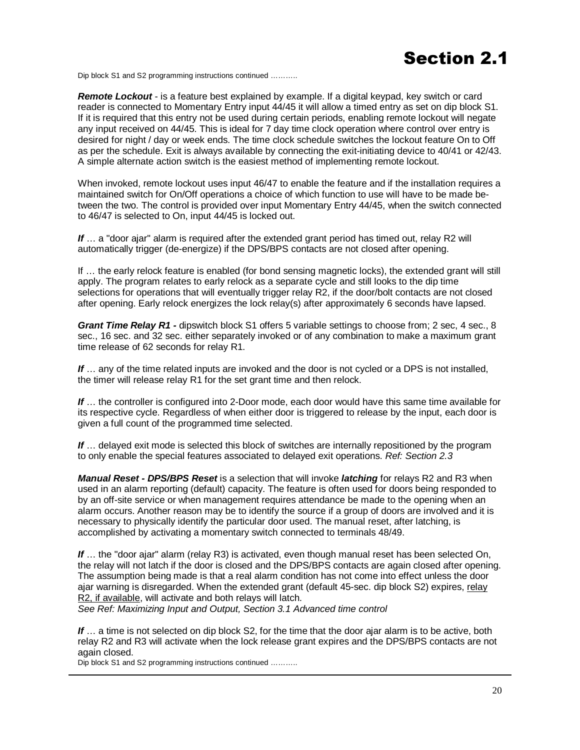# Section 2.1

Dip block S1 and S2 programming instructions continued ……….

***Remote Lockout*** - is a feature best explained by example. If a digital keypad, key switch or card reader is connected to Momentary Entry input 44/45 it will allow a timed entry as set on dip block S1. If it is required that this entry not be used during certain periods, enabling remote lockout will negate any input received on 44/45. This is ideal for 7 day time clock operation where control over entry is desired for night / day or week ends. The time clock schedule switches the lockout feature On to Off as per the schedule. Exit is always available by connecting the exit-initiating device to 40/41 or 42/43. A simple alternate action switch is the easiest method of implementing remote lockout.

When invoked, remote lockout uses input 46/47 to enable the feature and if the installation requires a maintained switch for On/Off operations a choice of which function to use will have to be made between the two. The control is provided over input Momentary Entry 44/45, when the switch connected to 46/47 is selected to On, input 44/45 is locked out.

***If*** … a "door ajar" alarm is required after the extended grant period has timed out, relay R2 will automatically trigger (de-energize) if the DPS/BPS contacts are not closed after opening.

If … the early relock feature is enabled (for bond sensing magnetic locks), the extended grant will still apply. The program relates to early relock as a separate cycle and still looks to the dip time selections for operations that will eventually trigger relay R2, if the door/bolt contacts are not closed after opening. Early relock energizes the lock relay(s) after approximately 6 seconds have lapsed.

***Grant Time Relay R1 -*** dipswitch block S1 offers 5 variable settings to choose from; 2 sec, 4 sec., 8 sec., 16 sec. and 32 sec. either separately invoked or of any combination to make a maximum grant time release of 62 seconds for relay R1.

***If*** … any of the time related inputs are invoked and the door is not cycled or a DPS is not installed, the timer will release relay R1 for the set grant time and then relock.

***If*** … the controller is configured into 2-Door mode, each door would have this same time available for its respective cycle. Regardless of when either door is triggered to release by the input, each door is given a full count of the programmed time selected.

***If*** … delayed exit mode is selected this block of switches are internally repositioned by the program to only enable the special features associated to delayed exit operations. *Ref: Section 2.3*

***Manual Reset - DPS/BPS Reset*** is a selection that will invoke ***latching*** for relays R2 and R3 when used in an alarm reporting (default) capacity. The feature is often used for doors being responded to by an off-site service or when management requires attendance be made to the opening when an alarm occurs. Another reason may be to identify the source if a group of doors are involved and it is necessary to physically identify the particular door used. The manual reset, after latching, is accomplished by activating a momentary switch connected to terminals 48/49.

***If*** … the "door ajar" alarm (relay R3) is activated, even though manual reset has been selected On, the relay will not latch if the door is closed and the DPS/BPS contacts are again closed after opening. The assumption being made is that a real alarm condition has not come into effect unless the door ajar warning is disregarded. When the extended grant (default 45-sec. dip block S2) expires, <u>relay R2, if available</u>, will activate and both relays will latch.
*See Ref: Maximizing Input and Output, Section 3.1 Advanced time control*

***If*** … a time is not selected on dip block S2, for the time that the door ajar alarm is to be active, both relay R2 and R3 will activate when the lock release grant expires and the DPS/BPS contacts are not again closed.

Dip block S1 and S2 programming instructions continued ……….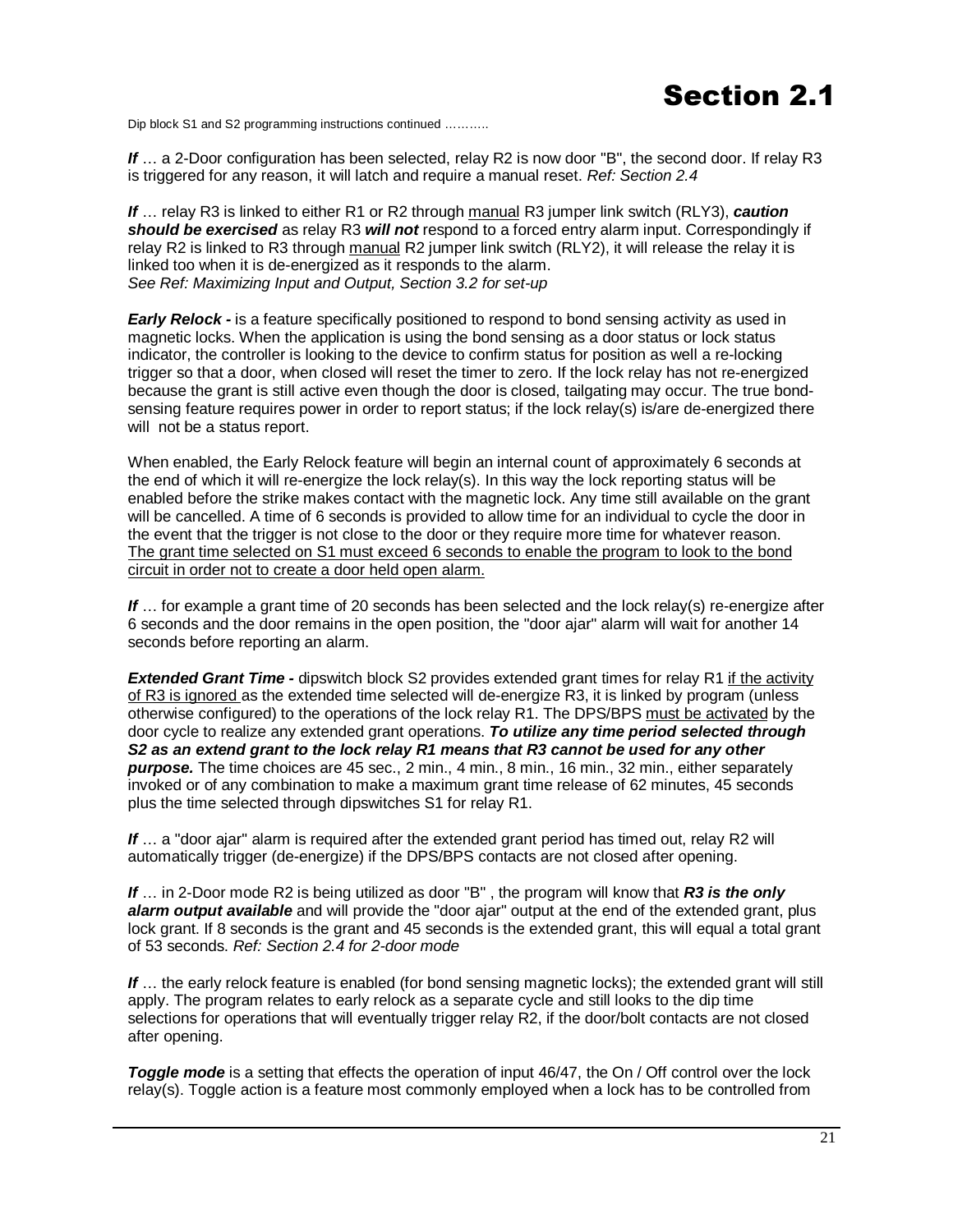# Section 2.1

Dip block S1 and S2 programming instructions continued ..........

***If*** … a 2-Door configuration has been selected, relay R2 is now door "B", the second door. If relay R3 is triggered for any reason, it will latch and require a manual reset. *Ref: Section 2.4*

***If*** … relay R3 is linked to either R1 or R2 through manual R3 jumper link switch (RLY3), ***caution should be exercised*** as relay R3 ***will not*** respond to a forced entry alarm input. Correspondingly if relay R2 is linked to R3 through manual R2 jumper link switch (RLY2), it will release the relay it is linked too when it is de-energized as it responds to the alarm.
*See Ref: Maximizing Input and Output, Section 3.2 for set-up*

***Early Relock -*** is a feature specifically positioned to respond to bond sensing activity as used in magnetic locks. When the application is using the bond sensing as a door status or lock status indicator, the controller is looking to the device to confirm status for position as well a re-locking trigger so that a door, when closed will reset the timer to zero. If the lock relay has not re-energized because the grant is still active even though the door is closed, tailgating may occur. The true bond-sensing feature requires power in order to report status; if the lock relay(s) is/are de-energized there will not be a status report.

When enabled, the Early Relock feature will begin an internal count of approximately 6 seconds at the end of which it will re-energize the lock relay(s). In this way the lock reporting status will be enabled before the strike makes contact with the magnetic lock. Any time still available on the grant will be cancelled. A time of 6 seconds is provided to allow time for an individual to cycle the door in the event that the trigger is not close to the door or they require more time for whatever reason. The grant time selected on S1 must exceed 6 seconds to enable the program to look to the bond circuit in order not to create a door held open alarm.

***If*** … for example a grant time of 20 seconds has been selected and the lock relay(s) re-energize after 6 seconds and the door remains in the open position, the "door ajar" alarm will wait for another 14 seconds before reporting an alarm.

***Extended Grant Time -*** dipswitch block S2 provides extended grant times for relay R1 if the activity of R3 is ignored as the extended time selected will de-energize R3, it is linked by program (unless otherwise configured) to the operations of the lock relay R1. The DPS/BPS must be activated by the door cycle to realize any extended grant operations. ***To utilize any time period selected through S2 as an extend grant to the lock relay R1 means that R3 cannot be used for any other purpose.*** The time choices are 45 sec., 2 min., 4 min., 8 min., 16 min., 32 min., either separately invoked or of any combination to make a maximum grant time release of 62 minutes, 45 seconds plus the time selected through dipswitches S1 for relay R1.

***If*** … a "door ajar" alarm is required after the extended grant period has timed out, relay R2 will automatically trigger (de-energize) if the DPS/BPS contacts are not closed after opening.

***If*** … in 2-Door mode R2 is being utilized as door "B" , the program will know that ***R3 is the only alarm output available*** and will provide the "door ajar" output at the end of the extended grant, plus lock grant. If 8 seconds is the grant and 45 seconds is the extended grant, this will equal a total grant of 53 seconds. *Ref: Section 2.4 for 2-door mode*

***If*** … the early relock feature is enabled (for bond sensing magnetic locks); the extended grant will still apply. The program relates to early relock as a separate cycle and still looks to the dip time selections for operations that will eventually trigger relay R2, if the door/bolt contacts are not closed after opening.

***Toggle mode*** is a setting that effects the operation of input 46/47, the On / Off control over the lock relay(s). Toggle action is a feature most commonly employed when a lock has to be controlled from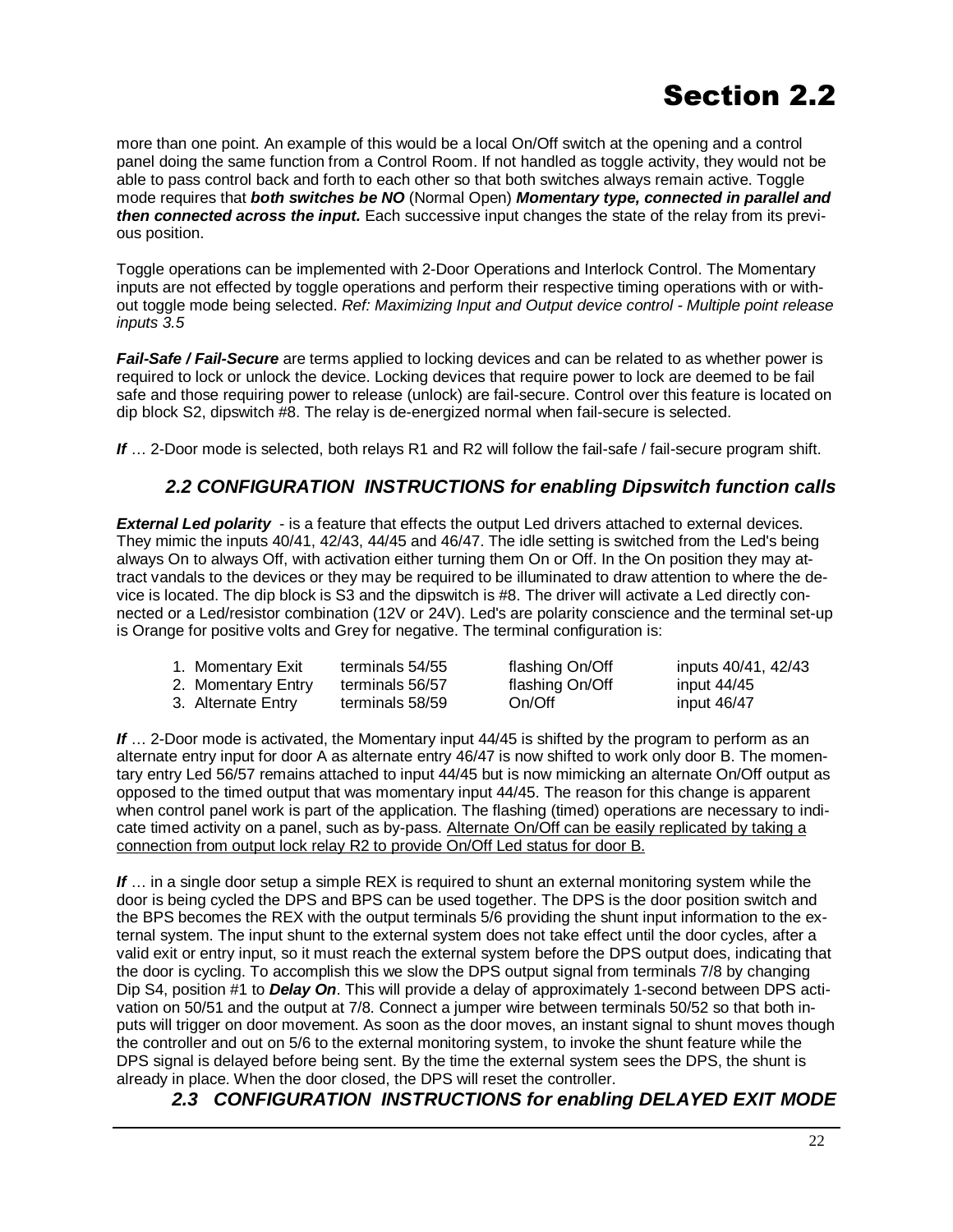more than one point. An example of this would be a local On/Off switch at the opening and a control panel doing the same function from a Control Room. If not handled as toggle activity, they would not be able to pass control back and forth to each other so that both switches always remain active. Toggle mode requires that ***both switches be NO*** (Normal Open) ***Momentary type, connected in parallel and then connected across the input.*** Each successive input changes the state of the relay from its previous position.

Toggle operations can be implemented with 2-Door Operations and Interlock Control. The Momentary inputs are not effected by toggle operations and perform their respective timing operations with or without toggle mode being selected. *Ref: Maximizing Input and Output device control - Multiple point release inputs 3.5*

***Fail-Safe / Fail-Secure*** are terms applied to locking devices and can be related to as whether power is required to lock or unlock the device. Locking devices that require power to lock are deemed to be fail safe and those requiring power to release (unlock) are fail-secure. Control over this feature is located on dip block S2, dipswitch #8. The relay is de-energized normal when fail-secure is selected.

***If*** … 2-Door mode is selected, both relays R1 and R2 will follow the fail-safe / fail-secure program shift.

## *2.2 CONFIGURATION INSTRUCTIONS for enabling Dipswitch function calls*

***External Led polarity*** - is a feature that effects the output Led drivers attached to external devices. They mimic the inputs 40/41, 42/43, 44/45 and 46/47. The idle setting is switched from the Led's being always On to always Off, with activation either turning them On or Off. In the On position they may attract vandals to the devices or they may be required to be illuminated to draw attention to where the device is located. The dip block is S3 and the dipswitch is #8. The driver will activate a Led directly connected or a Led/resistor combination (12V or 24V). Led's are polarity conscience and the terminal set-up is Orange for positive volts and Grey for negative. The terminal configuration is:

| | | | |
|---|---|---|---|
| 1. Momentary Exit | terminals 54/55 | flashing On/Off | inputs 40/41, 42/43 |
| 2. Momentary Entry | terminals 56/57 | flashing On/Off | input 44/45 |
| 3. Alternate Entry | terminals 58/59 | On/Off | input 46/47 |

***If*** … 2-Door mode is activated, the Momentary input 44/45 is shifted by the program to perform as an alternate entry input for door A as alternate entry 46/47 is now shifted to work only door B. The momentary entry Led 56/57 remains attached to input 44/45 but is now mimicking an alternate On/Off output as opposed to the timed output that was momentary input 44/45. The reason for this change is apparent when control panel work is part of the application. The flashing (timed) operations are necessary to indicate timed activity on a panel, such as by-pass. <u>Alternate On/Off can be easily replicated by taking a connection from output lock relay R2 to provide On/Off Led status for door B.</u>

***If*** … in a single door setup a simple REX is required to shunt an external monitoring system while the door is being cycled the DPS and BPS can be used together. The DPS is the door position switch and the BPS becomes the REX with the output terminals 5/6 providing the shunt input information to the external system. The input shunt to the external system does not take effect until the door cycles, after a valid exit or entry input, so it must reach the external system before the DPS output does, indicating that the door is cycling. To accomplish this we slow the DPS output signal from terminals 7/8 by changing Dip S4, position #1 to ***Delay On***. This will provide a delay of approximately 1-second between DPS activation on 50/51 and the output at 7/8. Connect a jumper wire between terminals 50/52 so that both inputs will trigger on door movement. As soon as the door moves, an instant signal to shunt moves though the controller and out on 5/6 to the external monitoring system, to invoke the shunt feature while the DPS signal is delayed before being sent. By the time the external system sees the DPS, the shunt is already in place. When the door closed, the DPS will reset the controller.

## *2.3 CONFIGURATION INSTRUCTIONS for enabling DELAYED EXIT MODE*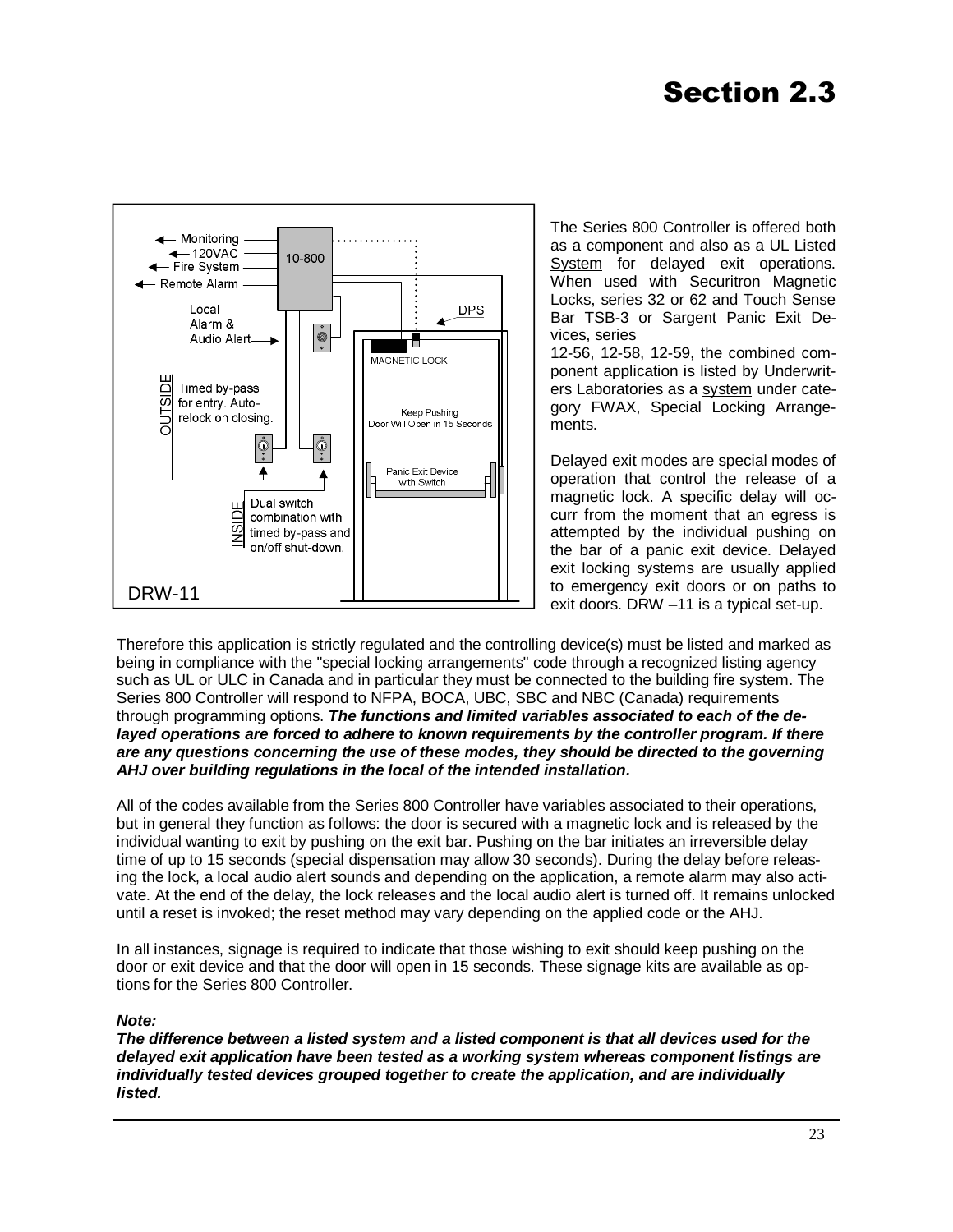# Section 2.3

The Series 800 Controller is offered both as a component and also as a UL Listed System for delayed exit operations. When used with Securitron Magnetic Locks, series 32 or 62 and Touch Sense Bar TSB-3 or Sargent Panic Exit Devices, series 12-56, 12-58, 12-59, the combined component application is listed by Underwriters Laboratories as a system under category FWAX, Special Locking Arrangements.

Delayed exit modes are special modes of operation that control the release of a magnetic lock. A specific delay will occur from the moment that an egress is attempted by the individual pushing on the bar of a panic exit device. Delayed exit locking systems are usually applied to emergency exit doors or on paths to exit doors. DRW –11 is a typical set-up.

Therefore this application is strictly regulated and the controlling device(s) must be listed and marked as being in compliance with the "special locking arrangements" code through a recognized listing agency such as UL or ULC in Canada and in particular they must be connected to the building fire system. The Series 800 Controller will respond to NFPA, BOCA, UBC, SBC and NBC (Canada) requirements through programming options. ***The functions and limited variables associated to each of the delayed operations are forced to adhere to known requirements by the controller program. If there are any questions concerning the use of these modes, they should be directed to the governing AHJ over building regulations in the local of the intended installation.***

All of the codes available from the Series 800 Controller have variables associated to their operations, but in general they function as follows: the door is secured with a magnetic lock and is released by the individual wanting to exit by pushing on the exit bar. Pushing on the bar initiates an irreversible delay time of up to 15 seconds (special dispensation may allow 30 seconds). During the delay before releasing the lock, a local audio alert sounds and depending on the application, a remote alarm may also activate. At the end of the delay, the lock releases and the local audio alert is turned off. It remains unlocked until a reset is invoked; the reset method may vary depending on the applied code or the AHJ.

In all instances, signage is required to indicate that those wishing to exit should keep pushing on the door or exit device and that the door will open in 15 seconds. These signage kits are available as options for the Series 800 Controller.

***Note:***
***The difference between a listed system and a listed component is that all devices used for the delayed exit application have been tested as a working system whereas component listings are individually tested devices grouped together to create the application, and are individually listed.***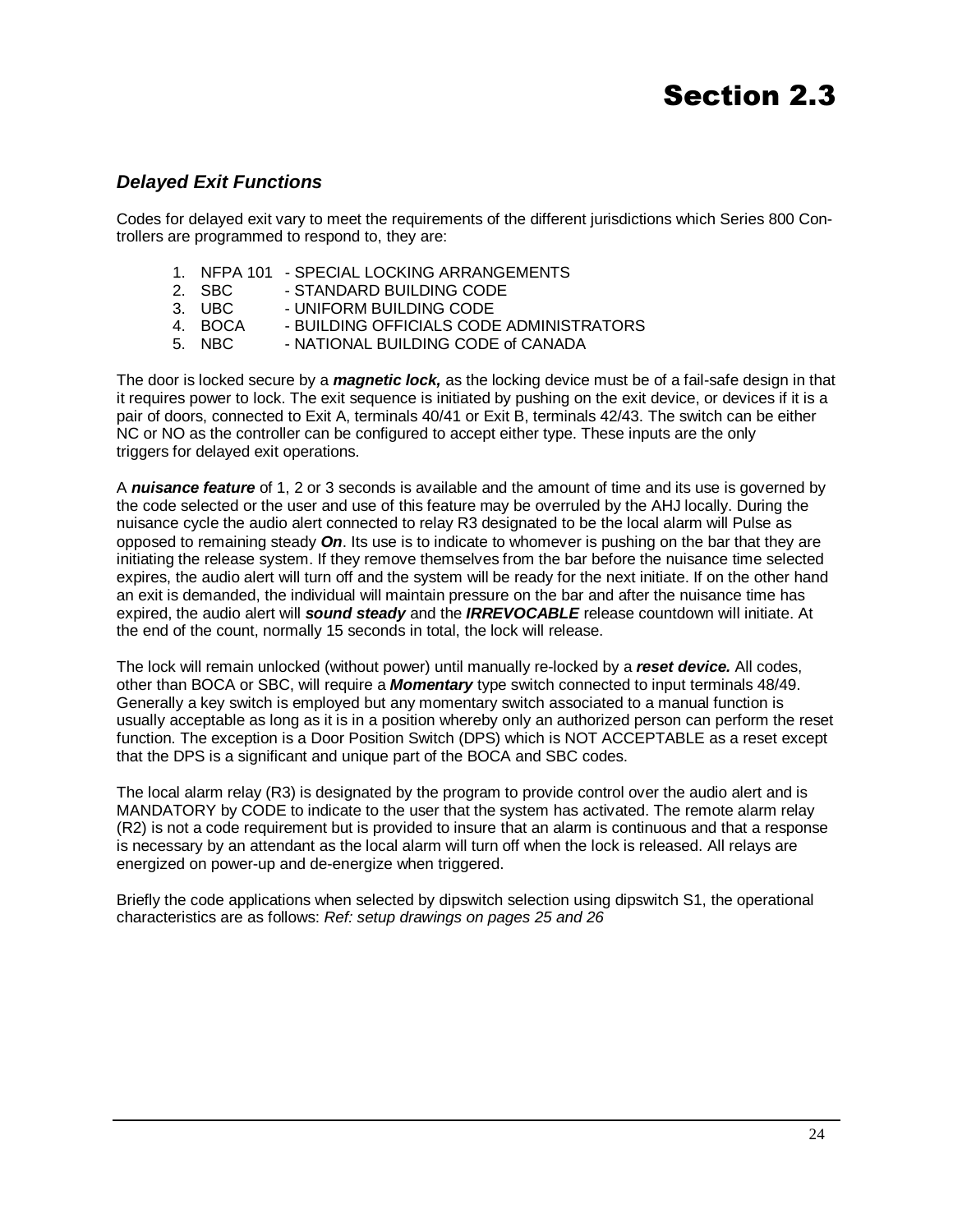# Section 2.3

## *Delayed Exit Functions*

Codes for delayed exit vary to meet the requirements of the different jurisdictions which Series 800 Controllers are programmed to respond to, they are:

1. NFPA 101 - SPECIAL LOCKING ARRANGEMENTS
2. SBC - STANDARD BUILDING CODE
3. UBC - UNIFORM BUILDING CODE
4. BOCA - BUILDING OFFICIALS CODE ADMINISTRATORS
5. NBC - NATIONAL BUILDING CODE of CANADA

The door is locked secure by a ***magnetic lock,*** as the locking device must be of a fail-safe design in that it requires power to lock. The exit sequence is initiated by pushing on the exit device, or devices if it is a pair of doors, connected to Exit A, terminals 40/41 or Exit B, terminals 42/43. The switch can be either NC or NO as the controller can be configured to accept either type. These inputs are the only triggers for delayed exit operations.

A ***nuisance feature*** of 1, 2 or 3 seconds is available and the amount of time and its use is governed by the code selected or the user and use of this feature may be overruled by the AHJ locally. During the nuisance cycle the audio alert connected to relay R3 designated to be the local alarm will Pulse as opposed to remaining steady ***On***. Its use is to indicate to whomever is pushing on the bar that they are initiating the release system. If they remove themselves from the bar before the nuisance time selected expires, the audio alert will turn off and the system will be ready for the next initiate. If on the other hand an exit is demanded, the individual will maintain pressure on the bar and after the nuisance time has expired, the audio alert will ***sound steady*** and the ***IRREVOCABLE*** release countdown will initiate. At the end of the count, normally 15 seconds in total, the lock will release.

The lock will remain unlocked (without power) until manually re-locked by a ***reset device.*** All codes, other than BOCA or SBC, will require a ***Momentary*** type switch connected to input terminals 48/49. Generally a key switch is employed but any momentary switch associated to a manual function is usually acceptable as long as it is in a position whereby only an authorized person can perform the reset function. The exception is a Door Position Switch (DPS) which is NOT ACCEPTABLE as a reset except that the DPS is a significant and unique part of the BOCA and SBC codes.

The local alarm relay (R3) is designated by the program to provide control over the audio alert and is MANDATORY by CODE to indicate to the user that the system has activated. The remote alarm relay (R2) is not a code requirement but is provided to insure that an alarm is continuous and that a response is necessary by an attendant as the local alarm will turn off when the lock is released. All relays are energized on power-up and de-energize when triggered.

Briefly the code applications when selected by dipswitch selection using dipswitch S1, the operational characteristics are as follows: *Ref: setup drawings on pages 25 and 26*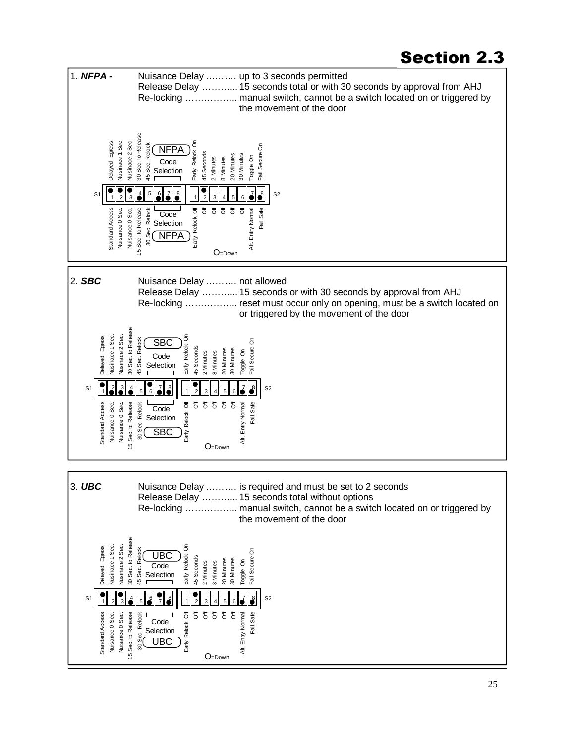# Section 2.3

## 1. *NFPA -*

Nuisance Delay ………. up to 3 seconds permitted
Release Delay ……….. 15 seconds total or with 30 seconds by approval from AHJ
Re-locking …………….. manual switch, cannot be a switch located on or triggered by the movement of the door

| | S1-1 | S1-2 | S1-3 | S1-4 | S1-5 | S1-6 | S1-7 | S1-8 | S2-1 | S2-2 | S2-3 | S2-4 | S2-5 | S2-6 | S2-7 | S2-8 |
|---|---|---|---|---|---|---|---|---|---|---|---|---|---|---|---|---|
| Up | Delayed Egress | Nusinace 1 Sec. | Nusinace 2 Sec. | 30 Sec. to Release | 45 Sec. Relock | Code Selection (NFPA) | Code Selection (NFPA) | Code Selection (NFPA) | Early Relock On | 45 Seconds | 2 Minutes | 8 Minutes | 20 Minutes | 30 Minutes | Toggle On | Fail Secure On |
| Down | Standard Access | Nuisance 0 Sec. | Nuisance 0 Sec. | 15 Sec. to Release | 30 Sec. Relock | Code Selection (NFPA) | Code Selection (NFPA) | Code Selection (NFPA) | Early Relock Off | Off | Off | Off | Off | Off | Alt. Entry Normal | Fail Safe |
| Setting | ● Up | ● Up | ● Up | ● Down | | ● Down | ● Down | ● Down | | ● Up | | | | | ● Down | ● Down |

O=Down

## 2. *SBC*

Nuisance Delay ………. not allowed
Release Delay ……….. 15 seconds or with 30 seconds by approval from AHJ
Re-locking …………….. reset must occur only on opening, must be a switch located on or triggered by the movement of the door

| | S1-1 | S1-2 | S1-3 | S1-4 | S1-5 | S1-6 | S1-7 | S1-8 | S2-1 | S2-2 | S2-3 | S2-4 | S2-5 | S2-6 | S2-7 | S2-8 |
|---|---|---|---|---|---|---|---|---|---|---|---|---|---|---|---|---|
| Up | Delayed Egress | Nusinace 1 Sec. | Nusinace 2 Sec. | 30 Sec. to Release | 45 Sec. Relock | Code Selection (SBC) | Code Selection (SBC) | Code Selection (SBC) | Early Relock On | 45 Seconds | 2 Minutes | 8 Minutes | 20 Minutes | 30 Minutes | Toggle On | Fail Secure On |
| Down | Standard Access | Nuisance 0 Sec. | Nuisance 0 Sec. | 15 Sec. to Release | 30 Sec. Relock | Code Selection (SBC) | Code Selection (SBC) | Code Selection (SBC) | Early Relock Off | Off | Off | Off | Off | Off | Alt. Entry Normal | Fail Safe |
| Setting | ● Up | ● Down | ● Down | ● Down | | ● Up | ● Down | ● Down | | ● Up | | | | | ● Down | ● Down |

O=Down

## 3. *UBC*

Nuisance Delay ………. is required and must be set to 2 seconds
Release Delay ……….. 15 seconds total without options
Re-locking …………….. manual switch, cannot be a switch located on or triggered by the movement of the door

| | S1-1 | S1-2 | S1-3 | S1-4 | S1-5 | S1-6 | S1-7 | S1-8 | S2-1 | S2-2 | S2-3 | S2-4 | S2-5 | S2-6 | S2-7 | S2-8 |
|---|---|---|---|---|---|---|---|---|---|---|---|---|---|---|---|---|
| Up | Delayed Egress | Nusinace 1 Sec. | Nusinace 2 Sec. | 30 Sec. to Release | 45 Sec. Relock | Code Selection (UBC) | Code Selection (UBC) | Code Selection (UBC) | Early Relock On | 45 Seconds | 2 Minutes | 8 Minutes | 20 Minutes | 30 Minutes | Toggle On | Fail Secure On |
| Down | Standard Access | Nuisance 0 Sec. | Nuisance 0 Sec. | 15 Sec. to Release | 30 Sec. Relock | Code Selection (UBC) | Code Selection (UBC) | Code Selection (UBC) | Early Relock Off | Off | Off | Off | Off | Off | Alt. Entry Normal | Fail Safe |
| Setting | ● Up | | ● Up | ● Down | | ● Down | ● Up | ● Down | | ● Up | | | | | ● Down | ● Down |

O=Down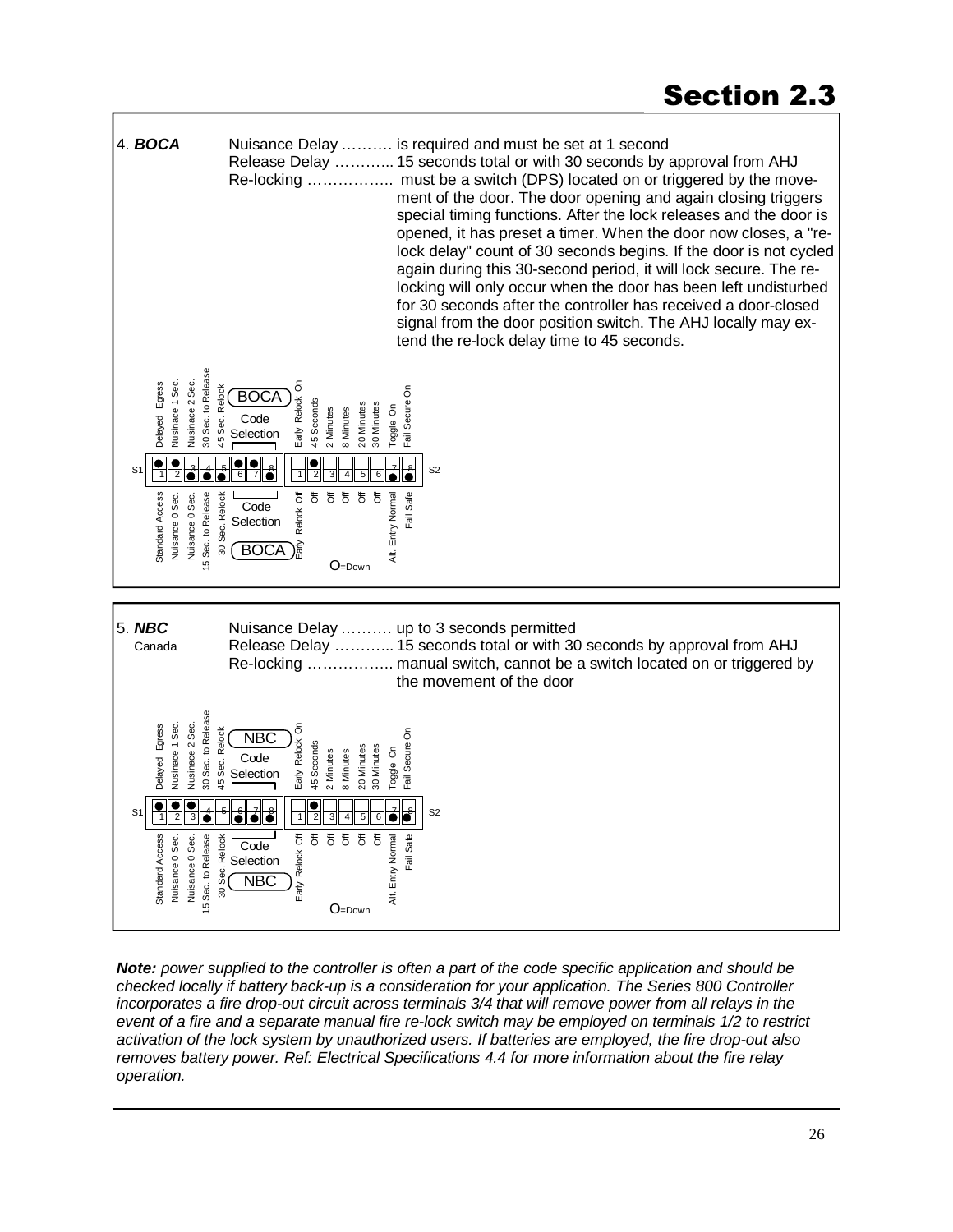# Section 2.3

**4. *BOCA***

Nuisance Delay ………. is required and must be set at 1 second

Release Delay ………... 15 seconds total or with 30 seconds by approval from AHJ

Re-locking …………….. must be a switch (DPS) located on or triggered by the movement of the door. The door opening and again closing triggers special timing functions. After the lock releases and the door is opened, it has preset a timer. When the door now closes, a "relock delay" count of 30 seconds begins. If the door is not cycled again during this 30-second period, it will lock secure. The re-locking will only occur when the door has been left undisturbed for 30 seconds after the controller has received a door-closed signal from the door position switch. The AHJ locally may extend the re-lock delay time to 45 seconds.

S1 (BOCA Code Selection):

| Switch | Up | Down |
|---|---|---|
| 1 | Delayed Egress | Standard Access |
| 2 | Nusinace 1 Sec. | Nuisance 0 Sec. |
| 3 | Nusinace 2 Sec. | Nuisance 0 Sec. |
| 4 | 30 Sec. to Release | 15 Sec. to Release |
| 5 | 45 Sec. Relock | 30 Sec. Relock |
| 6 | Code Selection | Code Selection |
| 7 | Code Selection | Code Selection |
| 8 | Code Selection | Code Selection |

S2:

| Switch | Up | Down |
|---|---|---|
| 1 | Early Relock On | Early Relock Off |
| 2 | 45 Seconds | Off |
| 3 | 2 Minutes | Off |
| 4 | 8 Minutes | Off |
| 5 | 20 Minutes | Off |
| 6 | 30 Minutes | Off |
| 7 | Toggle On | Alt. Entry Normal |
| 8 | Fail Secure On | Fail Safe |

O=Down

**5. *NBC***
Canada

Nuisance Delay ………. up to 3 seconds permitted

Release Delay ………... 15 seconds total or with 30 seconds by approval from AHJ

Re-locking …………….. manual switch, cannot be a switch located on or triggered by the movement of the door

S1 (NBC Code Selection):

| Switch | Up | Down |
|---|---|---|
| 1 | Delayed Egress | Standard Access |
| 2 | Nusinace 1 Sec. | Nuisance 0 Sec. |
| 3 | Nusinace 2 Sec. | Nuisance 0 Sec. |
| 4 | 30 Sec. to Release | 15 Sec. to Release |
| 5 | 45 Sec. Relock | 30 Sec. Relock |
| 6 | Code Selection | Code Selection |
| 7 | Code Selection | Code Selection |
| 8 | Code Selection | Code Selection |

S2:

| Switch | Up | Down |
|---|---|---|
| 1 | Early Relock On | Early Relock Off |
| 2 | 45 Seconds | Off |
| 3 | 2 Minutes | Off |
| 4 | 8 Minutes | Off |
| 5 | 20 Minutes | Off |
| 6 | 30 Minutes | Off |
| 7 | Toggle On | Alt. Entry Normal |
| 8 | Fail Secure On | Fail Safe |

O=Down

***Note:*** *power supplied to the controller is often a part of the code specific application and should be checked locally if battery back-up is a consideration for your application. The Series 800 Controller incorporates a fire drop-out circuit across terminals 3/4 that will remove power from all relays in the event of a fire and a separate manual fire re-lock switch may be employed on terminals 1/2 to restrict activation of the lock system by unauthorized users. If batteries are employed, the fire drop-out also removes battery power. Ref: Electrical Specifications 4.4 for more information about the fire relay operation.*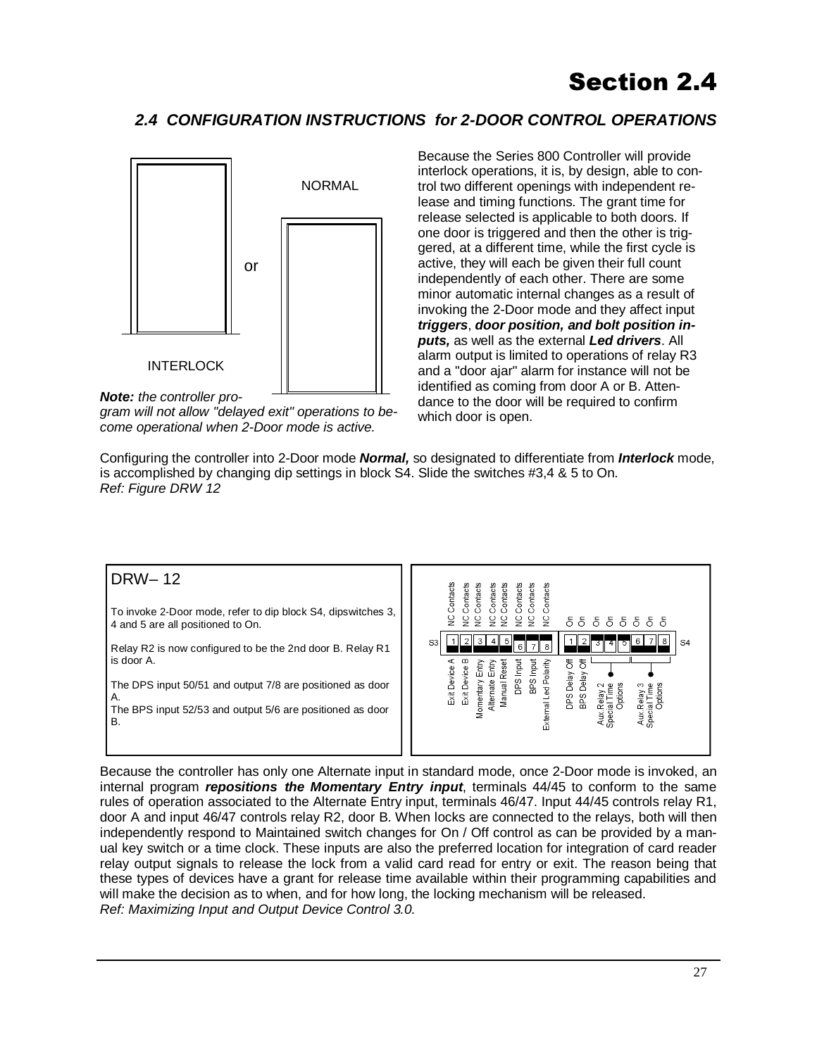# Section 2.4

## *2.4 CONFIGURATION INSTRUCTIONS for 2-DOOR CONTROL OPERATIONS*

NORMAL

or

INTERLOCK

***Note:*** *the controller program will not allow "delayed exit" operations to become operational when 2-Door mode is active.*

Because the Series 800 Controller will provide interlock operations, it is, by design, able to control two different openings with independent release and timing functions. The grant time for release selected is applicable to both doors. If one door is triggered and then the other is triggered, at a different time, while the first cycle is active, they will each be given their full count independently of each other. There are some minor automatic internal changes as a result of invoking the 2-Door mode and they affect input ***triggers***, ***door position, and bolt position inputs,*** as well as the external ***Led drivers***. All alarm output is limited to operations of relay R3 and a "door ajar" alarm for instance will not be identified as coming from door A or B. Attendance to the door will be required to confirm which door is open.

Configuring the controller into 2-Door mode ***Normal,*** so designated to differentiate from ***Interlock*** mode, is accomplished by changing dip settings in block S4. Slide the switches #3,4 & 5 to On.
*Ref: Figure DRW 12*

DRW– 12

To invoke 2-Door mode, refer to dip block S4, dipswitches 3, 4 and 5 are all positioned to On.

Relay R2 is now configured to be the 2nd door B. Relay R1 is door A.

The DPS input 50/51 and output 7/8 are positioned as door A.
The BPS input 52/53 and output 5/6 are positioned as door B.

| S3 | 1 | 2 | 3 | 4 | 5 | 6 | 7 | 8 |
|---|---|---|---|---|---|---|---|---|
| | NC Contacts | NC Contacts | NC Contacts | NC Contacts | NC Contacts | NC Contacts | NC Contacts | NC Contacts |
| | Exit Device A | Exit Device B | Momentary Entry | Alternate Entry | Manual Reset | DPS Input | BPS Input | External Led Polarity |

| S4 | 1 | 2 | 3 | 4 | 5 | 6 | 7 | 8 |
|---|---|---|---|---|---|---|---|---|
| | On | On | On | On | On | On | On | On |
| | DPS Delay Off | BPS Delay Off | Aux. Relay 2 Special Time Options | | | Aux. Relay 3 Special Time Options | | |

Because the controller has only one Alternate input in standard mode, once 2-Door mode is invoked, an internal program ***repositions the Momentary Entry input***, terminals 44/45 to conform to the same rules of operation associated to the Alternate Entry input, terminals 46/47. Input 44/45 controls relay R1, door A and input 46/47 controls relay R2, door B. When locks are connected to the relays, both will then independently respond to Maintained switch changes for On / Off control as can be provided by a manual key switch or a time clock. These inputs are also the preferred location for integration of card reader relay output signals to release the lock from a valid card read for entry or exit. The reason being that these types of devices have a grant for release time available within their programming capabilities and will make the decision as to when, and for how long, the locking mechanism will be released.
*Ref: Maximizing Input and Output Device Control 3.0.*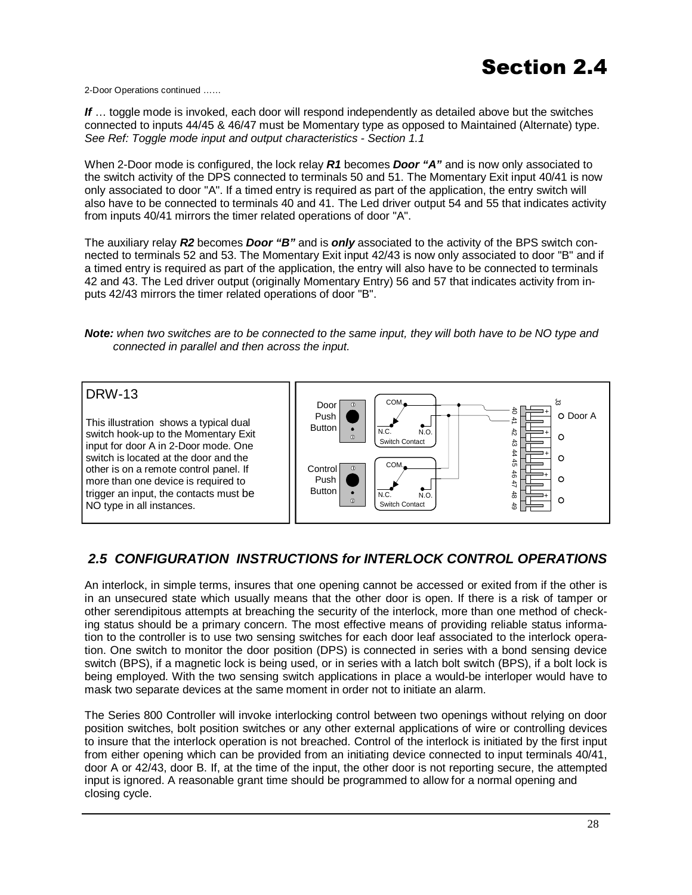# Section 2.4

2-Door Operations continued ……

***If*** … toggle mode is invoked, each door will respond independently as detailed above but the switches connected to inputs 44/45 & 46/47 must be Momentary type as opposed to Maintained (Alternate) type. *See Ref: Toggle mode input and output characteristics - Section 1.1*

When 2-Door mode is configured, the lock relay ***R1*** becomes ***Door "A"*** and is now only associated to the switch activity of the DPS connected to terminals 50 and 51. The Momentary Exit input 40/41 is now only associated to door "A". If a timed entry is required as part of the application, the entry switch will also have to be connected to terminals 40 and 41. The Led driver output 54 and 55 that indicates activity from inputs 40/41 mirrors the timer related operations of door "A".

The auxiliary relay ***R2*** becomes ***Door "B"*** and is ***only*** associated to the activity of the BPS switch connected to terminals 52 and 53. The Momentary Exit input 42/43 is now only associated to door "B" and if a timed entry is required as part of the application, the entry will also have to be connected to terminals 42 and 43. The Led driver output (originally Momentary Entry) 56 and 57 that indicates activity from inputs 42/43 mirrors the timer related operations of door "B".

***Note:*** *when two switches are to be connected to the same input, they will both have to be NO type and connected in parallel and then across the input.*

**DRW-13**

This illustration shows a typical dual switch hook-up to the Momentary Exit input for door A in 2-Door mode. One switch is located at the door and the other is on a remote control panel. If more than one device is required to trigger an input, the contacts must be NO type in all instances.

## *2.5 CONFIGURATION INSTRUCTIONS for INTERLOCK CONTROL OPERATIONS*

An interlock, in simple terms, insures that one opening cannot be accessed or exited from if the other is in an unsecured state which usually means that the other door is open. If there is a risk of tamper or other serendipitous attempts at breaching the security of the interlock, more than one method of checking status should be a primary concern. The most effective means of providing reliable status information to the controller is to use two sensing switches for each door leaf associated to the interlock operation. One switch to monitor the door position (DPS) is connected in series with a bond sensing device switch (BPS), if a magnetic lock is being used, or in series with a latch bolt switch (BPS), if a bolt lock is being employed. With the two sensing switch applications in place a would-be interloper would have to mask two separate devices at the same moment in order not to initiate an alarm.

The Series 800 Controller will invoke interlocking control between two openings without relying on door position switches, bolt position switches or any other external applications of wire or controlling devices to insure that the interlock operation is not breached. Control of the interlock is initiated by the first input from either opening which can be provided from an initiating device connected to input terminals 40/41, door A or 42/43, door B. If, at the time of the input, the other door is not reporting secure, the attempted input is ignored. A reasonable grant time should be programmed to allow for a normal opening and closing cycle.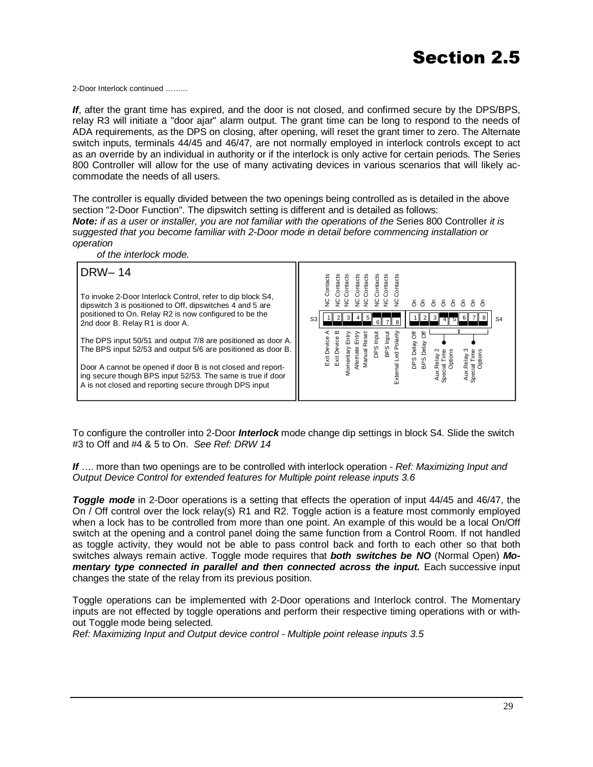# Section 2.5

2-Door Interlock continued ……...

***If***, after the grant time has expired, and the door is not closed, and confirmed secure by the DPS/BPS, relay R3 will initiate a "door ajar" alarm output. The grant time can be long to respond to the needs of ADA requirements, as the DPS on closing, after opening, will reset the grant timer to zero. The Alternate switch inputs, terminals 44/45 and 46/47, are not normally employed in interlock controls except to act as an override by an individual in authority or if the interlock is only active for certain periods. The Series 800 Controller will allow for the use of many activating devices in various scenarios that will likely accommodate the needs of all users.

The controller is equally divided between the two openings being controlled as is detailed in the above section "2-Door Function". The dipswitch setting is different and is detailed as follows:
***Note:*** *if as a user or installer, you are not familiar with the operations of the* Series 800 Controller *it is suggested that you become familiar with 2-Door mode in detail before commencing installation or operation of the interlock mode.*

**DRW– 14**

To invoke 2-Door Interlock Control, refer to dip block S4, dipswitch 3 is positioned to Off, dipswitches 4 and 5 are positioned to On. Relay R2 is now configured to be the 2nd door B. Relay R1 is door A.

The DPS input 50/51 and output 7/8 are positioned as door A. The BPS input 52/53 and output 5/6 are positioned as door B.

Door A cannot be opened if door B is not closed and reporting secure though BPS input 52/53. The same is true if door A is not closed and reporting secure through DPS input

S3: 1 NC Contacts – Exit Device A; 2 NC Contacts – Exit Device B; 3 NC Contacts – Momentary Entry; 4 NC Contacts – Alternate Entry; 5 NC Contacts – Manual Reset; 6 NC Contacts – DPS Input; 7 NC Contacts – BPS Input; 8 NC Contacts – External Led Polarity

S4: 1 On – DPS Delay Off; 2 On – BPS Delay Off; 3–5 On – Aux.Relay 2 Special Time Options; 6–8 On – Aux.Relay 3 Special Time Options

To configure the controller into 2-Door ***Interlock*** mode change dip settings in block S4. Slide the switch #3 to Off and #4 & 5 to On. *See Ref: DRW 14*

***If*** …. more than two openings are to be controlled with interlock operation - *Ref: Maximizing Input and Output Device Control for extended features for Multiple point release inputs 3.6*

***Toggle mode*** in 2-Door operations is a setting that effects the operation of input 44/45 and 46/47, the On / Off control over the lock relay(s) R1 and R2. Toggle action is a feature most commonly employed when a lock has to be controlled from more than one point. An example of this would be a local On/Off switch at the opening and a control panel doing the same function from a Control Room. If not handled as toggle activity, they would not be able to pass control back and forth to each other so that both switches always remain active. Toggle mode requires that ***both switches be NO*** (Normal Open) ***Momentary type connected in parallel and then connected across the input.*** Each successive input changes the state of the relay from its previous position.

Toggle operations can be implemented with 2-Door operations and Interlock control. The Momentary inputs are not effected by toggle operations and perform their respective timing operations with or without Toggle mode being selected.
*Ref: Maximizing Input and Output device control - Multiple point release inputs 3.5*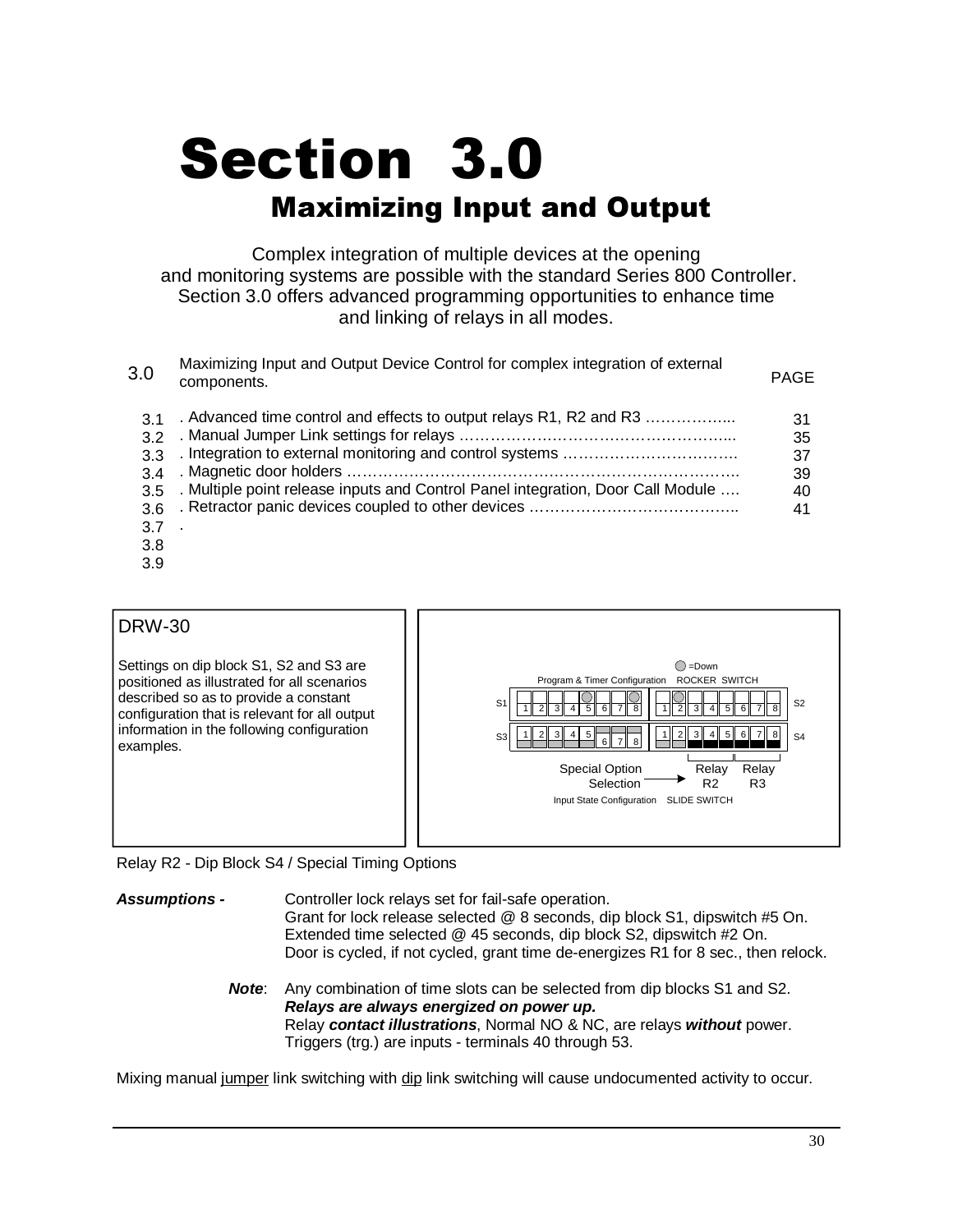# Section 3.0

## Maximizing Input and Output

Complex integration of multiple devices at the opening and monitoring systems are possible with the standard Series 800 Controller. Section 3.0 offers advanced programming opportunities to enhance time and linking of relays in all modes.

| 3.0 | Maximizing Input and Output Device Control for complex integration of external components. | PAGE |
|---|---|---|
| 3.1 | . Advanced time control and effects to output relays R1, R2 and R3 ……………... | 31 |
| 3.2 | . Manual Jumper Link settings for relays ……………………………………………... | 35 |
| 3.3 | . Integration to external monitoring and control systems ……………………………. | 37 |
| 3.4 | . Magnetic door holders ………………………………………………………………….. | 39 |
| 3.5 | . Multiple point release inputs and Control Panel integration, Door Call Module …. | 40 |
| 3.6 | . Retractor panic devices coupled to other devices ………………………………….. | 41 |
| 3.7 | . | |
| 3.8 | | |
| 3.9 | | |

**DRW-30**

Settings on dip block S1, S2 and S3 are positioned as illustrated for all scenarios described so as to provide a constant configuration that is relevant for all output information in the following configuration examples.

○ =Down

Program & Timer Configuration ROCKER SWITCH

S1 1 2 3 4 5 6 7 8 | 1 2 3 4 5 6 7 8 S2

S3 1 2 3 4 5 6 7 8 | 1 2 3 4 5 6 7 8 S4

Special Option Selection → Relay R2 Relay R3

Input State Configuration SLIDE SWITCH

Relay R2 - Dip Block S4 / Special Timing Options

***Assumptions -*** Controller lock relays set for fail-safe operation.
Grant for lock release selected @ 8 seconds, dip block S1, dipswitch #5 On.
Extended time selected @ 45 seconds, dip block S2, dipswitch #2 On.
Door is cycled, if not cycled, grant time de-energizes R1 for 8 sec., then relock.

***Note***: Any combination of time slots can be selected from dip blocks S1 and S2.
***Relays are always energized on power up.***
Relay ***contact illustrations***, Normal NO & NC, are relays ***without*** power.
Triggers (trg.) are inputs - terminals 40 through 53.

Mixing manual jumper link switching with dip link switching will cause undocumented activity to occur.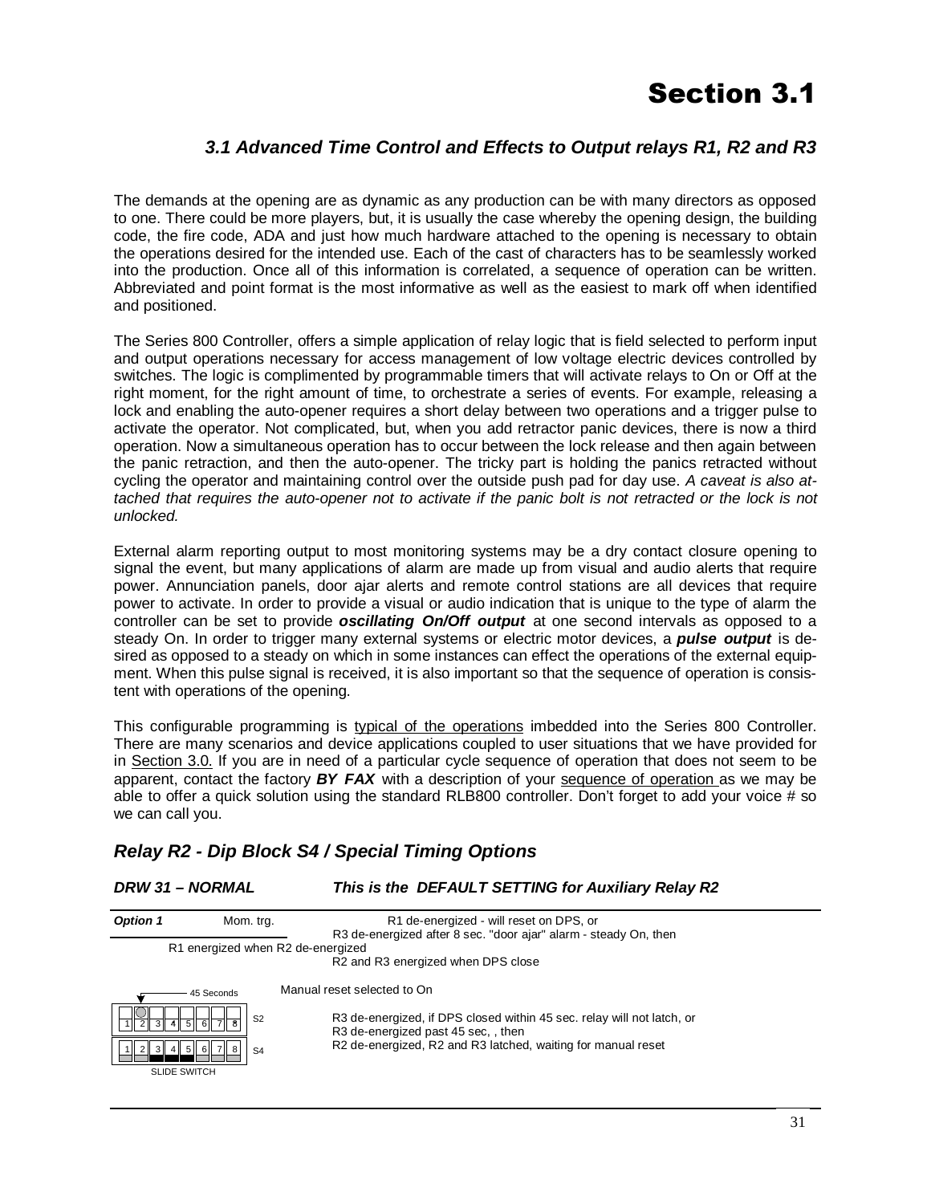# Section 3.1

### *3.1 Advanced Time Control and Effects to Output relays R1, R2 and R3*

The demands at the opening are as dynamic as any production can be with many directors as opposed to one. There could be more players, but, it is usually the case whereby the opening design, the building code, the fire code, ADA and just how much hardware attached to the opening is necessary to obtain the operations desired for the intended use. Each of the cast of characters has to be seamlessly worked into the production. Once all of this information is correlated, a sequence of operation can be written. Abbreviated and point format is the most informative as well as the easiest to mark off when identified and positioned.

The Series 800 Controller, offers a simple application of relay logic that is field selected to perform input and output operations necessary for access management of low voltage electric devices controlled by switches. The logic is complimented by programmable timers that will activate relays to On or Off at the right moment, for the right amount of time, to orchestrate a series of events. For example, releasing a lock and enabling the auto-opener requires a short delay between two operations and a trigger pulse to activate the operator. Not complicated, but, when you add retractor panic devices, there is now a third operation. Now a simultaneous operation has to occur between the lock release and then again between the panic retraction, and then the auto-opener. The tricky part is holding the panics retracted without cycling the operator and maintaining control over the outside push pad for day use. *A caveat is also attached that requires the auto-opener not to activate if the panic bolt is not retracted or the lock is not unlocked.*

External alarm reporting output to most monitoring systems may be a dry contact closure opening to signal the event, but many applications of alarm are made up from visual and audio alerts that require power. Annunciation panels, door ajar alerts and remote control stations are all devices that require power to activate. In order to provide a visual or audio indication that is unique to the type of alarm the controller can be set to provide ***oscillating On/Off output*** at one second intervals as opposed to a steady On. In order to trigger many external systems or electric motor devices, a ***pulse output*** is desired as opposed to a steady on which in some instances can effect the operations of the external equipment. When this pulse signal is received, it is also important so that the sequence of operation is consistent with operations of the opening.

This configurable programming is typical of the operations imbedded into the Series 800 Controller. There are many scenarios and device applications coupled to user situations that we have provided for in Section 3.0. If you are in need of a particular cycle sequence of operation that does not seem to be apparent, contact the factory ***BY FAX*** with a description of your sequence of operation as we may be able to offer a quick solution using the standard RLB800 controller. Don't forget to add your voice # so we can call you.

## *Relay R2 - Dip Block S4 / Special Timing Options*

***DRW 31 – NORMAL*** ***This is the DEFAULT SETTING for Auxiliary Relay R2***

***Option 1*** Mom. trg.

R1 energized when R2 de-energized

R1 de-energized - will reset on DPS, or
R3 de-energized after 8 sec. "door ajar" alarm - steady On, then
R2 and R3 energized when DPS close

45 Seconds

S2: 1 2 3 4 5 6 7 8

S4: 1 2 3 4 5 6 7 8

SLIDE SWITCH

Manual reset selected to On

R3 de-energized, if DPS closed within 45 sec. relay will not latch, or
R3 de-energized past 45 sec, , then
R2 de-energized, R2 and R3 latched, waiting for manual reset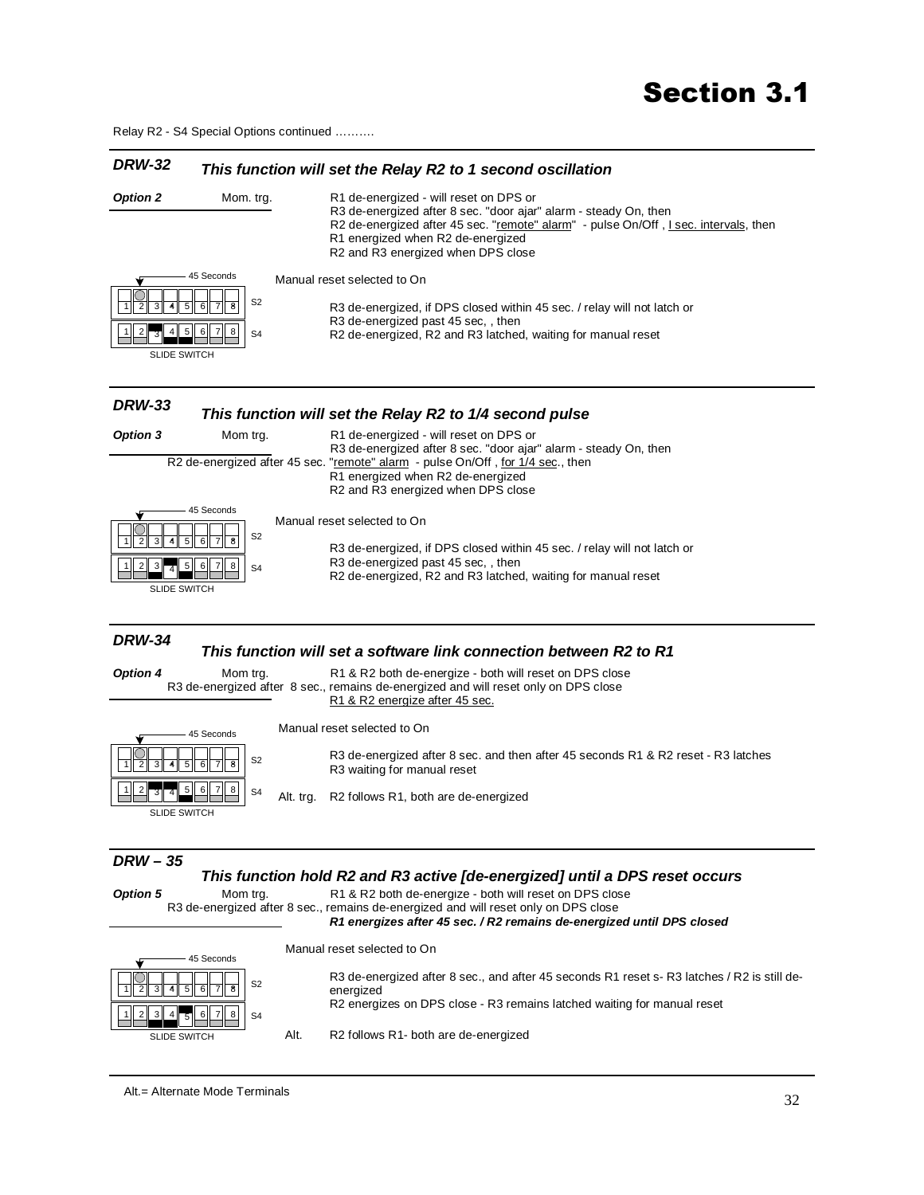# Section 3.1

Relay R2 - S4 Special Options continued ……….

---

## DRW-32 *This function will set the Relay R2 to 1 second oscillation*

**Option 2** Mom. trg.

R1 de-energized - will reset on DPS or
R3 de-energized after 8 sec. "door ajar" alarm - steady On, then
R2 de-energized after 45 sec. "remote" alarm" - pulse On/Off , l sec. intervals, then
R1 energized when R2 de-energized
R2 and R3 energized when DPS close

45 Seconds

S2: 1 2 3 4 5 6 7 8
S4: 1 2 3 4 5 6 7 8

SLIDE SWITCH

Manual reset selected to On

R3 de-energized, if DPS closed within 45 sec. / relay will not latch or
R3 de-energized past 45 sec, , then
R2 de-energized, R2 and R3 latched, waiting for manual reset

---

## DRW-33 *This function will set the Relay R2 to 1/4 second pulse*

**Option 3** Mom trg.

R1 de-energized - will reset on DPS or
R3 de-energized after 8 sec. "door ajar" alarm - steady On, then
R2 de-energized after 45 sec. "remote" alarm - pulse On/Off , for 1/4 sec., then
R1 energized when R2 de-energized
R2 and R3 energized when DPS close

45 Seconds

S2: 1 2 3 4 5 6 7 8
S4: 1 2 3 4 5 6 7 8

SLIDE SWITCH

Manual reset selected to On

R3 de-energized, if DPS closed within 45 sec. / relay will not latch or
R3 de-energized past 45 sec, , then
R2 de-energized, R2 and R3 latched, waiting for manual reset

---

## DRW-34 *This function will set a software link connection between R2 to R1*

**Option 4** Mom trg.

R1 & R2 both de-energize - both will reset on DPS close
R3 de-energized after 8 sec., remains de-energized and will reset only on DPS close
R1 & R2 energize after 45 sec.

45 Seconds

S2: 1 2 3 4 5 6 7 8
S4: 1 2 3 4 5 6 7 8

SLIDE SWITCH

Manual reset selected to On

R3 de-energized after 8 sec. and then after 45 seconds R1 & R2 reset - R3 latches
R3 waiting for manual reset

Alt. trg. R2 follows R1, both are de-energized

---

## DRW – 35 *This function hold R2 and R3 active [de-energized] until a DPS reset occurs*

**Option 5** Mom trg.

R1 & R2 both de-energize - both will reset on DPS close
R3 de-energized after 8 sec., remains de-energized and will reset only on DPS close
***R1 energizes after 45 sec. / R2 remains de-energized until DPS closed***

45 Seconds

S2: 1 2 3 4 5 6 7 8
S4: 1 2 3 4 5 6 7 8

SLIDE SWITCH

Manual reset selected to On

R3 de-energized after 8 sec., and after 45 seconds R1 reset s- R3 latches / R2 is still de-energized
R2 energizes on DPS close - R3 remains latched waiting for manual reset

Alt. R2 follows R1- both are de-energized

---

Alt.= Alternate Mode Terminals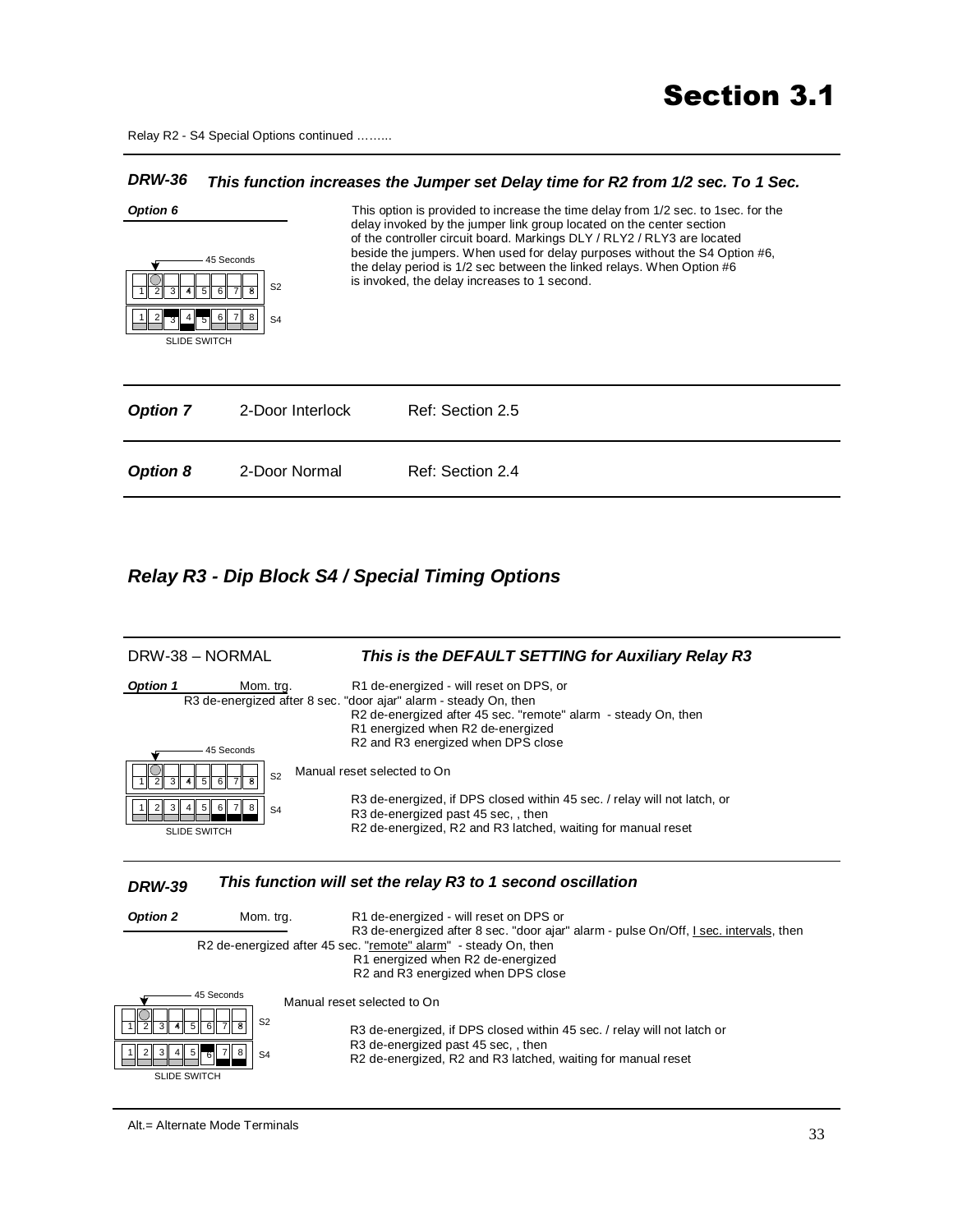# Section 3.1

Relay R2 - S4 Special Options continued ……...

---

***DRW-36*** ***This function increases the Jumper set Delay time for R2 from 1/2 sec. To 1 Sec.***

***Option 6***

45 Seconds

| 1 | 2 | 3 | 4 | 5 | 6 | 7 | 8 | S2 |
|---|---|---|---|---|---|---|---|---|

| 1 | 2 | 3 | 4 | 5 | 6 | 7 | 8 | S4 |
|---|---|---|---|---|---|---|---|---|

SLIDE SWITCH

This option is provided to increase the time delay from 1/2 sec. to 1sec. for the delay invoked by the jumper link group located on the center section of the controller circuit board. Markings DLY / RLY2 / RLY3 are located beside the jumpers. When used for delay purposes without the S4 Option #6, the delay period is 1/2 sec between the linked relays. When Option #6 is invoked, the delay increases to 1 second.

---

| ***Option 7*** | 2-Door Interlock | Ref: Section 2.5 |
|---|---|---|
| ***Option 8*** | 2-Door Normal | Ref: Section 2.4 |

## *Relay R3 - Dip Block S4 / Special Timing Options*

---

DRW-38 – NORMAL ***This is the DEFAULT SETTING for Auxiliary Relay R3***

***Option 1*** Mom. trg. R1 de-energized - will reset on DPS, or
R3 de-energized after 8 sec. "door ajar" alarm - steady On, then
R2 de-energized after 45 sec. "remote" alarm - steady On, then
R1 energized when R2 de-energized
R2 and R3 energized when DPS close

45 Seconds

| 1 | 2 | 3 | 4 | 5 | 6 | 7 | 8 | S2 |
|---|---|---|---|---|---|---|---|---|

| 1 | 2 | 3 | 4 | 5 | 6 | 7 | 8 | S4 |
|---|---|---|---|---|---|---|---|---|

SLIDE SWITCH

Manual reset selected to On

R3 de-energized, if DPS closed within 45 sec. / relay will not latch, or
R3 de-energized past 45 sec, , then
R2 de-energized, R2 and R3 latched, waiting for manual reset

---

***DRW-39*** ***This function will set the relay R3 to 1 second oscillation***

***Option 2*** Mom. trg. R1 de-energized - will reset on DPS or
R3 de-energized after 8 sec. "door ajar" alarm - pulse On/Off, <u>1 sec. intervals</u>, then
R2 de-energized after 45 sec. "<u>remote" alarm</u>" - steady On, then
R1 energized when R2 de-energized
R2 and R3 energized when DPS close

45 Seconds

| 1 | 2 | 3 | 4 | 5 | 6 | 7 | 8 | S2 |
|---|---|---|---|---|---|---|---|---|

| 1 | 2 | 3 | 4 | 5 | 6 | 7 | 8 | S4 |
|---|---|---|---|---|---|---|---|---|

SLIDE SWITCH

Manual reset selected to On

R3 de-energized, if DPS closed within 45 sec. / relay will not latch or
R3 de-energized past 45 sec, , then
R2 de-energized, R2 and R3 latched, waiting for manual reset

---

Alt.= Alternate Mode Terminals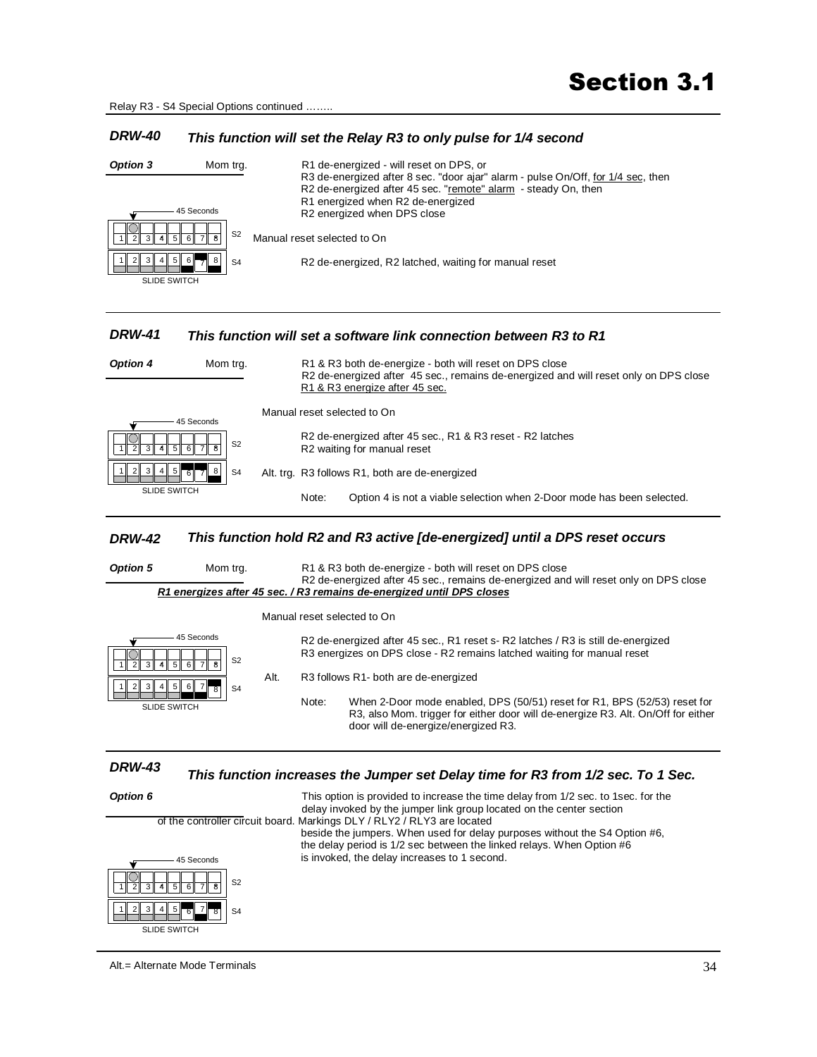## Section 3.1

Relay R3 - S4 Special Options continued ……..

### DRW-40 — *This function will set the Relay R3 to only pulse for 1/4 second*

***Option 3*** — Mom trg.

R1 de-energized - will reset on DPS, or
R3 de-energized after 8 sec. "door ajar" alarm - pulse On/Off, for 1/4 sec, then
R2 de-energized after 45 sec. "remote" alarm - steady On, then
R1 energized when R2 de-energized
R2 energized when DPS close

45 Seconds

S2: 1 2 3 4 5 6 7 8

S4: 1 2 3 4 5 6 7 8

SLIDE SWITCH

Manual reset selected to On

R2 de-energized, R2 latched, waiting for manual reset

---

### DRW-41 — *This function will set a software link connection between R3 to R1*

***Option 4*** — Mom trg.

R1 & R3 both de-energize - both will reset on DPS close
R2 de-energized after 45 sec., remains de-energized and will reset only on DPS close
R1 & R3 energize after 45 sec.

Manual reset selected to On

45 Seconds

S2: 1 2 3 4 5 6 7 8

S4: 1 2 3 4 5 6 7 8

SLIDE SWITCH

R2 de-energized after 45 sec., R1 & R3 reset - R2 latches
R2 waiting for manual reset

Alt. trg. R3 follows R1, both are de-energized

Note: Option 4 is not a viable selection when 2-Door mode has been selected.

---

### DRW-42 — *This function hold R2 and R3 active [de-energized] until a DPS reset occurs*

***Option 5*** — Mom trg.

R1 & R3 both de-energize - both will reset on DPS close
R2 de-energized after 45 sec., remains de-energized and will reset only on DPS close
***R1 energizes after 45 sec. / R3 remains de-energized until DPS closes***

Manual reset selected to On

45 Seconds

S2: 1 2 3 4 5 6 7 8

S4: 1 2 3 4 5 6 7 8

SLIDE SWITCH

R2 de-energized after 45 sec., R1 reset s- R2 latches / R3 is still de-energized
R3 energizes on DPS close - R2 remains latched waiting for manual reset

Alt. R3 follows R1- both are de-energized

Note: When 2-Door mode enabled, DPS (50/51) reset for R1, BPS (52/53) reset for R3, also Mom. trigger for either door will de-energize R3. Alt. On/Off for either door will de-energize/energized R3.

---

### DRW-43 — *This function increases the Jumper set Delay time for R3 from 1/2 sec. To 1 Sec.*

***Option 6***

This option is provided to increase the time delay from 1/2 sec. to 1sec. for the delay invoked by the jumper link group located on the center section of the controller circuit board. Markings DLY / RLY2 / RLY3 are located beside the jumpers. When used for delay purposes without the S4 Option #6, the delay period is 1/2 sec between the linked relays. When Option #6 is invoked, the delay increases to 1 second.

45 Seconds

S2: 1 2 3 4 5 6 7 8

S4: 1 2 3 4 5 6 7 8

SLIDE SWITCH

---

Alt.= Alternate Mode Terminals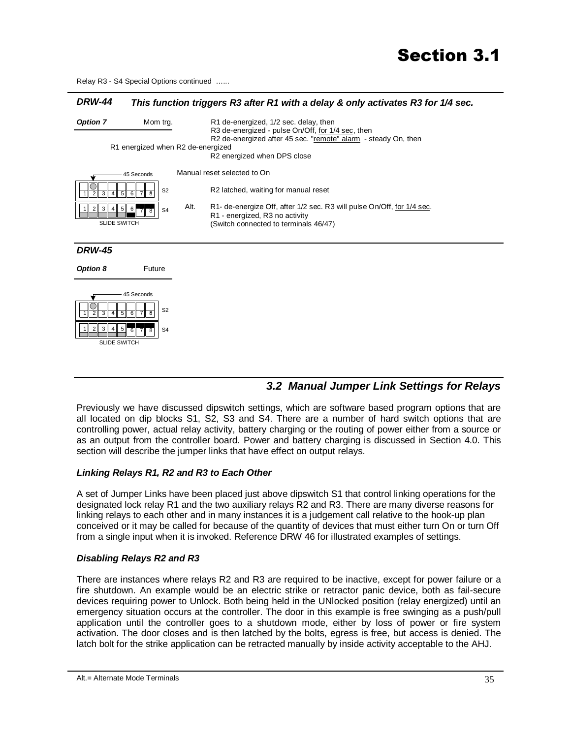# Section 3.1

Relay R3 - S4 Special Options continued ......

***DRW-44*** ***This function triggers R3 after R1 with a delay & only activates R3 for 1/4 sec.***

***Option 7*** Mom trg.

R1 de-energized, 1/2 sec. delay, then
R3 de-energized - pulse On/Off, for 1/4 sec, then
R2 de-energized after 45 sec. "remote" alarm - steady On, then
R1 energized when R2 de-energized
R2 energized when DPS close

45 Seconds

S2: 1 2 3 4 5 6 7 8

S4: 1 2 3 4 5 6 7 8

SLIDE SWITCH

Manual reset selected to On

R2 latched, waiting for manual reset

Alt. R1- de-energize Off, after 1/2 sec. R3 will pulse On/Off, for 1/4 sec.
R1 - energized, R3 no activity
(Switch connected to terminals 46/47)

***DRW-45***

***Option 8*** Future

45 Seconds

S2: 1 2 3 4 5 6 7 8

S4: 1 2 3 4 5 6 7 8

SLIDE SWITCH

## *3.2 Manual Jumper Link Settings for Relays*

Previously we have discussed dipswitch settings, which are software based program options that are all located on dip blocks S1, S2, S3 and S4. There are a number of hard switch options that are controlling power, actual relay activity, battery charging or the routing of power either from a source or as an output from the controller board. Power and battery charging is discussed in Section 4.0. This section will describe the jumper links that have effect on output relays.

### *Linking Relays R1, R2 and R3 to Each Other*

A set of Jumper Links have been placed just above dipswitch S1 that control linking operations for the designated lock relay R1 and the two auxiliary relays R2 and R3. There are many diverse reasons for linking relays to each other and in many instances it is a judgement call relative to the hook-up plan conceived or it may be called for because of the quantity of devices that must either turn On or turn Off from a single input when it is invoked. Reference DRW 46 for illustrated examples of settings.

### *Disabling Relays R2 and R3*

There are instances where relays R2 and R3 are required to be inactive, except for power failure or a fire shutdown. An example would be an electric strike or retractor panic device, both as fail-secure devices requiring power to Unlock. Both being held in the UNlocked position (relay energized) until an emergency situation occurs at the controller. The door in this example is free swinging as a push/pull application until the controller goes to a shutdown mode, either by loss of power or fire system activation. The door closes and is then latched by the bolts, egress is free, but access is denied. The latch bolt for the strike application can be retracted manually by inside activity acceptable to the AHJ.

Alt.= Alternate Mode Terminals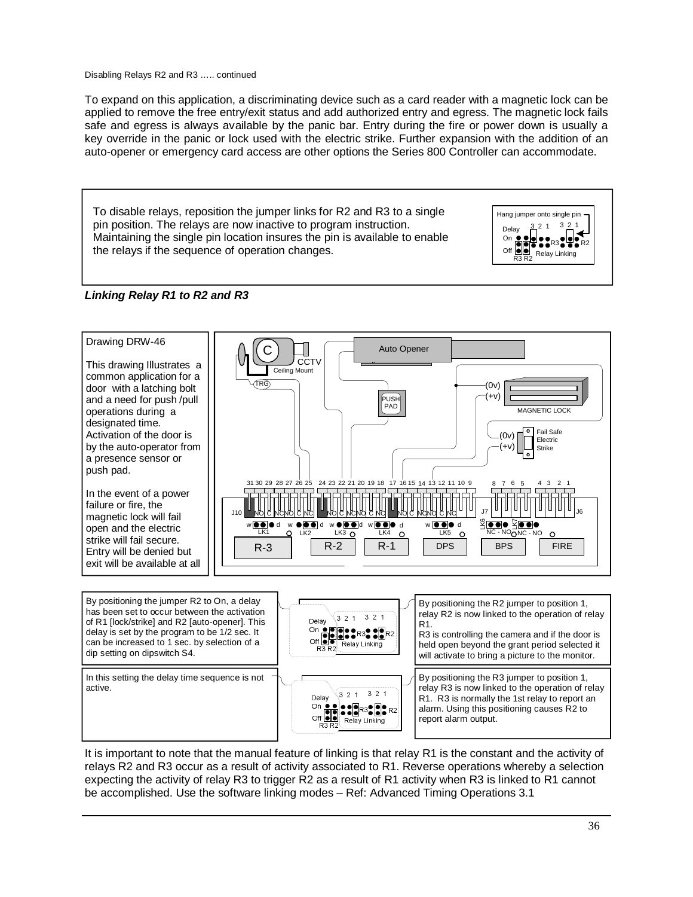Disabling Relays R2 and R3 ….. continued

To expand on this application, a discriminating device such as a card reader with a magnetic lock can be applied to remove the free entry/exit status and add authorized entry and egress. The magnetic lock fails safe and egress is always available by the panic bar. Entry during the fire or power down is usually a key override in the panic or lock used with the electric strike. Further expansion with the addition of an auto-opener or emergency card access are other options the Series 800 Controller can accommodate.

To disable relays, reposition the jumper links for R2 and R3 to a single pin position. The relays are now inactive to program instruction. Maintaining the single pin location insures the pin is available to enable the relays if the sequence of operation changes.

Hang jumper onto single pin

### *Linking Relay R1 to R2 and R3*

Drawing DRW-46

This drawing Illustrates a common application for a door with a latching bolt and a need for push /pull operations during a designated time. Activation of the door is by the auto-operator from a presence sensor or push pad.

In the event of a power failure or fire, the magnetic lock will fail open and the electric strike will fail secure. Entry will be denied but exit will be available at all

By positioning the jumper R2 to On, a delay has been set to occur between the activation of R1 [lock/strike] and R2 [auto-opener]. This delay is set by the program to be 1/2 sec. It can be increased to 1 sec. by selection of a dip setting on dipswitch S4.

By positioning the R2 jumper to position 1, relay R2 is now linked to the operation of relay R1.
R3 is controlling the camera and if the door is held open beyond the grant period selected it will activate to bring a picture to the monitor.

In this setting the delay time sequence is not active.

By positioning the R3 jumper to position 1, relay R3 is now linked to the operation of relay R1. R3 is normally the 1st relay to report an alarm. Using this positioning causes R2 to report alarm output.

It is important to note that the manual feature of linking is that relay R1 is the constant and the activity of relays R2 and R3 occur as a result of activity associated to R1. Reverse operations whereby a selection expecting the activity of relay R3 to trigger R2 as a result of R1 activity when R3 is linked to R1 cannot be accomplished. Use the software linking modes – Ref: Advanced Timing Operations 3.1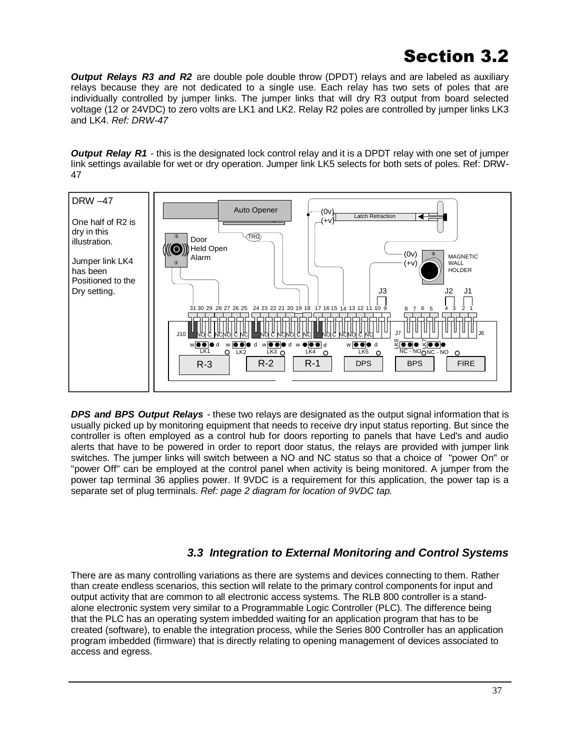# Section 3.2

***Output Relays R3 and R2*** are double pole double throw (DPDT) relays and are labeled as auxiliary relays because they are not dedicated to a single use. Each relay has two sets of poles that are individually controlled by jumper links. The jumper links that will dry R3 output from board selected voltage (12 or 24VDC) to zero volts are LK1 and LK2. Relay R2 poles are controlled by jumper links LK3 and LK4. *Ref: DRW-47*

***Output Relay R1*** - this is the designated lock control relay and it is a DPDT relay with one set of jumper link settings available for wet or dry operation. Jumper link LK5 selects for both sets of poles. Ref: DRW-47

DRW –47

One half of R2 is dry in this illustration.

Jumper link LK4 has been Positioned to the Dry setting.

***DPS and BPS Output Relays*** - these two relays are designated as the output signal information that is usually picked up by monitoring equipment that needs to receive dry input status reporting. But since the controller is often employed as a control hub for doors reporting to panels that have Led's and audio alerts that have to be powered in order to report door status, the relays are provided with jumper link switches. The jumper links will switch between a NO and NC status so that a choice of "power On" or "power Off" can be employed at the control panel when activity is being monitored. A jumper from the power tap terminal 36 applies power. If 9VDC is a requirement for this application, the power tap is a separate set of plug terminals. *Ref: page 2 diagram for location of 9VDC tap.*

### *3.3 Integration to External Monitoring and Control Systems*

There are as many controlling variations as there are systems and devices connecting to them. Rather than create endless scenarios, this section will relate to the primary control components for input and output activity that are common to all electronic access systems. The RLB 800 controller is a stand-alone electronic system very similar to a Programmable Logic Controller (PLC). The difference being that the PLC has an operating system imbedded waiting for an application program that has to be created (software), to enable the integration process, while the Series 800 Controller has an application program imbedded (firmware) that is directly relating to opening management of devices associated to access and egress.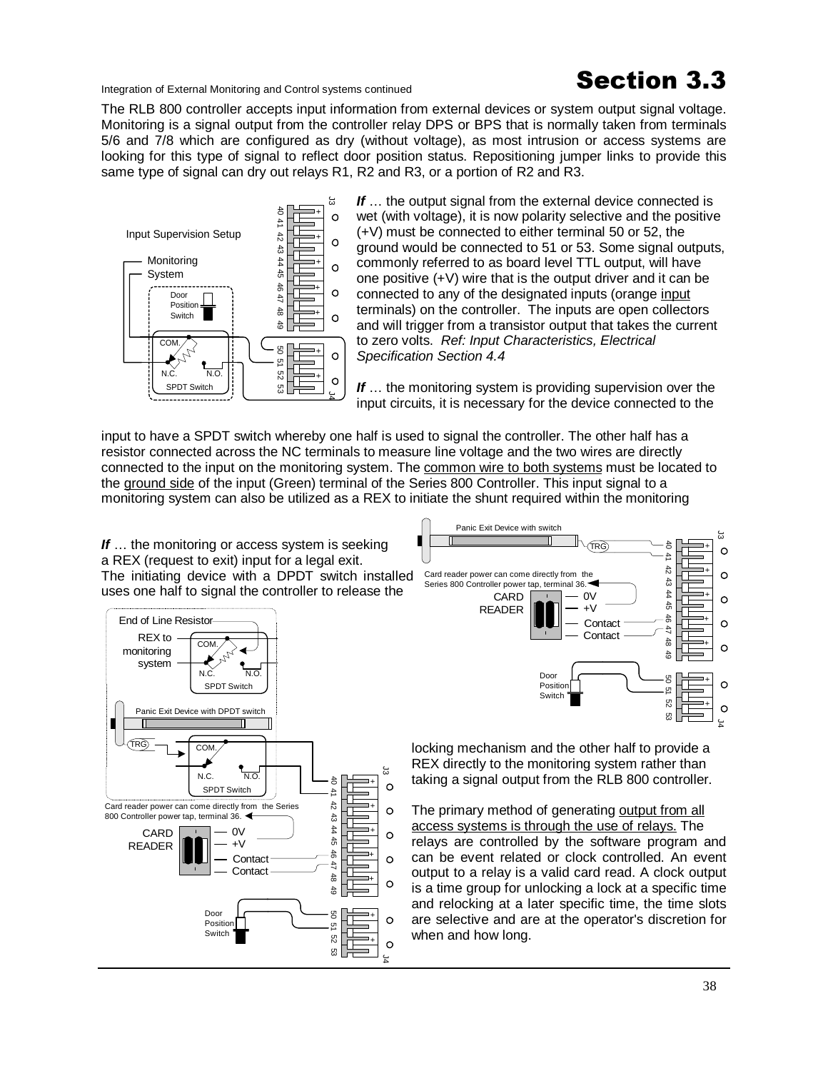# Section 3.3

Integration of External Monitoring and Control systems continued

The RLB 800 controller accepts input information from external devices or system output signal voltage. Monitoring is a signal output from the controller relay DPS or BPS that is normally taken from terminals 5/6 and 7/8 which are configured as dry (without voltage), as most intrusion or access systems are looking for this type of signal to reflect door position status. Repositioning jumper links to provide this same type of signal can dry out relays R1, R2 and R3, or a portion of R2 and R3.

***If*** … the output signal from the external device connected is wet (with voltage), it is now polarity selective and the positive (+V) must be connected to either terminal 50 or 52, the ground would be connected to 51 or 53. Some signal outputs, commonly referred to as board level TTL output, will have one positive (+V) wire that is the output driver and it can be connected to any of the designated inputs (orange input terminals) on the controller. The inputs are open collectors and will trigger from a transistor output that takes the current to zero volts. *Ref: Input Characteristics, Electrical Specification Section 4.4*

***If*** … the monitoring system is providing supervision over the input circuits, it is necessary for the device connected to the input to have a SPDT switch whereby one half is used to signal the controller. The other half has a resistor connected across the NC terminals to measure line voltage and the two wires are directly connected to the input on the monitoring system. The common wire to both systems must be located to the ground side of the input (Green) terminal of the Series 800 Controller. This input signal to a monitoring system can also be utilized as a REX to initiate the shunt required within the monitoring locking mechanism and the other half to provide a REX directly to the monitoring system rather than taking a signal output from the RLB 800 controller.

***If*** … the monitoring or access system is seeking a REX (request to exit) input for a legal exit. The initiating device with a DPDT switch installed uses one half to signal the controller to release the locking mechanism and the other half to provide a REX directly to the monitoring system rather than taking a signal output from the RLB 800 controller.

The primary method of generating output from all access systems is through the use of relays. The relays are controlled by the software program and can be event related or clock controlled. An event output to a relay is a valid card read. A clock output is a time group for unlocking a lock at a specific time and relocking at a later specific time, the time slots are selective and are at the operator's discretion for when and how long.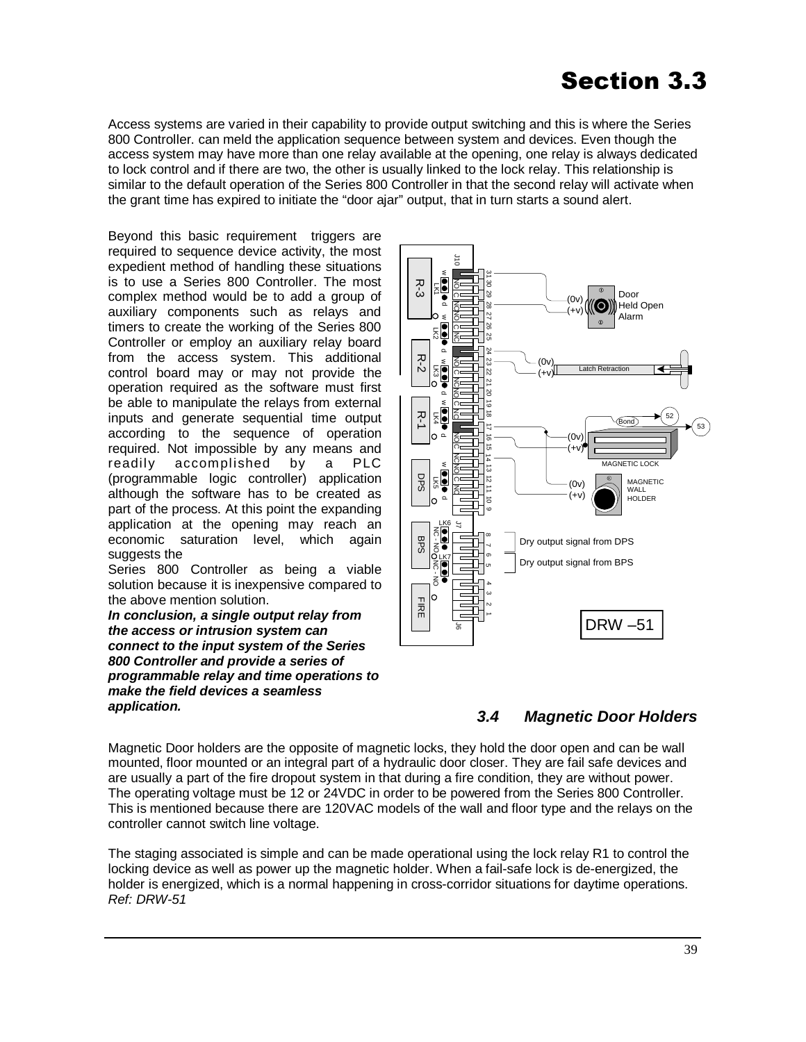# Section 3.3

Access systems are varied in their capability to provide output switching and this is where the Series 800 Controller. can meld the application sequence between system and devices. Even though the access system may have more than one relay available at the opening, one relay is always dedicated to lock control and if there are two, the other is usually linked to the lock relay. This relationship is similar to the default operation of the Series 800 Controller in that the second relay will activate when the grant time has expired to initiate the "door ajar" output, that in turn starts a sound alert.

Beyond this basic requirement triggers are required to sequence device activity, the most expedient method of handling these situations is to use a Series 800 Controller. The most complex method would be to add a group of auxiliary components such as relays and timers to create the working of the Series 800 Controller or employ an auxiliary relay board from the access system. This additional control board may or may not provide the operation required as the software must first be able to manipulate the relays from external inputs and generate sequential time output according to the sequence of operation required. Not impossible by any means and readily accomplished by a PLC (programmable logic controller) application although the software has to be created as part of the process. At this point the expanding application at the opening may reach an economic saturation level, which again suggests the

Series 800 Controller as being a viable solution because it is inexpensive compared to the above mention solution.

***In conclusion, a single output relay from the access or intrusion system can connect to the input system of the Series 800 Controller and provide a series of programmable relay and time operations to make the field devices a seamless application.***

DRW –51

### *3.4 Magnetic Door Holders*

Magnetic Door holders are the opposite of magnetic locks, they hold the door open and can be wall mounted, floor mounted or an integral part of a hydraulic door closer. They are fail safe devices and are usually a part of the fire dropout system in that during a fire condition, they are without power. The operating voltage must be 12 or 24VDC in order to be powered from the Series 800 Controller. This is mentioned because there are 120VAC models of the wall and floor type and the relays on the controller cannot switch line voltage.

The staging associated is simple and can be made operational using the lock relay R1 to control the locking device as well as power up the magnetic holder. When a fail-safe lock is de-energized, the holder is energized, which is a normal happening in cross-corridor situations for daytime operations. *Ref: DRW-51*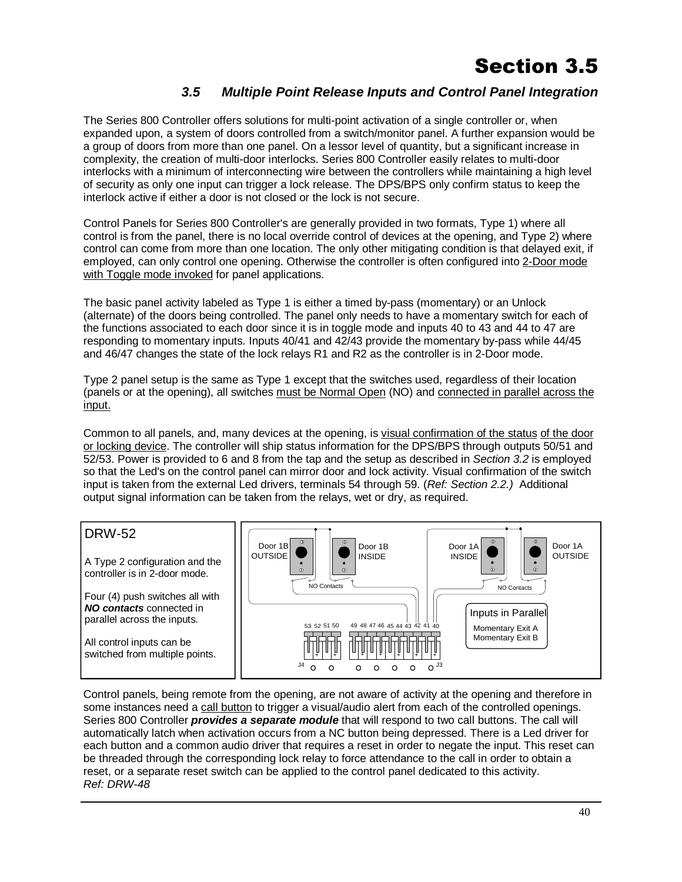# Section 3.5

### *3.5 Multiple Point Release Inputs and Control Panel Integration*

The Series 800 Controller offers solutions for multi-point activation of a single controller or, when expanded upon, a system of doors controlled from a switch/monitor panel. A further expansion would be a group of doors from more than one panel. On a lessor level of quantity, but a significant increase in complexity, the creation of multi-door interlocks. Series 800 Controller easily relates to multi-door interlocks with a minimum of interconnecting wire between the controllers while maintaining a high level of security as only one input can trigger a lock release. The DPS/BPS only confirm status to keep the interlock active if either a door is not closed or the lock is not secure.

Control Panels for Series 800 Controller's are generally provided in two formats, Type 1) where all control is from the panel, there is no local override control of devices at the opening, and Type 2) where control can come from more than one location. The only other mitigating condition is that delayed exit, if employed, can only control one opening. Otherwise the controller is often configured into 2-Door mode with Toggle mode invoked for panel applications.

The basic panel activity labeled as Type 1 is either a timed by-pass (momentary) or an Unlock (alternate) of the doors being controlled. The panel only needs to have a momentary switch for each of the functions associated to each door since it is in toggle mode and inputs 40 to 43 and 44 to 47 are responding to momentary inputs. Inputs 40/41 and 42/43 provide the momentary by-pass while 44/45 and 46/47 changes the state of the lock relays R1 and R2 as the controller is in 2-Door mode.

Type 2 panel setup is the same as Type 1 except that the switches used, regardless of their location (panels or at the opening), all switches must be Normal Open (NO) and connected in parallel across the input.

Common to all panels, and, many devices at the opening, is visual confirmation of the status of the door or locking device. The controller will ship status information for the DPS/BPS through outputs 50/51 and 52/53. Power is provided to 6 and 8 from the tap and the setup as described in *Section 3.2* is employed so that the Led's on the control panel can mirror door and lock activity. Visual confirmation of the switch input is taken from the external Led drivers, terminals 54 through 59. (*Ref: Section 2.2.)* Additional output signal information can be taken from the relays, wet or dry, as required.

DRW-52

A Type 2 configuration and the controller is in 2-door mode.

Four (4) push switches all with ***NO contacts*** connected in parallel across the inputs.

All control inputs can be switched from multiple points.

Door 1B OUTSIDE — Door 1B INSIDE — Door 1A INSIDE — Door 1A OUTSIDE

NO Contacts — NO Contacts

Inputs in Parallel: Momentary Exit A, Momentary Exit B

53 52 51 50 49 48 47 46 45 44 43 42 41 40

J4 — J3

Control panels, being remote from the opening, are not aware of activity at the opening and therefore in some instances need a call button to trigger a visual/audio alert from each of the controlled openings. Series 800 Controller ***provides a separate module*** that will respond to two call buttons. The call will automatically latch when activation occurs from a NC button being depressed. There is a Led driver for each button and a common audio driver that requires a reset in order to negate the input. This reset can be threaded through the corresponding lock relay to force attendance to the call in order to obtain a reset, or a separate reset switch can be applied to the control panel dedicated to this activity.
*Ref: DRW-48*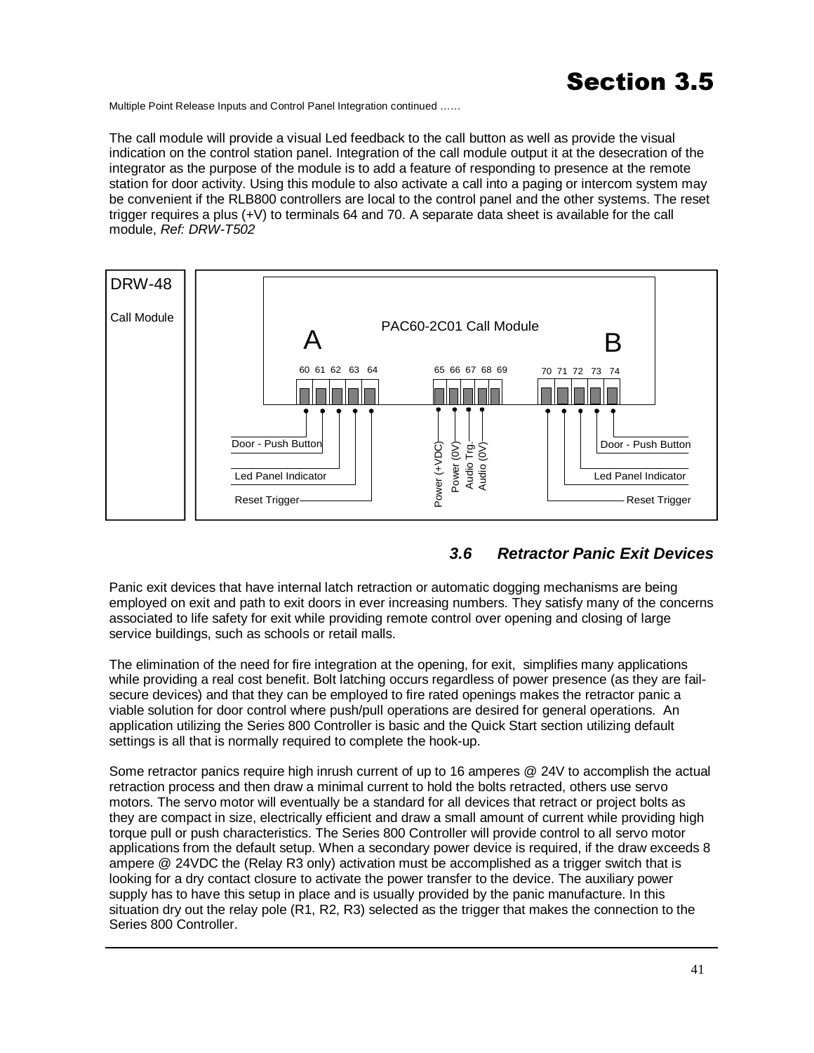# Section 3.5

Multiple Point Release Inputs and Control Panel Integration continued ……

The call module will provide a visual Led feedback to the call button as well as provide the visual indication on the control station panel. Integration of the call module output it at the desecration of the integrator as the purpose of the module is to add a feature of responding to presence at the remote station for door activity. Using this module to also activate a call into a paging or intercom system may be convenient if the RLB800 controllers are local to the control panel and the other systems. The reset trigger requires a plus (+V) to terminals 64 and 70. A separate data sheet is available for the call module, *Ref: DRW-T502*

DRW-48

Call Module

PAC60-2C01 Call Module

A: 60 61 62 63 64 — Door - Push Button; Led Panel Indicator; Reset Trigger

65 66 67 68 69 — Power (+VDC); Power (0V); Audio Trg.; Audio (0V)

B: 70 71 72 73 74 — Door - Push Button; Led Panel Indicator; Reset Trigger

### 3.6 Retractor Panic Exit Devices

Panic exit devices that have internal latch retraction or automatic dogging mechanisms are being employed on exit and path to exit doors in ever increasing numbers. They satisfy many of the concerns associated to life safety for exit while providing remote control over opening and closing of large service buildings, such as schools or retail malls.

The elimination of the need for fire integration at the opening, for exit, simplifies many applications while providing a real cost benefit. Bolt latching occurs regardless of power presence (as they are fail-secure devices) and that they can be employed to fire rated openings makes the retractor panic a viable solution for door control where push/pull operations are desired for general operations. An application utilizing the Series 800 Controller is basic and the Quick Start section utilizing default settings is all that is normally required to complete the hook-up.

Some retractor panics require high inrush current of up to 16 amperes @ 24V to accomplish the actual retraction process and then draw a minimal current to hold the bolts retracted, others use servo motors. The servo motor will eventually be a standard for all devices that retract or project bolts as they are compact in size, electrically efficient and draw a small amount of current while providing high torque pull or push characteristics. The Series 800 Controller will provide control to all servo motor applications from the default setup. When a secondary power device is required, if the draw exceeds 8 ampere @ 24VDC the (Relay R3 only) activation must be accomplished as a trigger switch that is looking for a dry contact closure to activate the power transfer to the device. The auxiliary power supply has to have this setup in place and is usually provided by the panic manufacture. In this situation dry out the relay pole (R1, R2, R3) selected as the trigger that makes the connection to the Series 800 Controller.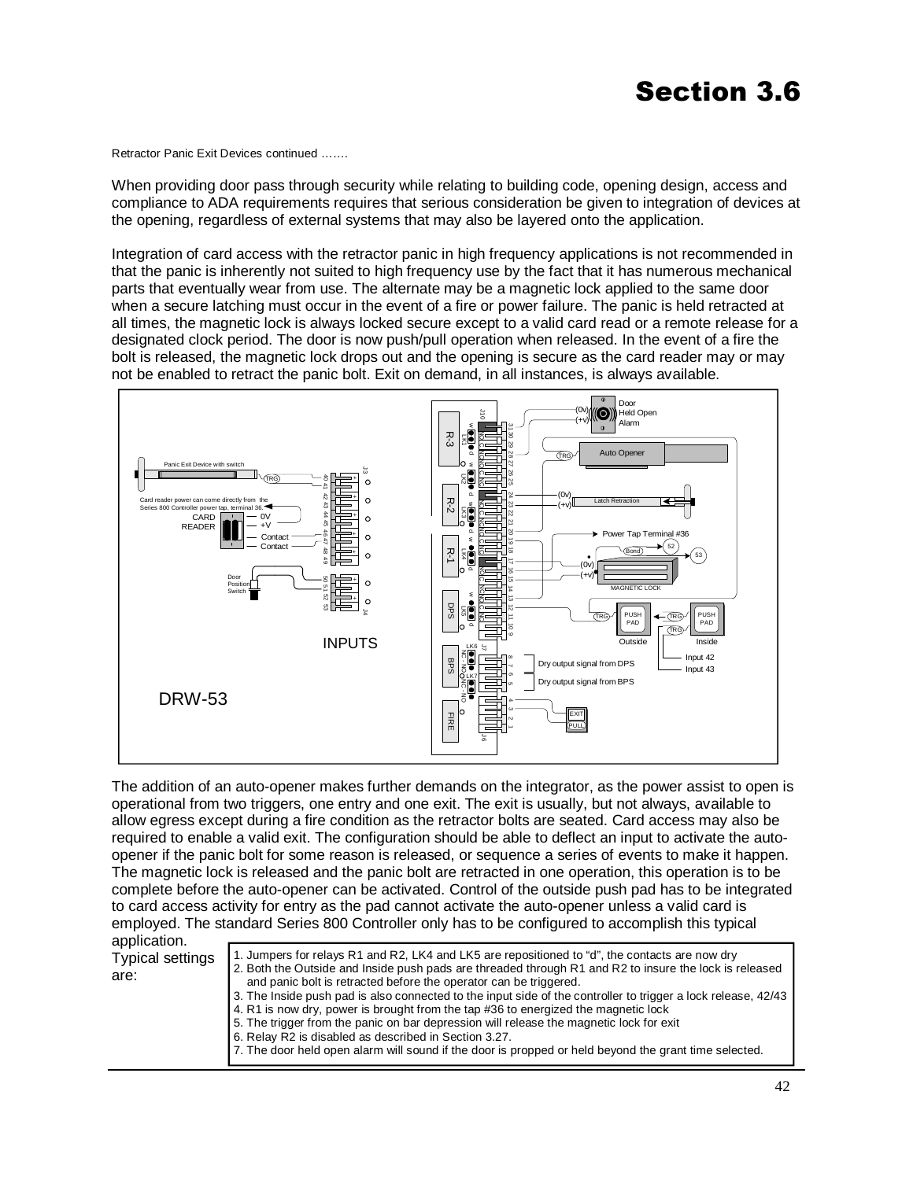# Section 3.6

Retractor Panic Exit Devices continued …….

When providing door pass through security while relating to building code, opening design, access and compliance to ADA requirements requires that serious consideration be given to integration of devices at the opening, regardless of external systems that may also be layered onto the application.

Integration of card access with the retractor panic in high frequency applications is not recommended in that the panic is inherently not suited to high frequency use by the fact that it has numerous mechanical parts that eventually wear from use. The alternate may be a magnetic lock applied to the same door when a secure latching must occur in the event of a fire or power failure. The panic is held retracted at all times, the magnetic lock is always locked secure except to a valid card read or a remote release for a designated clock period. The door is now push/pull operation when released. In the event of a fire the bolt is released, the magnetic lock drops out and the opening is secure as the card reader may or may not be enabled to retract the panic bolt. Exit on demand, in all instances, is always available.

DRW-53

The addition of an auto-opener makes further demands on the integrator, as the power assist to open is operational from two triggers, one entry and one exit. The exit is usually, but not always, available to allow egress except during a fire condition as the retractor bolts are seated. Card access may also be required to enable a valid exit. The configuration should be able to deflect an input to activate the auto-opener if the panic bolt for some reason is released, or sequence a series of events to make it happen. The magnetic lock is released and the panic bolt are retracted in one operation, this operation is to be complete before the auto-opener can be activated. Control of the outside push pad has to be integrated to card access activity for entry as the pad cannot activate the auto-opener unless a valid card is employed. The standard Series 800 Controller only has to be configured to accomplish this typical application.

Typical settings are:

1. Jumpers for relays R1 and R2, LK4 and LK5 are repositioned to "d", the contacts are now dry
2. Both the Outside and Inside push pads are threaded through R1 and R2 to insure the lock is released and panic bolt is retracted before the operator can be triggered.
3. The Inside push pad is also connected to the input side of the controller to trigger a lock release, 42/43
4. R1 is now dry, power is brought from the tap #36 to energized the magnetic lock
5. The trigger from the panic on bar depression will release the magnetic lock for exit
6. Relay R2 is disabled as described in Section 3.27.
7. The door held open alarm will sound if the door is propped or held beyond the grant time selected.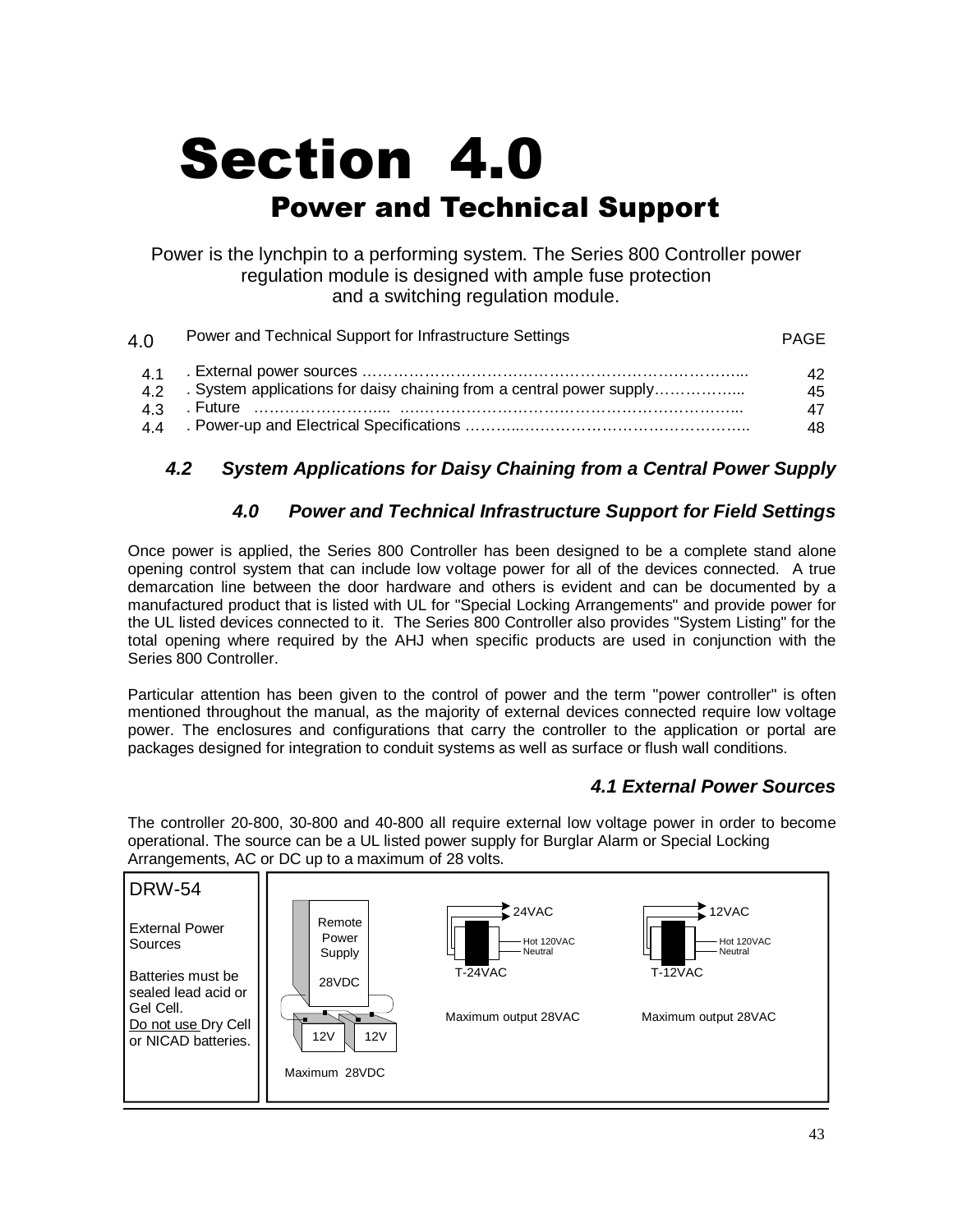# Section 4.0

## Power and Technical Support

Power is the lynchpin to a performing system. The Series 800 Controller power regulation module is designed with ample fuse protection and a switching regulation module.

| 4.0 | Power and Technical Support for Infrastructure Settings | PAGE |
|---|---|---|
| 4.1 | . External power sources ………………………………………………………………….. | 42 |
| 4.2 | . System applications for daisy chaining from a central power supply……………... | 45 |
| 4.3 | . Future ……………………... ………………………………………………………... | 47 |
| 4.4 | . Power-up and Electrical Specifications ………..………………………………………….. | 48 |

### *4.2 System Applications for Daisy Chaining from a Central Power Supply*

### *4.0 Power and Technical Infrastructure Support for Field Settings*

Once power is applied, the Series 800 Controller has been designed to be a complete stand alone opening control system that can include low voltage power for all of the devices connected. A true demarcation line between the door hardware and others is evident and can be documented by a manufactured product that is listed with UL for "Special Locking Arrangements" and provide power for the UL listed devices connected to it. The Series 800 Controller also provides "System Listing" for the total opening where required by the AHJ when specific products are used in conjunction with the Series 800 Controller.

Particular attention has been given to the control of power and the term "power controller" is often mentioned throughout the manual, as the majority of external devices connected require low voltage power. The enclosures and configurations that carry the controller to the application or portal are packages designed for integration to conduit systems as well as surface or flush wall conditions.

### *4.1 External Power Sources*

The controller 20-800, 30-800 and 40-800 all require external low voltage power in order to become operational. The source can be a UL listed power supply for Burglar Alarm or Special Locking Arrangements, AC or DC up to a maximum of 28 volts.

DRW-54

External Power Sources

Batteries must be sealed lead acid or Gel Cell.
Do not use Dry Cell or NICAD batteries.

Remote Power Supply 28VDC

12V 12V

Maximum 28VDC

24VAC Hot 120VAC Neutral T-24VAC

Maximum output 28VAC

12VAC Hot 120VAC Neutral T-12VAC

Maximum output 28VAC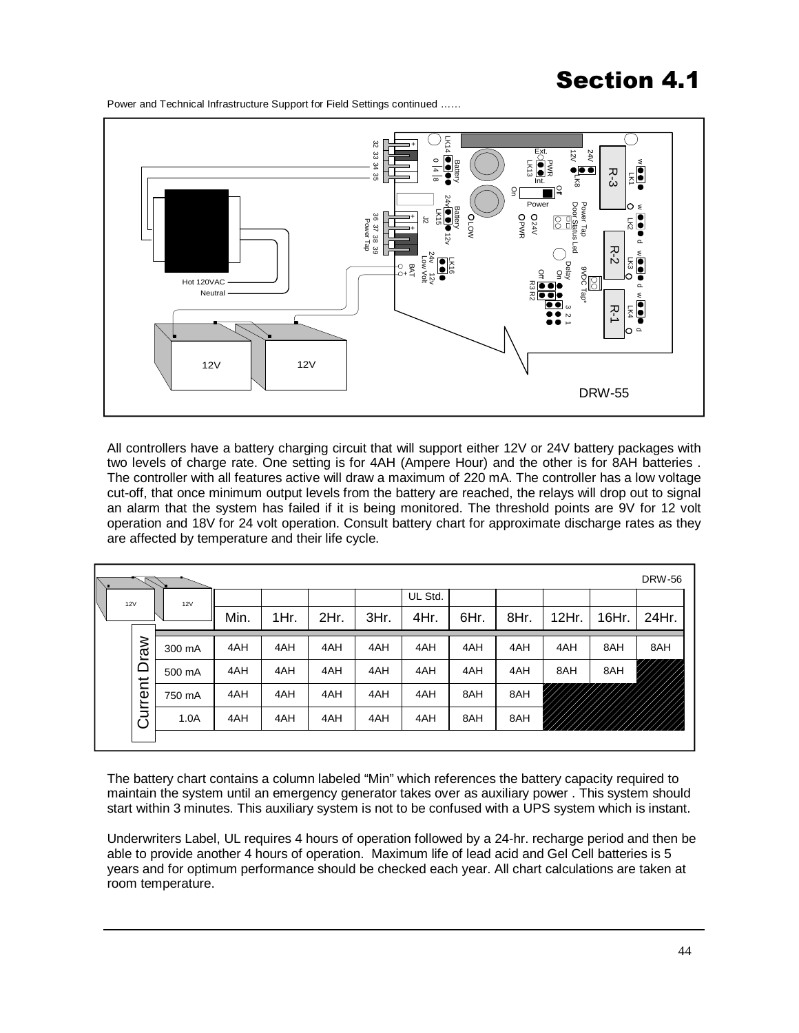# Section 4.1

Power and Technical Infrastructure Support for Field Settings continued ……

DRW-55

All controllers have a battery charging circuit that will support either 12V or 24V battery packages with two levels of charge rate. One setting is for 4AH (Ampere Hour) and the other is for 8AH batteries . The controller with all features active will draw a maximum of 220 mA. The controller has a low voltage cut-off, that once minimum output levels from the battery are reached, the relays will drop out to signal an alarm that the system has failed if it is being monitored. The threshold points are 9V for 12 volt operation and 18V for 24 volt operation. Consult battery chart for approximate discharge rates as they are affected by temperature and their life cycle.

DRW-56

| Current Draw | Min. | 1Hr. | 2Hr. | 3Hr. | 4Hr. (UL Std.) | 6Hr. | 8Hr. | 12Hr. | 16Hr. | 24Hr. |
|---|---|---|---|---|---|---|---|---|---|---|
| 300 mA | 4AH | 4AH | 4AH | 4AH | 4AH | 4AH | 4AH | 4AH | 8AH | 8AH |
| 500 mA | 4AH | 4AH | 4AH | 4AH | 4AH | 4AH | 4AH | 8AH | 8AH | |
| 750 mA | 4AH | 4AH | 4AH | 4AH | 4AH | 8AH | 8AH | | | |
| 1.0A | 4AH | 4AH | 4AH | 4AH | 4AH | 8AH | 8AH | | | |

The battery chart contains a column labeled "Min" which references the battery capacity required to maintain the system until an emergency generator takes over as auxiliary power . This system should start within 3 minutes. This auxiliary system is not to be confused with a UPS system which is instant.

Underwriters Label, UL requires 4 hours of operation followed by a 24-hr. recharge period and then be able to provide another 4 hours of operation. Maximum life of lead acid and Gel Cell batteries is 5 years and for optimum performance should be checked each year. All chart calculations are taken at room temperature.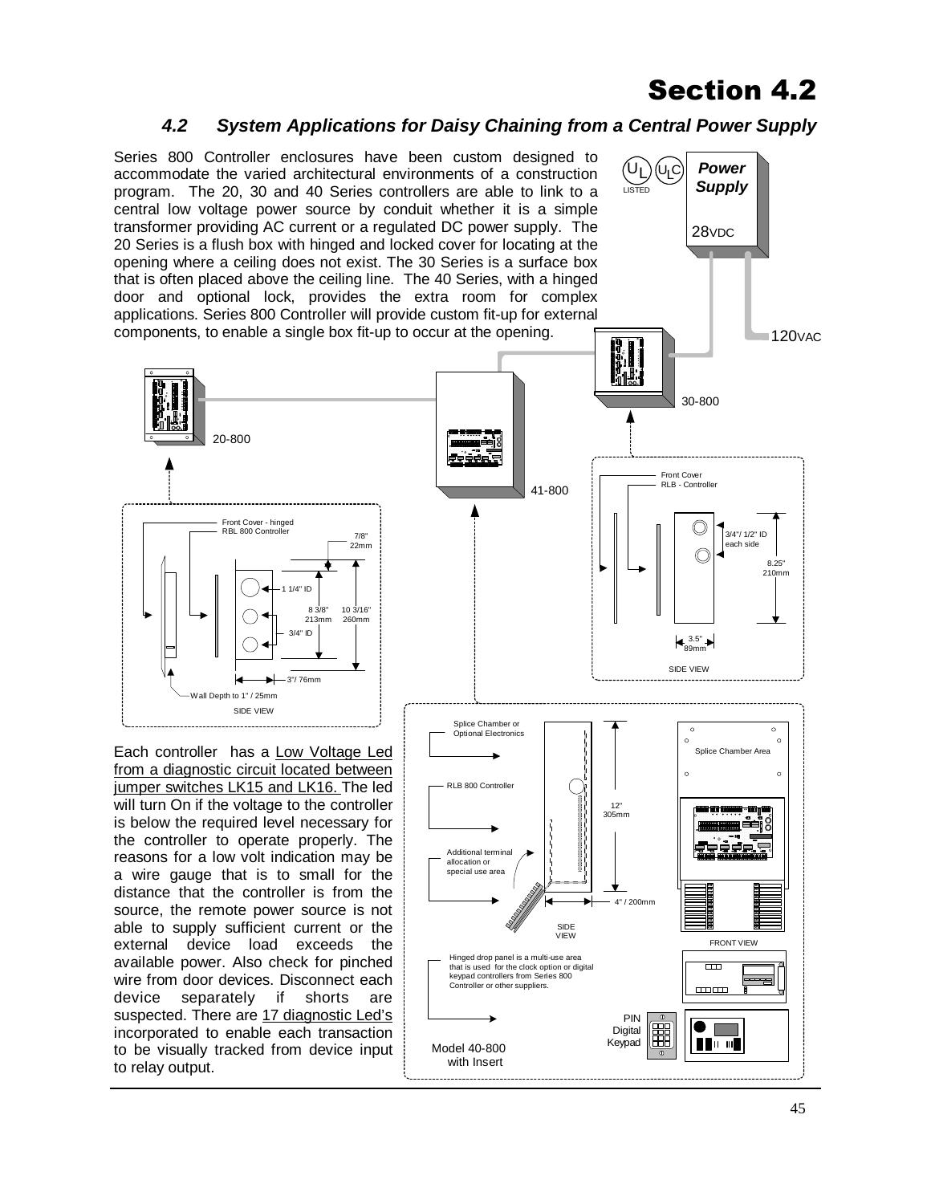# Section 4.2

## *4.2 System Applications for Daisy Chaining from a Central Power Supply*

Series 800 Controller enclosures have been custom designed to accommodate the varied architectural environments of a construction program. The 20, 30 and 40 Series controllers are able to link to a central low voltage power source by conduit whether it is a simple transformer providing AC current or a regulated DC power supply. The 20 Series is a flush box with hinged and locked cover for locating at the opening where a ceiling does not exist. The 30 Series is a surface box that is often placed above the ceiling line. The 40 Series, with a hinged door and optional lock, provides the extra room for complex applications. Series 800 Controller will provide custom fit-up for external components, to enable a single box fit-up to occur at the opening.

Power Supply
28VDC
120VAC
20-800
41-800
30-800

Front Cover - hinged
RBL 800 Controller
7/8" 22mm
1 1/4" ID
8 3/8" 213mm
10 3/16" 260mm
3/4" ID
3"/ 76mm
Wall Depth to 1" / 25mm
SIDE VIEW

Front Cover
RLB - Controller
3/4"/ 1/2" ID each side
8.25" 210mm
3.5" 89mm
SIDE VIEW

Splice Chamber or Optional Electronics
RLB 800 Controller
Additional terminal allocation or special use area
12" 305mm
4" / 200mm
SIDE VIEW
Splice Chamber Area
FRONT VIEW
Hinged drop panel is a multi-use area that is used for the clock option or digital keypad controllers from Series 800 Controller or other suppliers.
PIN Digital Keypad
Model 40-800 with Insert

Each controller has a Low Voltage Led from a diagnostic circuit located between jumper switches LK15 and LK16. The led will turn On if the voltage to the controller is below the required level necessary for the controller to operate properly. The reasons for a low volt indication may be a wire gauge that is to small for the distance that the controller is from the source, the remote power source is not able to supply sufficient current or the external device load exceeds the available power. Also check for pinched wire from door devices. Disconnect each device separately if shorts are suspected. There are 17 diagnostic Led's incorporated to enable each transaction to be visually tracked from device input to relay output.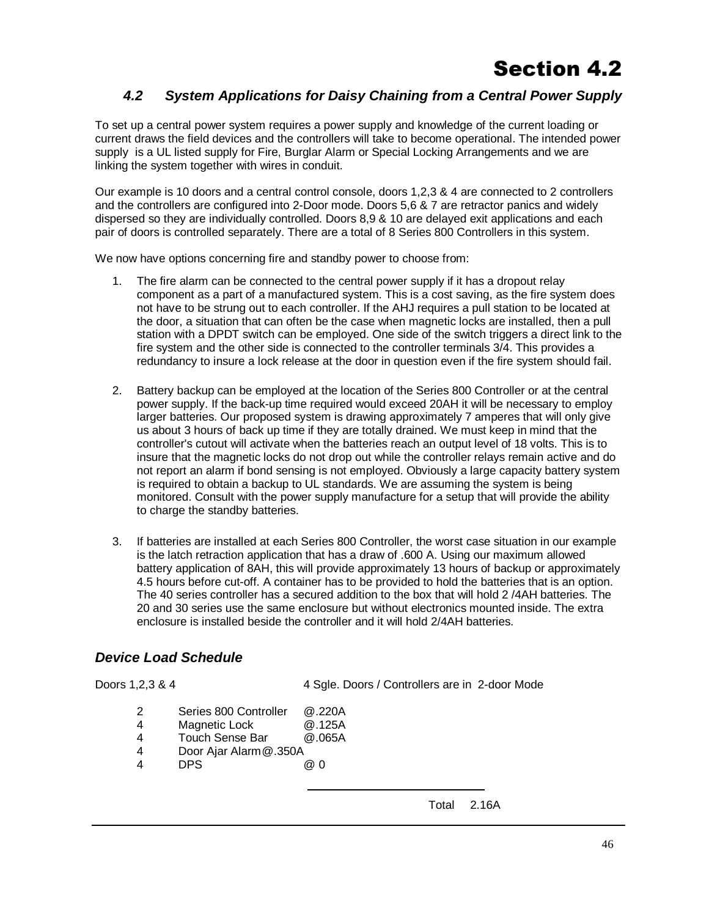# Section 4.2

## *4.2 System Applications for Daisy Chaining from a Central Power Supply*

To set up a central power system requires a power supply and knowledge of the current loading or current draws the field devices and the controllers will take to become operational. The intended power supply is a UL listed supply for Fire, Burglar Alarm or Special Locking Arrangements and we are linking the system together with wires in conduit.

Our example is 10 doors and a central control console, doors 1,2,3 & 4 are connected to 2 controllers and the controllers are configured into 2-Door mode. Doors 5,6 & 7 are retractor panics and widely dispersed so they are individually controlled. Doors 8,9 & 10 are delayed exit applications and each pair of doors is controlled separately. There are a total of 8 Series 800 Controllers in this system.

We now have options concerning fire and standby power to choose from:

1. The fire alarm can be connected to the central power supply if it has a dropout relay component as a part of a manufactured system. This is a cost saving, as the fire system does not have to be strung out to each controller. If the AHJ requires a pull station to be located at the door, a situation that can often be the case when magnetic locks are installed, then a pull station with a DPDT switch can be employed. One side of the switch triggers a direct link to the fire system and the other side is connected to the controller terminals 3/4. This provides a redundancy to insure a lock release at the door in question even if the fire system should fail.

2. Battery backup can be employed at the location of the Series 800 Controller or at the central power supply. If the back-up time required would exceed 20AH it will be necessary to employ larger batteries. Our proposed system is drawing approximately 7 amperes that will only give us about 3 hours of back up time if they are totally drained. We must keep in mind that the controller's cutout will activate when the batteries reach an output level of 18 volts. This is to insure that the magnetic locks do not drop out while the controller relays remain active and do not report an alarm if bond sensing is not employed. Obviously a large capacity battery system is required to obtain a backup to UL standards. We are assuming the system is being monitored. Consult with the power supply manufacture for a setup that will provide the ability to charge the standby batteries.

3. If batteries are installed at each Series 800 Controller, the worst case situation in our example is the latch retraction application that has a draw of .600 A. Using our maximum allowed battery application of 8AH, this will provide approximately 13 hours of backup or approximately 4.5 hours before cut-off. A container has to be provided to hold the batteries that is an option. The 40 series controller has a secured addition to the box that will hold 2 /4AH batteries. The 20 and 30 series use the same enclosure but without electronics mounted inside. The extra enclosure is installed beside the controller and it will hold 2/4AH batteries.

### *Device Load Schedule*

Doors 1,2,3 & 4 — 4 Sgle. Doors / Controllers are in 2-door Mode

| Qty | Device | Draw |
|---|---|---|
| 2 | Series 800 Controller | @.220A |
| 4 | Magnetic Lock | @.125A |
| 4 | Touch Sense Bar | @.065A |
| 4 | Door Ajar Alarm | @.350A |
| 4 | DPS | @ 0 |
| | Total | 2.16A |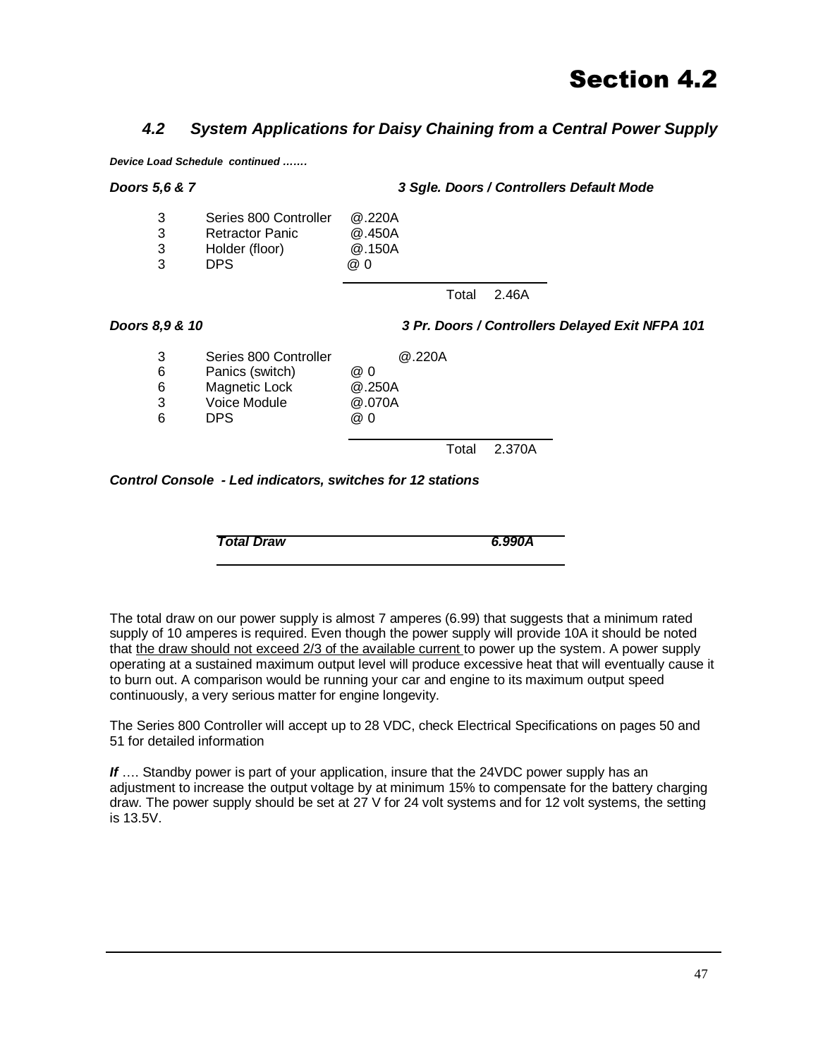# Section 4.2

## *4.2 System Applications for Daisy Chaining from a Central Power Supply*

***Device Load Schedule continued …….***

***Doors 5,6 & 7*** — ***3 Sgle. Doors / Controllers Default Mode***

| Qty | Device | Draw |
|---|---|---|
| 3 | Series 800 Controller | @.220A |
| 3 | Retractor Panic | @.450A |
| 3 | Holder (floor) | @.150A |
| 3 | DPS | @ 0 |
| | Total | 2.46A |

***Doors 8,9 & 10*** — ***3 Pr. Doors / Controllers Delayed Exit NFPA 101***

| Qty | Device | Draw |
|---|---|---|
| 3 | Series 800 Controller | @.220A |
| 6 | Panics (switch) | @ 0 |
| 6 | Magnetic Lock | @.250A |
| 3 | Voice Module | @.070A |
| 6 | DPS | @ 0 |
| | Total | 2.370A |

***Control Console - Led indicators, switches for 12 stations***

| ***Total Draw*** | ***6.990A*** |
|---|---|

The total draw on our power supply is almost 7 amperes (6.99) that suggests that a minimum rated supply of 10 amperes is required. Even though the power supply will provide 10A it should be noted that <u>the draw should not exceed 2/3 of the available current</u> to power up the system. A power supply operating at a sustained maximum output level will produce excessive heat that will eventually cause it to burn out. A comparison would be running your car and engine to its maximum output speed continuously, a very serious matter for engine longevity.

The Series 800 Controller will accept up to 28 VDC, check Electrical Specifications on pages 50 and 51 for detailed information

***If*** …. Standby power is part of your application, insure that the 24VDC power supply has an adjustment to increase the output voltage by at minimum 15% to compensate for the battery charging draw. The power supply should be set at 27 V for 24 volt systems and for 12 volt systems, the setting is 13.5V.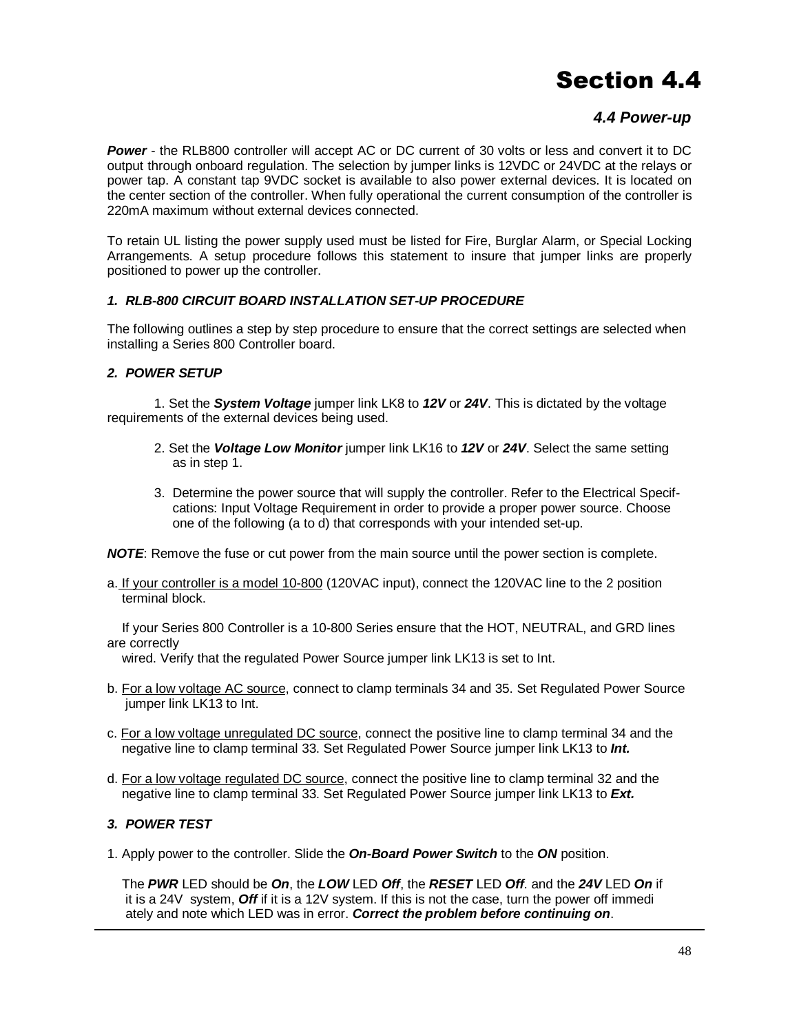# Section 4.4

## 4.4 Power-up

***Power*** - the RLB800 controller will accept AC or DC current of 30 volts or less and convert it to DC output through onboard regulation. The selection by jumper links is 12VDC or 24VDC at the relays or power tap. A constant tap 9VDC socket is available to also power external devices. It is located on the center section of the controller. When fully operational the current consumption of the controller is 220mA maximum without external devices connected.

To retain UL listing the power supply used must be listed for Fire, Burglar Alarm, or Special Locking Arrangements. A setup procedure follows this statement to insure that jumper links are properly positioned to power up the controller.

### *1. RLB-800 CIRCUIT BOARD INSTALLATION SET-UP PROCEDURE*

The following outlines a step by step procedure to ensure that the correct settings are selected when installing a Series 800 Controller board.

### *2. POWER SETUP*

1. Set the ***System Voltage*** jumper link LK8 to ***12V*** or ***24V***. This is dictated by the voltage requirements of the external devices being used.

2. Set the ***Voltage Low Monitor*** jumper link LK16 to ***12V*** or ***24V***. Select the same setting as in step 1.

3. Determine the power source that will supply the controller. Refer to the Electrical Specif-cations: Input Voltage Requirement in order to provide a proper power source. Choose one of the following (a to d) that corresponds with your intended set-up.

***NOTE***: Remove the fuse or cut power from the main source until the power section is complete.

a. If your controller is a model 10-800 (120VAC input), connect the 120VAC line to the 2 position terminal block.

If your Series 800 Controller is a 10-800 Series ensure that the HOT, NEUTRAL, and GRD lines are correctly wired. Verify that the regulated Power Source jumper link LK13 is set to Int.

b. For a low voltage AC source, connect to clamp terminals 34 and 35. Set Regulated Power Source jumper link LK13 to Int.

c. For a low voltage unregulated DC source, connect the positive line to clamp terminal 34 and the negative line to clamp terminal 33. Set Regulated Power Source jumper link LK13 to ***Int.***

d. For a low voltage regulated DC source, connect the positive line to clamp terminal 32 and the negative line to clamp terminal 33. Set Regulated Power Source jumper link LK13 to ***Ext.***

### *3. POWER TEST*

1. Apply power to the controller. Slide the ***On-Board Power Switch*** to the ***ON*** position.

The ***PWR*** LED should be ***On***, the ***LOW*** LED ***Off***, the ***RESET*** LED ***Off***. and the ***24V*** LED ***On*** if it is a 24V system, ***Off*** if it is a 12V system. If this is not the case, turn the power off immediately and note which LED was in error. ***Correct the problem before continuing on***.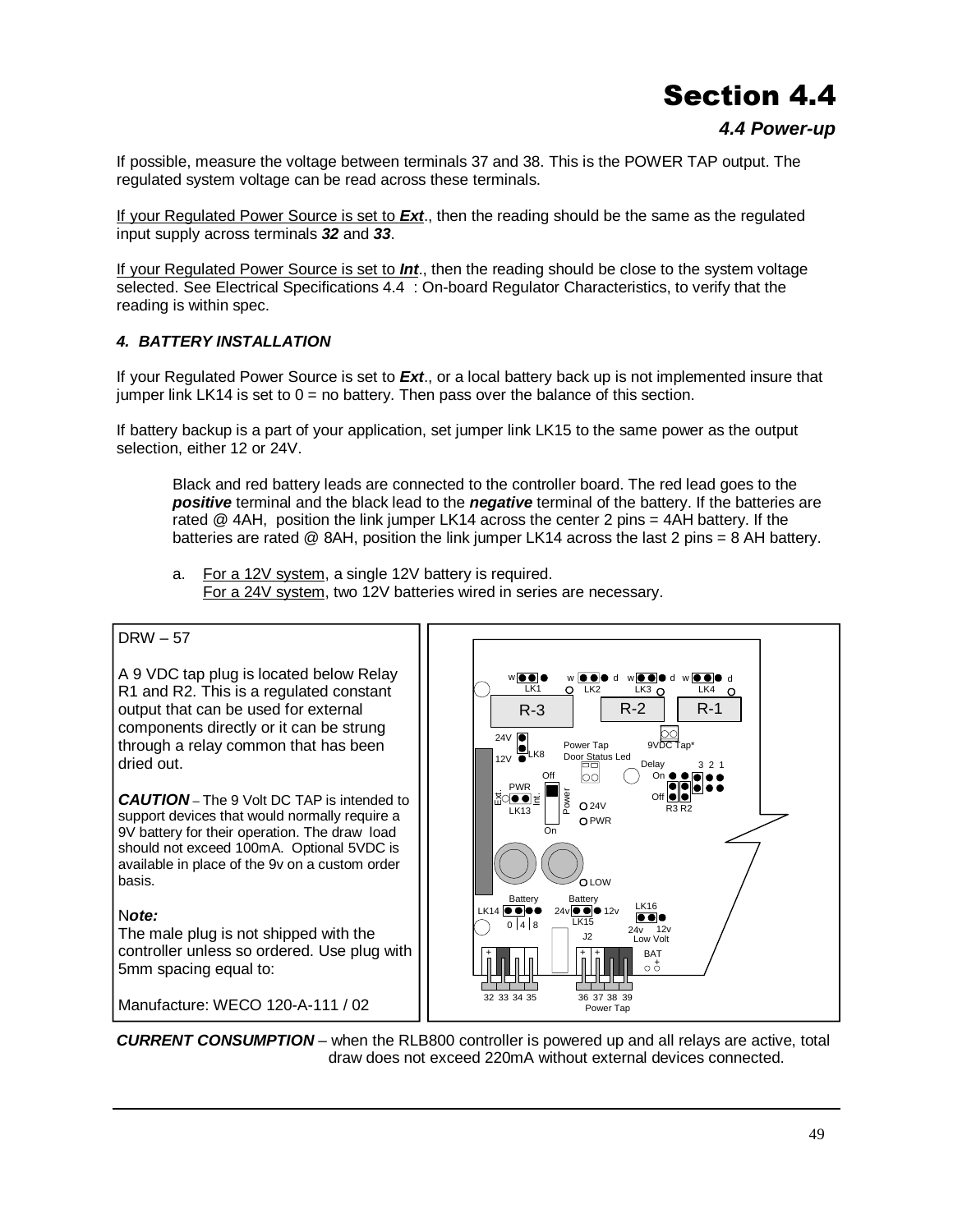# Section 4.4

### *4.4 Power-up*

If possible, measure the voltage between terminals 37 and 38. This is the POWER TAP output. The regulated system voltage can be read across these terminals.

If your Regulated Power Source is set to ***Ext***., then the reading should be the same as the regulated input supply across terminals ***32*** and ***33***.

If your Regulated Power Source is set to ***Int***., then the reading should be close to the system voltage selected. See Electrical Specifications 4.4 : On-board Regulator Characteristics, to verify that the reading is within spec.

#### *4. BATTERY INSTALLATION*

If your Regulated Power Source is set to ***Ext***., or a local battery back up is not implemented insure that jumper link LK14 is set to 0 = no battery. Then pass over the balance of this section.

If battery backup is a part of your application, set jumper link LK15 to the same power as the output selection, either 12 or 24V.

> Black and red battery leads are connected to the controller board. The red lead goes to the ***positive*** terminal and the black lead to the ***negative*** terminal of the battery. If the batteries are rated @ 4AH, position the link jumper LK14 across the center 2 pins = 4AH battery. If the batteries are rated @ 8AH, position the link jumper LK14 across the last 2 pins = 8 AH battery.

a. For a 12V system, a single 12V battery is required.
   For a 24V system, two 12V batteries wired in series are necessary.

DRW – 57

A 9 VDC tap plug is located below Relay R1 and R2. This is a regulated constant output that can be used for external components directly or it can be strung through a relay common that has been dried out.

***CAUTION*** – The 9 Volt DC TAP is intended to support devices that would normally require a 9V battery for their operation. The draw load should not exceed 100mA. Optional 5VDC is available in place of the 9v on a custom order basis.

N***ote:***
The male plug is not shipped with the controller unless so ordered. Use plug with 5mm spacing equal to:

Manufacture: WECO 120-A-111 / 02

***CURRENT CONSUMPTION*** – when the RLB800 controller is powered up and all relays are active, total draw does not exceed 220mA without external devices connected.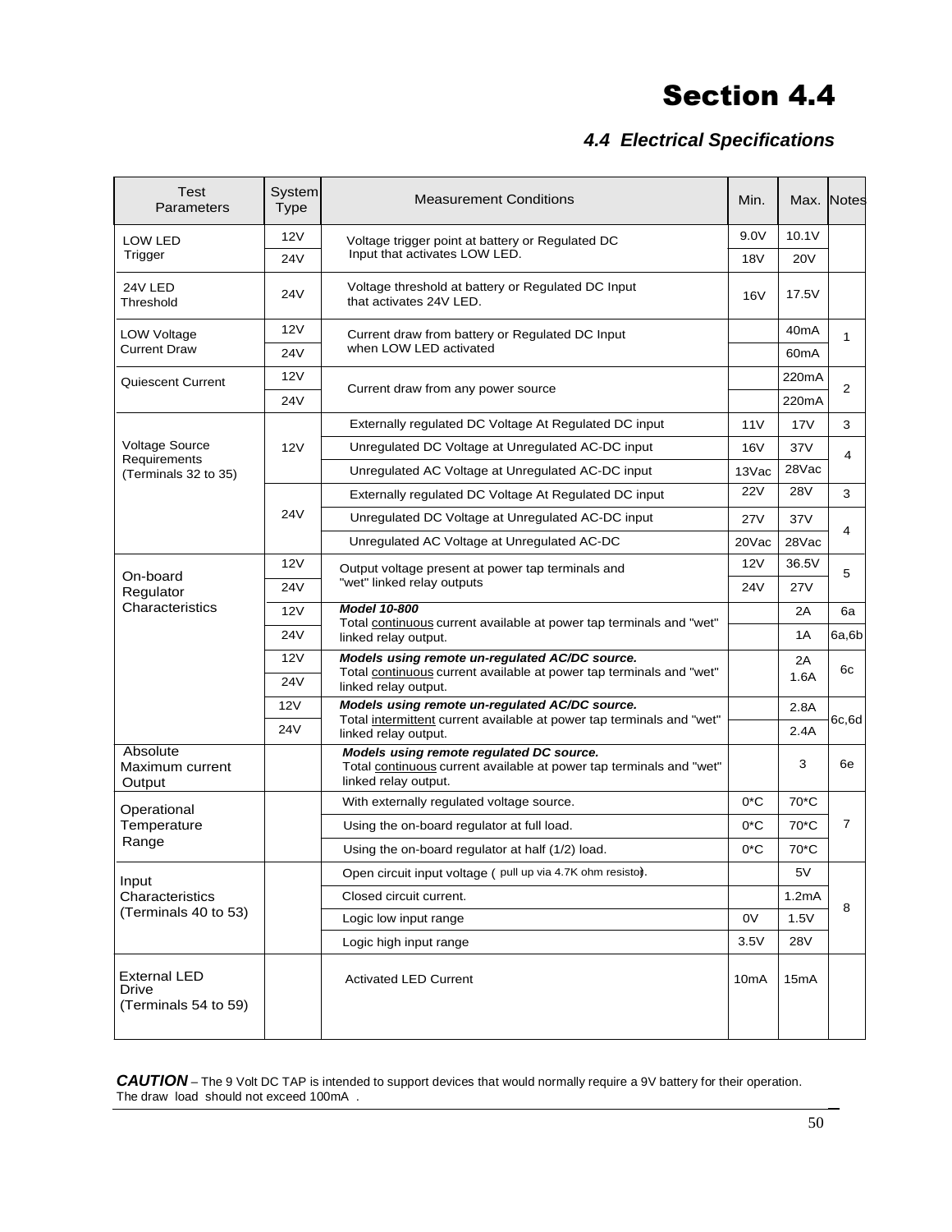# Section 4.4

## *4.4 Electrical Specifications*

| Test Parameters | System Type | Measurement Conditions | Min. | Max. | Notes |
|---|---|---|---|---|---|
| LOW LED Trigger | 12V | Voltage trigger point at battery or Regulated DC Input that activates LOW LED. | 9.0V | 10.1V | |
| | 24V | | 18V | 20V | |
| 24V LED Threshold | 24V | Voltage threshold at battery or Regulated DC Input that activates 24V LED. | 16V | 17.5V | |
| LOW Voltage Current Draw | 12V | Current draw from battery or Regulated DC Input when LOW LED activated | | 40mA | 1 |
| | 24V | | | 60mA | |
| Quiescent Current | 12V | Current draw from any power source | | 220mA | 2 |
| | 24V | | | 220mA | |
| Voltage Source Requirements (Terminals 32 to 35) | 12V | Externally regulated DC Voltage At Regulated DC input | 11V | 17V | 3 |
| | | Unregulated DC Voltage at Unregulated AC-DC input | 16V | 37V | 4 |
| | | Unregulated AC Voltage at Unregulated AC-DC input | 13Vac | 28Vac | |
| | 24V | Externally regulated DC Voltage At Regulated DC input | 22V | 28V | 3 |
| | | Unregulated DC Voltage at Unregulated AC-DC input | 27V | 37V | 4 |
| | | Unregulated AC Voltage at Unregulated AC-DC | 20Vac | 28Vac | |
| On-board Regulator Characteristics | 12V | Output voltage present at power tap terminals and "wet" linked relay outputs | 12V | 36.5V | 5 |
| | 24V | | 24V | 27V | |
| | 12V | ***Model 10-800*** Total continuous current available at power tap terminals and "wet" linked relay output. | | 2A | 6a |
| | 24V | | | 1A | 6a,6b |
| | 12V | ***Models using remote un-regulated AC/DC source.*** Total continuous current available at power tap terminals and "wet" linked relay output. | | 2A | 6c |
| | 24V | | | 1.6A | |
| | 12V | ***Models using remote un-regulated AC/DC source.*** Total intermittent current available at power tap terminals and "wet" linked relay output. | | 2.8A | 6c,6d |
| | 24V | | | 2.4A | |
| Absolute Maximum current Output | | ***Models using remote regulated DC source.*** Total continuous current available at power tap terminals and "wet" linked relay output. | | 3 | 6e |
| Operational Temperature Range | | With externally regulated voltage source. | 0*C | 70*C | 7 |
| | | Using the on-board regulator at full load. | 0*C | 70*C | |
| | | Using the on-board regulator at half (1/2) load. | 0*C | 70*C | |
| Input Characteristics (Terminals 40 to 53) | | Open circuit input voltage ( pull up via 4.7K ohm resistor). | | 5V | 8 |
| | | Closed circuit current. | | 1.2mA | |
| | | Logic low input range | 0V | 1.5V | |
| | | Logic high input range | 3.5V | 28V | |
| External LED Drive (Terminals 54 to 59) | | Activated LED Current | 10mA | 15mA | |

***CAUTION*** – The 9 Volt DC TAP is intended to support devices that would normally require a 9V battery for their operation. The draw load should not exceed 100mA .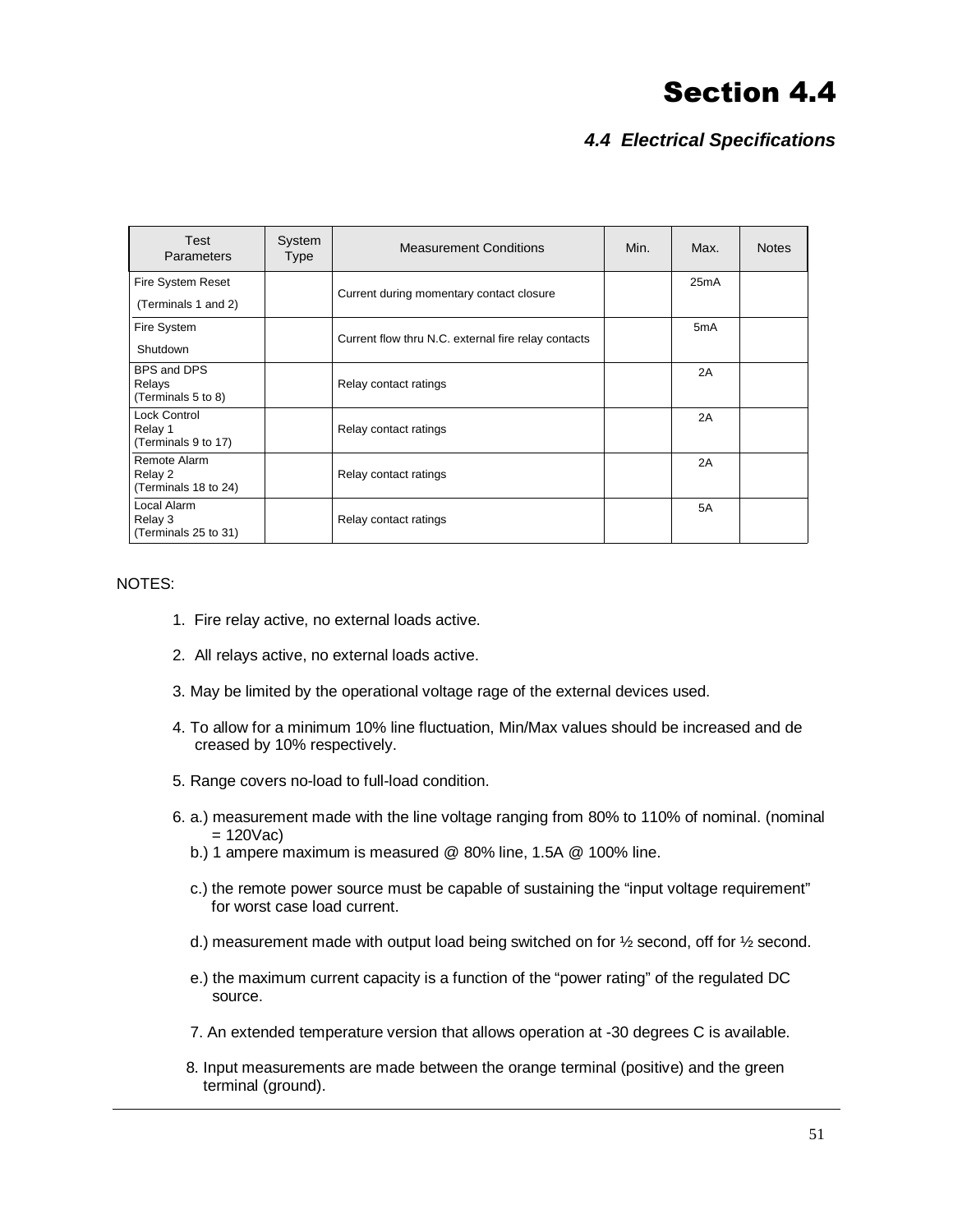# Section 4.4

### *4.4 Electrical Specifications*

| Test Parameters | System Type | Measurement Conditions | Min. | Max. | Notes |
|---|---|---|---|---|---|
| Fire System Reset (Terminals 1 and 2) | | Current during momentary contact closure | | 25mA | |
| Fire System Shutdown | | Current flow thru N.C. external fire relay contacts | | 5mA | |
| BPS and DPS Relays (Terminals 5 to 8) | | Relay contact ratings | | 2A | |
| Lock Control Relay 1 (Terminals 9 to 17) | | Relay contact ratings | | 2A | |
| Remote Alarm Relay 2 (Terminals 18 to 24) | | Relay contact ratings | | 2A | |
| Local Alarm Relay 3 (Terminals 25 to 31) | | Relay contact ratings | | 5A | |

NOTES:

1. Fire relay active, no external loads active.
2. All relays active, no external loads active.
3. May be limited by the operational voltage rage of the external devices used.
4. To allow for a minimum 10% line fluctuation, Min/Max values should be increased and de creased by 10% respectively.
5. Range covers no-load to full-load condition.
6. a.) measurement made with the line voltage ranging from 80% to 110% of nominal. (nominal = 120Vac)
   b.) 1 ampere maximum is measured @ 80% line, 1.5A @ 100% line.
   c.) the remote power source must be capable of sustaining the "input voltage requirement" for worst case load current.
   d.) measurement made with output load being switched on for ½ second, off for ½ second.
   e.) the maximum current capacity is a function of the "power rating" of the regulated DC source.
7. An extended temperature version that allows operation at -30 degrees C is available.
8. Input measurements are made between the orange terminal (positive) and the green terminal (ground).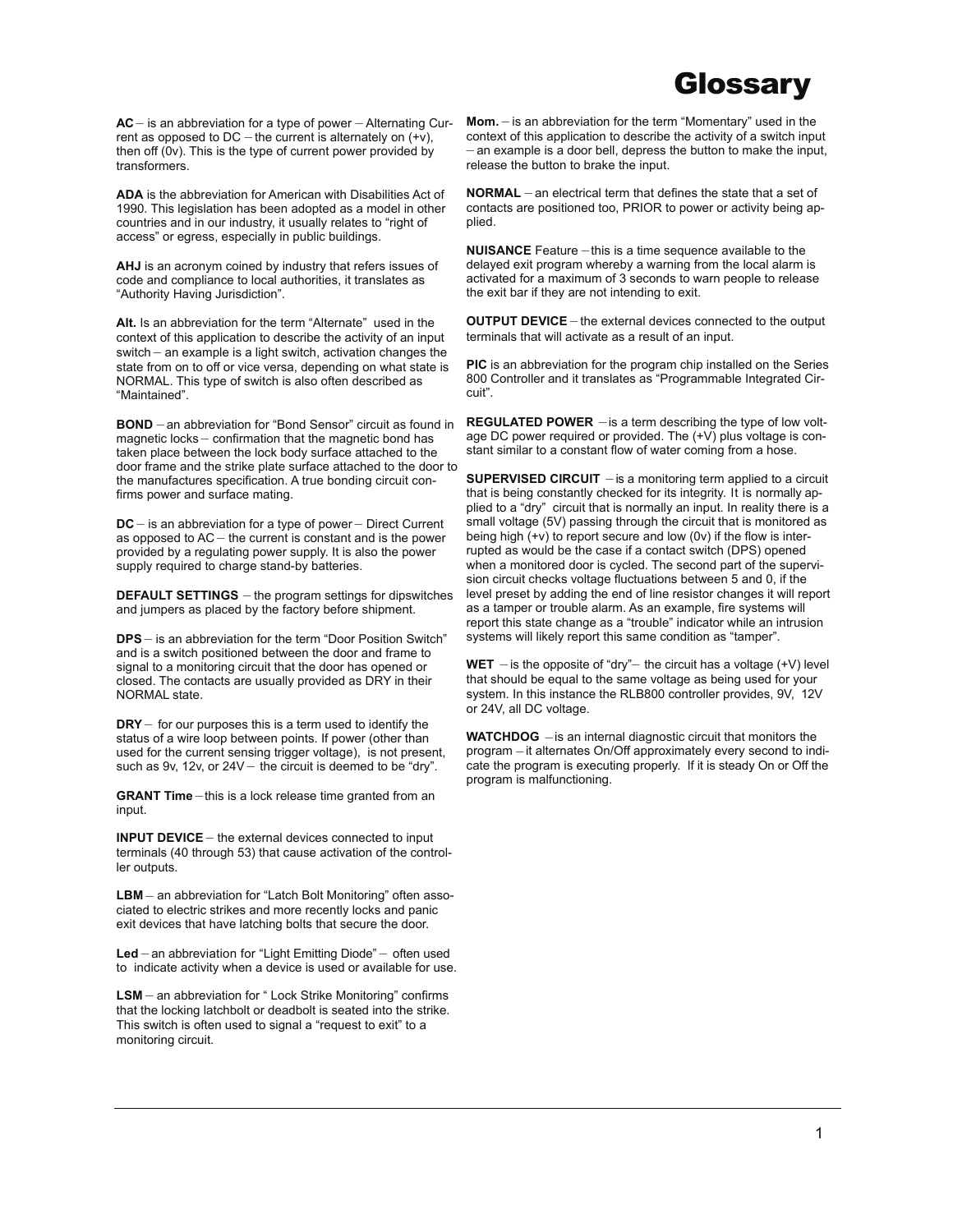# Glossary

**AC** – is an abbreviation for a type of power – Alternating Current as opposed to DC – the current is alternately on (+v), then off (0v). This is the type of current power provided by transformers.

**ADA** is the abbreviation for American with Disabilities Act of 1990. This legislation has been adopted as a model in other countries and in our industry, it usually relates to "right of access" or egress, especially in public buildings.

**AHJ** is an acronym coined by industry that refers issues of code and compliance to local authorities, it translates as "Authority Having Jurisdiction".

**Alt.** Is an abbreviation for the term "Alternate" used in the context of this application to describe the activity of an input switch – an example is a light switch, activation changes the state from on to off or vice versa, depending on what state is NORMAL. This type of switch is also often described as "Maintained".

**BOND** – an abbreviation for "Bond Sensor" circuit as found in magnetic locks – confirmation that the magnetic bond has taken place between the lock body surface attached to the door frame and the strike plate surface attached to the door to the manufactures specification. A true bonding circuit confirms power and surface mating.

**DC** – is an abbreviation for a type of power – Direct Current as opposed to AC – the current is constant and is the power provided by a regulating power supply. It is also the power supply required to charge stand-by batteries.

**DEFAULT SETTINGS** – the program settings for dipswitches and jumpers as placed by the factory before shipment.

**DPS** – is an abbreviation for the term "Door Position Switch" and is a switch positioned between the door and frame to signal to a monitoring circuit that the door has opened or closed. The contacts are usually provided as DRY in their NORMAL state.

**DRY** – for our purposes this is a term used to identify the status of a wire loop between points. If power (other than used for the current sensing trigger voltage), is not present, such as 9v, 12v, or 24V – the circuit is deemed to be "dry".

**GRANT Time** – this is a lock release time granted from an input.

**INPUT DEVICE** – the external devices connected to input terminals (40 through 53) that cause activation of the controller outputs.

**LBM** – an abbreviation for "Latch Bolt Monitoring" often associated to electric strikes and more recently locks and panic exit devices that have latching bolts that secure the door.

**Led** – an abbreviation for "Light Emitting Diode" – often used to indicate activity when a device is used or available for use.

**LSM** – an abbreviation for " Lock Strike Monitoring" confirms that the locking latchbolt or deadbolt is seated into the strike. This switch is often used to signal a "request to exit" to a monitoring circuit.

**Mom.** – is an abbreviation for the term "Momentary" used in the context of this application to describe the activity of a switch input – an example is a door bell, depress the button to make the input, release the button to brake the input.

**NORMAL** – an electrical term that defines the state that a set of contacts are positioned too, PRIOR to power or activity being applied.

**NUISANCE** Feature – this is a time sequence available to the delayed exit program whereby a warning from the local alarm is activated for a maximum of 3 seconds to warn people to release the exit bar if they are not intending to exit.

**OUTPUT DEVICE** – the external devices connected to the output terminals that will activate as a result of an input.

**PIC** is an abbreviation for the program chip installed on the Series 800 Controller and it translates as "Programmable Integrated Circuit".

**REGULATED POWER** – is a term describing the type of low voltage DC power required or provided. The (+V) plus voltage is constant similar to a constant flow of water coming from a hose.

**SUPERVISED CIRCUIT** – is a monitoring term applied to a circuit that is being constantly checked for its integrity. It is normally applied to a "dry" circuit that is normally an input. In reality there is a small voltage (5V) passing through the circuit that is monitored as being high (+v) to report secure and low (0v) if the flow is interrupted as would be the case if a contact switch (DPS) opened when a monitored door is cycled. The second part of the supervision circuit checks voltage fluctuations between 5 and 0, if the level preset by adding the end of line resistor changes it will report as a tamper or trouble alarm. As an example, fire systems will report this state change as a "trouble" indicator while an intrusion systems will likely report this same condition as "tamper".

**WET** – is the opposite of "dry"– the circuit has a voltage (+V) level that should be equal to the same voltage as being used for your system. In this instance the RLB800 controller provides, 9V, 12V or 24V, all DC voltage.

**WATCHDOG** – is an internal diagnostic circuit that monitors the program – it alternates On/Off approximately every second to indicate the program is executing properly. If it is steady On or Off the program is malfunctioning.